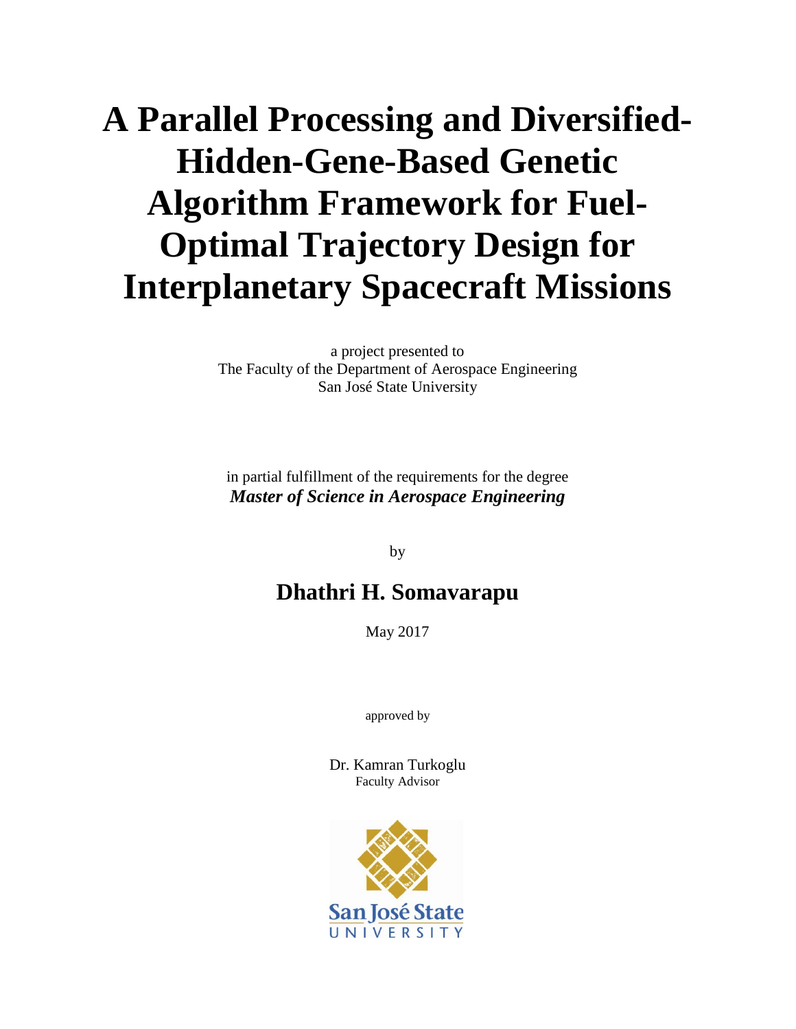# A Parallel Processing and Diversified-Hidden-Gene-Based Genetic Algorithm Framework for Fuel-Optimal Trajectory Design for Interplanetary Spacecraft Missions

a project presented to
The Faculty of the Department of Aerospace Engineering
San José State University

in partial fulfillment of the requirements for the degree
***Master of Science in Aerospace Engineering***

by

## Dhathri H. Somavarapu

May 2017

approved by

Dr. Kamran Turkoglu
Faculty Advisor

San José State
UNIVERSITY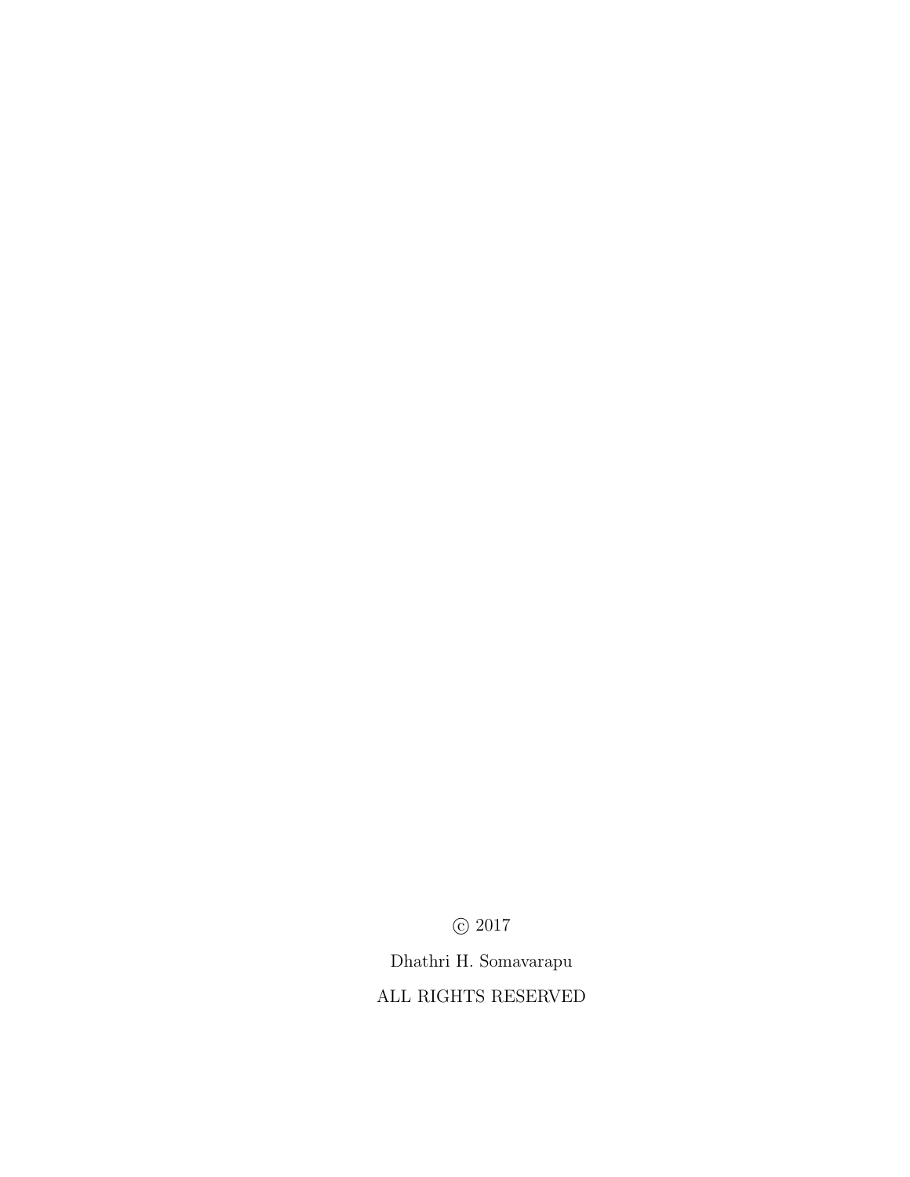© 2017

Dhathri H. Somavarapu

ALL RIGHTS RESERVED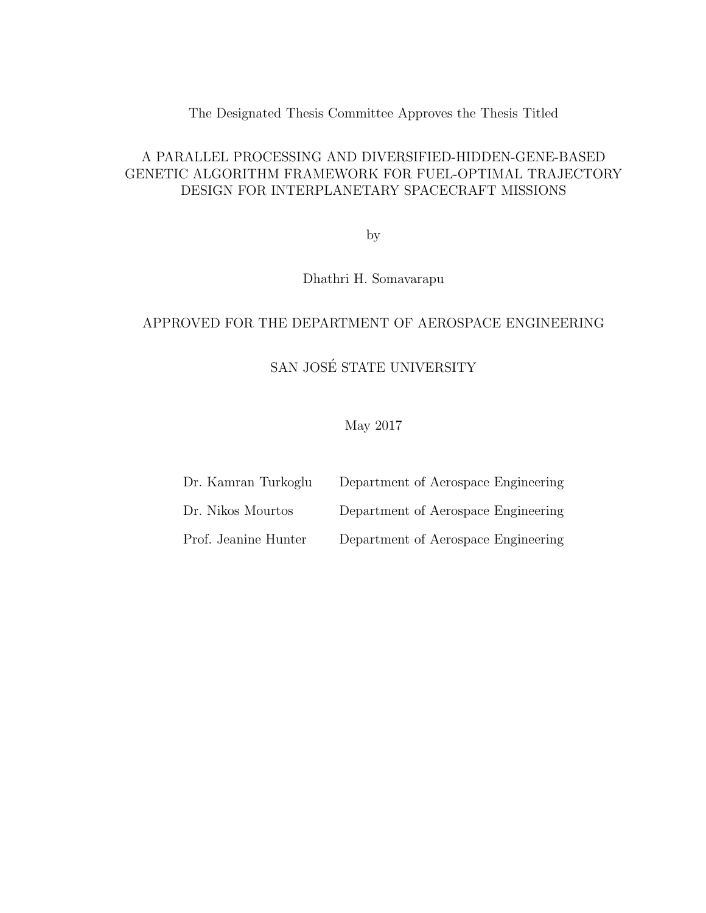The Designated Thesis Committee Approves the Thesis Titled

A PARALLEL PROCESSING AND DIVERSIFIED-HIDDEN-GENE-BASED GENETIC ALGORITHM FRAMEWORK FOR FUEL-OPTIMAL TRAJECTORY DESIGN FOR INTERPLANETARY SPACECRAFT MISSIONS

by

Dhathri H. Somavarapu

APPROVED FOR THE DEPARTMENT OF AEROSPACE ENGINEERING

SAN JOSÉ STATE UNIVERSITY

May 2017

| | |
|---|---|
| Dr. Kamran Turkoglu | Department of Aerospace Engineering |
| Dr. Nikos Mourtos | Department of Aerospace Engineering |
| Prof. Jeanine Hunter | Department of Aerospace Engineering |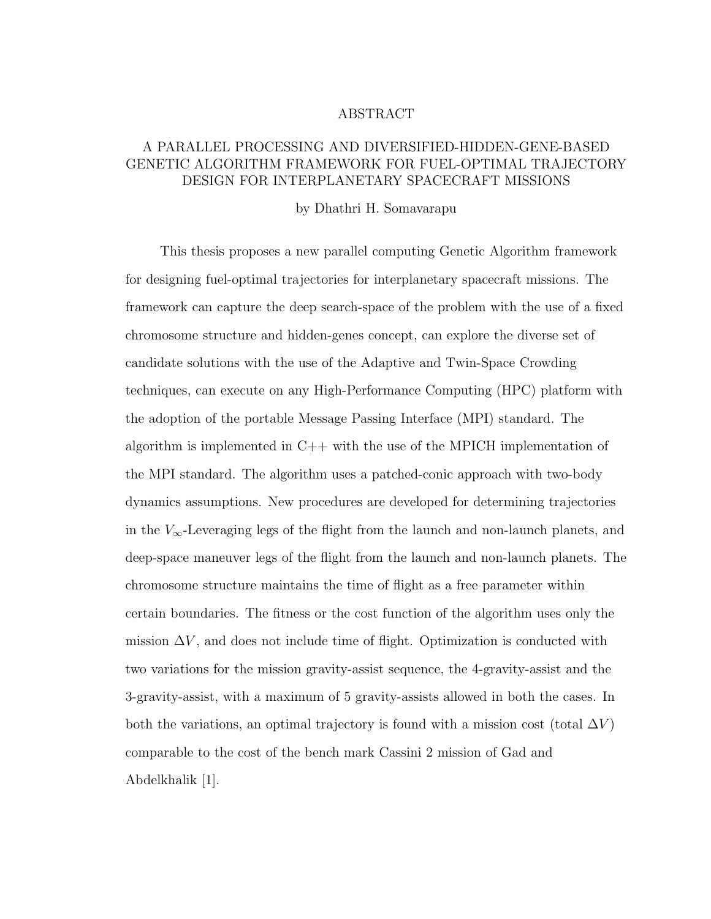# ABSTRACT

## A PARALLEL PROCESSING AND DIVERSIFIED-HIDDEN-GENE-BASED GENETIC ALGORITHM FRAMEWORK FOR FUEL-OPTIMAL TRAJECTORY DESIGN FOR INTERPLANETARY SPACECRAFT MISSIONS

by Dhathri H. Somavarapu

This thesis proposes a new parallel computing Genetic Algorithm framework for designing fuel-optimal trajectories for interplanetary spacecraft missions. The framework can capture the deep search-space of the problem with the use of a fixed chromosome structure and hidden-genes concept, can explore the diverse set of candidate solutions with the use of the Adaptive and Twin-Space Crowding techniques, can execute on any High-Performance Computing (HPC) platform with the adoption of the portable Message Passing Interface (MPI) standard. The algorithm is implemented in C++ with the use of the MPICH implementation of the MPI standard. The algorithm uses a patched-conic approach with two-body dynamics assumptions. New procedures are developed for determining trajectories in the $V_\infty$-Leveraging legs of the flight from the launch and non-launch planets, and deep-space maneuver legs of the flight from the launch and non-launch planets. The chromosome structure maintains the time of flight as a free parameter within certain boundaries. The fitness or the cost function of the algorithm uses only the mission $\Delta V$, and does not include time of flight. Optimization is conducted with two variations for the mission gravity-assist sequence, the 4-gravity-assist and the 3-gravity-assist, with a maximum of 5 gravity-assists allowed in both the cases. In both the variations, an optimal trajectory is found with a mission cost (total $\Delta V$) comparable to the cost of the bench mark Cassini 2 mission of Gad and Abdelkhalik [1].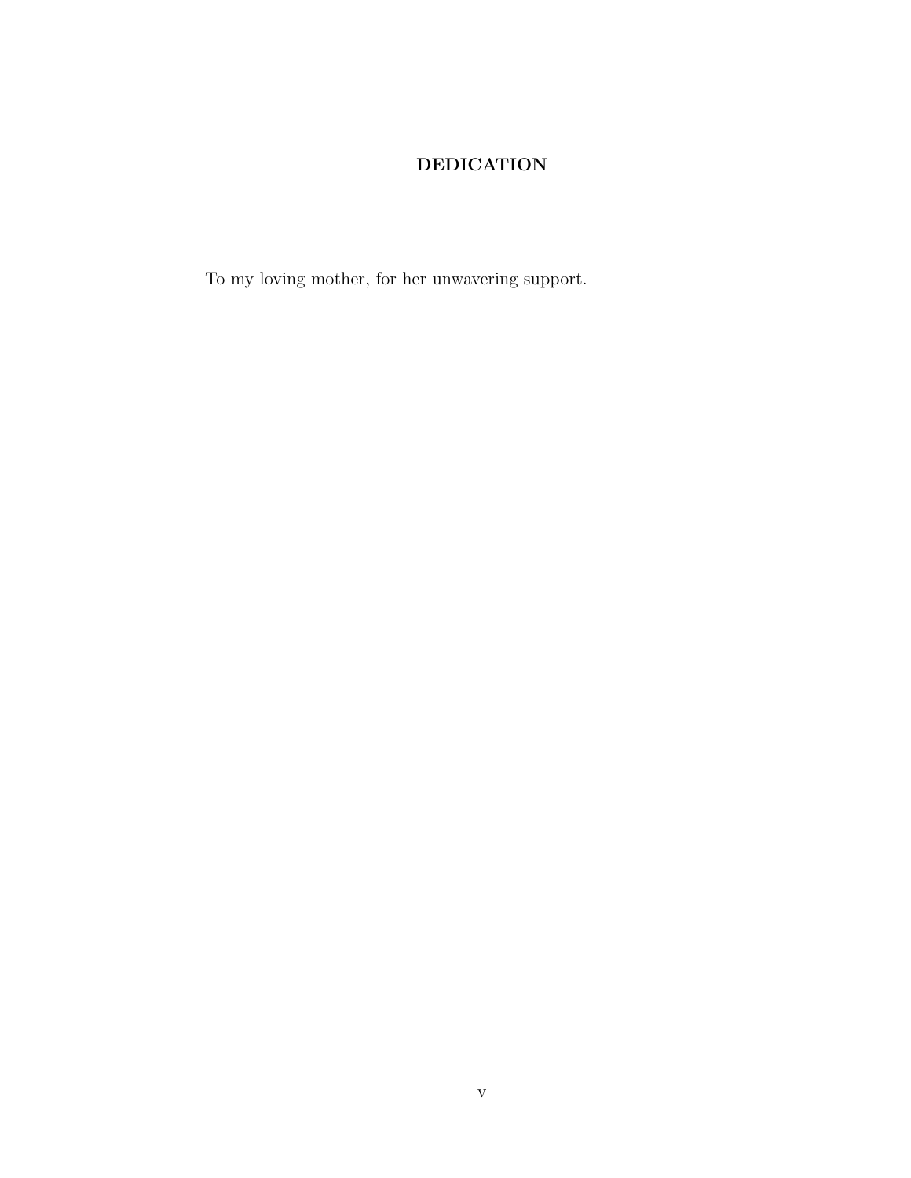## DEDICATION

To my loving mother, for her unwavering support.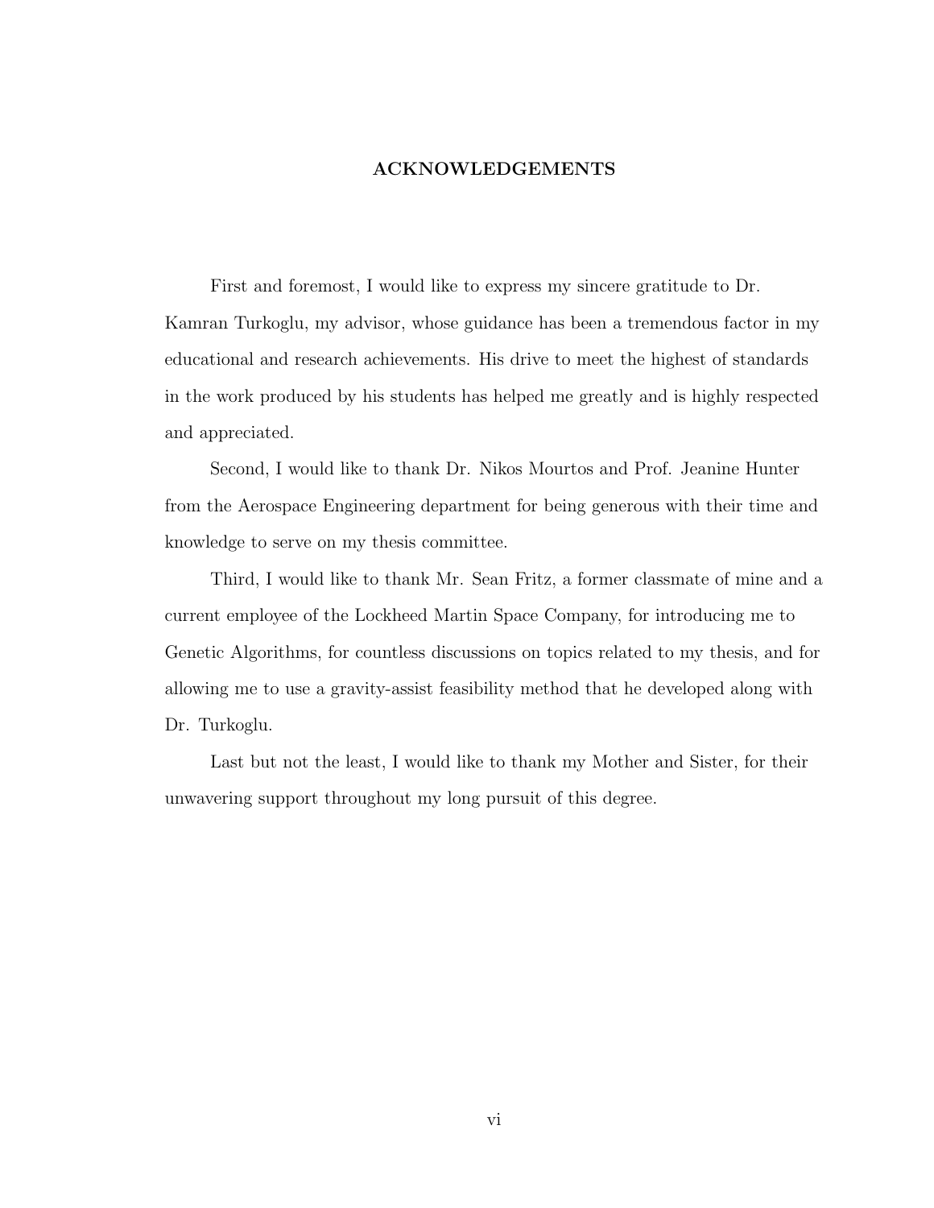## ACKNOWLEDGEMENTS

First and foremost, I would like to express my sincere gratitude to Dr. Kamran Turkoglu, my advisor, whose guidance has been a tremendous factor in my educational and research achievements. His drive to meet the highest of standards in the work produced by his students has helped me greatly and is highly respected and appreciated.

Second, I would like to thank Dr. Nikos Mourtos and Prof. Jeanine Hunter from the Aerospace Engineering department for being generous with their time and knowledge to serve on my thesis committee.

Third, I would like to thank Mr. Sean Fritz, a former classmate of mine and a current employee of the Lockheed Martin Space Company, for introducing me to Genetic Algorithms, for countless discussions on topics related to my thesis, and for allowing me to use a gravity-assist feasibility method that he developed along with Dr. Turkoglu.

Last but not the least, I would like to thank my Mother and Sister, for their unwavering support throughout my long pursuit of this degree.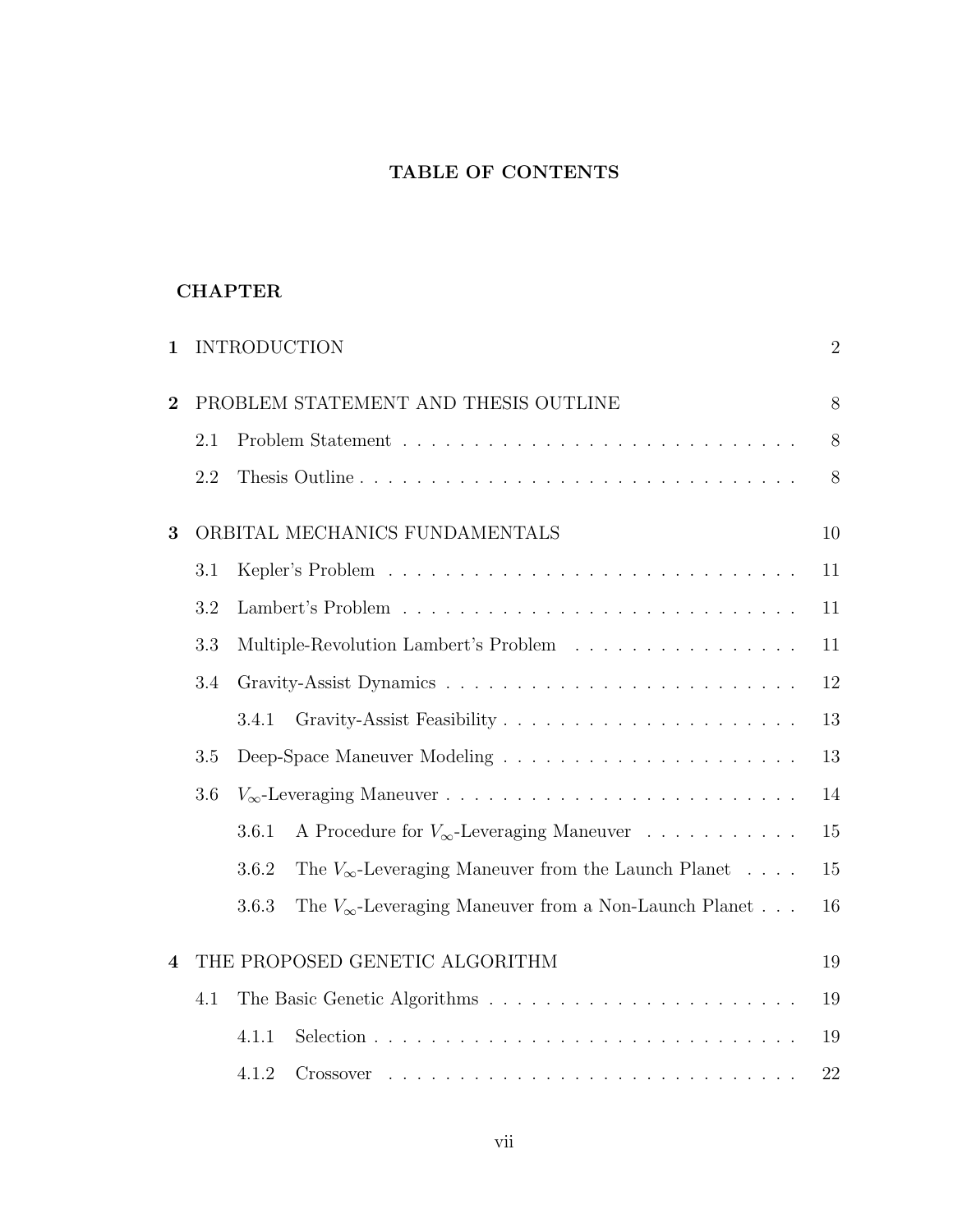# TABLE OF CONTENTS

**CHAPTER**

**1** INTRODUCTION ... 2

**2** PROBLEM STATEMENT AND THESIS OUTLINE ... 8

- 2.1 Problem Statement ... 8
- 2.2 Thesis Outline ... 8

**3** ORBITAL MECHANICS FUNDAMENTALS ... 10

- 3.1 Kepler's Problem ... 11
- 3.2 Lambert's Problem ... 11
- 3.3 Multiple-Revolution Lambert's Problem ... 11
- 3.4 Gravity-Assist Dynamics ... 12
  - 3.4.1 Gravity-Assist Feasibility ... 13
- 3.5 Deep-Space Maneuver Modeling ... 13
- 3.6 $V_\infty$-Leveraging Maneuver ... 14
  - 3.6.1 A Procedure for $V_\infty$-Leveraging Maneuver ... 15
  - 3.6.2 The $V_\infty$-Leveraging Maneuver from the Launch Planet ... 15
  - 3.6.3 The $V_\infty$-Leveraging Maneuver from a Non-Launch Planet ... 16

**4** THE PROPOSED GENETIC ALGORITHM ... 19

- 4.1 The Basic Genetic Algorithms ... 19
  - 4.1.1 Selection ... 19
  - 4.1.2 Crossover ... 22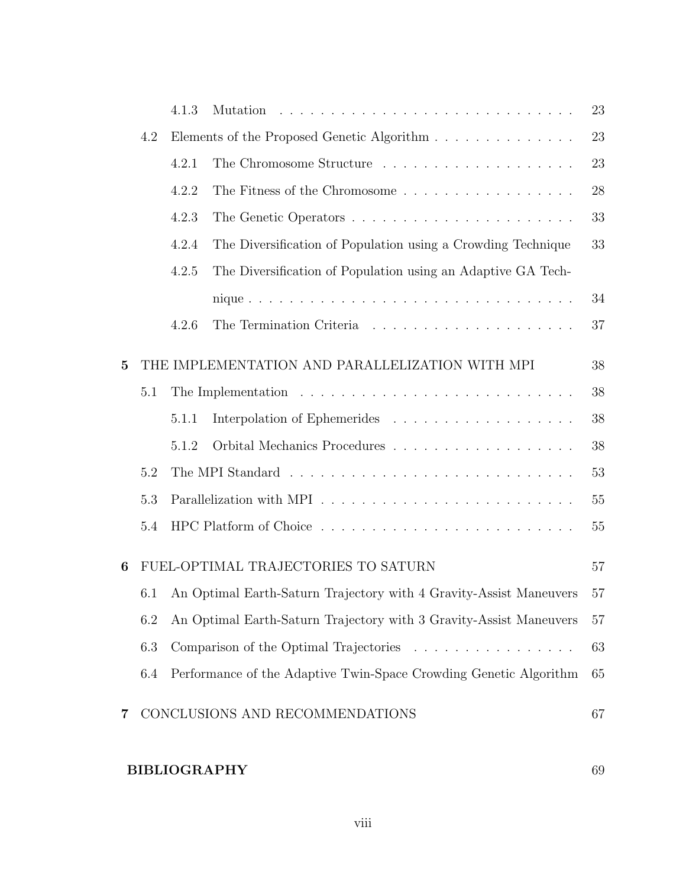4.1.3 Mutation . . . . . . . . . . . . . . . . . . . . . . . . . . . . . 23

4.2 Elements of the Proposed Genetic Algorithm . . . . . . . . . . . . . . . 23

4.2.1 The Chromosome Structure . . . . . . . . . . . . . . . . . . . . . 23

4.2.2 The Fitness of the Chromosome . . . . . . . . . . . . . . . . . . 28

4.2.3 The Genetic Operators . . . . . . . . . . . . . . . . . . . . . . . 33

4.2.4 The Diversification of Population using a Crowding Technique 33

4.2.5 The Diversification of Population using an Adaptive GA Technique . . . . . . . . . . . . . . . . . . . . . . . . . . . . . . . . . 34

4.2.6 The Termination Criteria . . . . . . . . . . . . . . . . . . . . . 37

**5 THE IMPLEMENTATION AND PARALLELIZATION WITH MPI 38**

5.1 The Implementation . . . . . . . . . . . . . . . . . . . . . . . . . . . . 38

5.1.1 Interpolation of Ephemerides . . . . . . . . . . . . . . . . . . . 38

5.1.2 Orbital Mechanics Procedures . . . . . . . . . . . . . . . . . . . 38

5.2 The MPI Standard . . . . . . . . . . . . . . . . . . . . . . . . . . . . . 53

5.3 Parallelization with MPI . . . . . . . . . . . . . . . . . . . . . . . . . 55

5.4 HPC Platform of Choice . . . . . . . . . . . . . . . . . . . . . . . . . . 55

**6 FUEL-OPTIMAL TRAJECTORIES TO SATURN 57**

6.1 An Optimal Earth-Saturn Trajectory with 4 Gravity-Assist Maneuvers 57

6.2 An Optimal Earth-Saturn Trajectory with 3 Gravity-Assist Maneuvers 57

6.3 Comparison of the Optimal Trajectories . . . . . . . . . . . . . . . . 63

6.4 Performance of the Adaptive Twin-Space Crowding Genetic Algorithm 65

**7 CONCLUSIONS AND RECOMMENDATIONS 67**

**BIBLIOGRAPHY 69**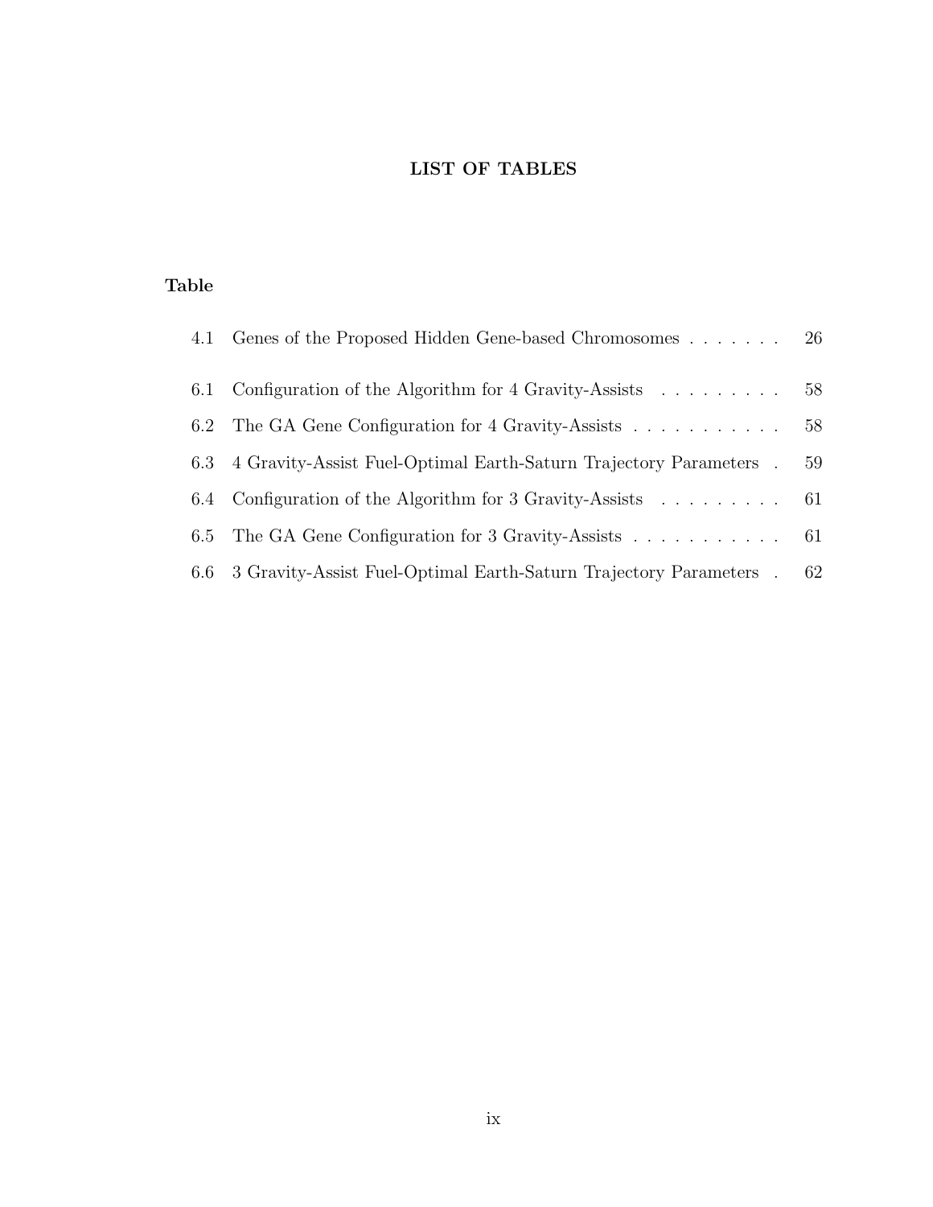# LIST OF TABLES

| Table | | |
|---|---|---|
| 4.1 | Genes of the Proposed Hidden Gene-based Chromosomes | 26 |
| 6.1 | Configuration of the Algorithm for 4 Gravity-Assists | 58 |
| 6.2 | The GA Gene Configuration for 4 Gravity-Assists | 58 |
| 6.3 | 4 Gravity-Assist Fuel-Optimal Earth-Saturn Trajectory Parameters | 59 |
| 6.4 | Configuration of the Algorithm for 3 Gravity-Assists | 61 |
| 6.5 | The GA Gene Configuration for 3 Gravity-Assists | 61 |
| 6.6 | 3 Gravity-Assist Fuel-Optimal Earth-Saturn Trajectory Parameters | 62 |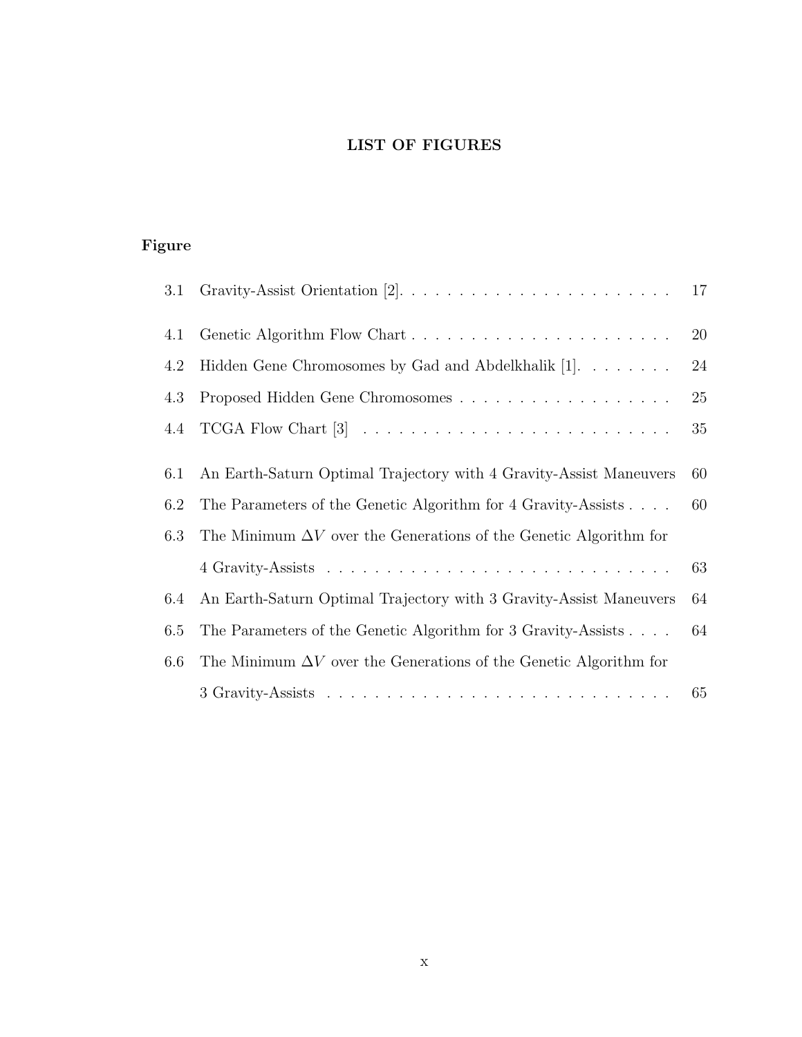# LIST OF FIGURES

**Figure**

| | | |
|---|---|---|
| 3.1 | Gravity-Assist Orientation [2]. | 17 |
| 4.1 | Genetic Algorithm Flow Chart | 20 |
| 4.2 | Hidden Gene Chromosomes by Gad and Abdelkhalik [1]. | 24 |
| 4.3 | Proposed Hidden Gene Chromosomes | 25 |
| 4.4 | TCGA Flow Chart [3] | 35 |
| 6.1 | An Earth-Saturn Optimal Trajectory with 4 Gravity-Assist Maneuvers | 60 |
| 6.2 | The Parameters of the Genetic Algorithm for 4 Gravity-Assists | 60 |
| 6.3 | The Minimum $\Delta V$ over the Generations of the Genetic Algorithm for 4 Gravity-Assists | 63 |
| 6.4 | An Earth-Saturn Optimal Trajectory with 3 Gravity-Assist Maneuvers | 64 |
| 6.5 | The Parameters of the Genetic Algorithm for 3 Gravity-Assists | 64 |
| 6.6 | The Minimum $\Delta V$ over the Generations of the Genetic Algorithm for 3 Gravity-Assists | 65 |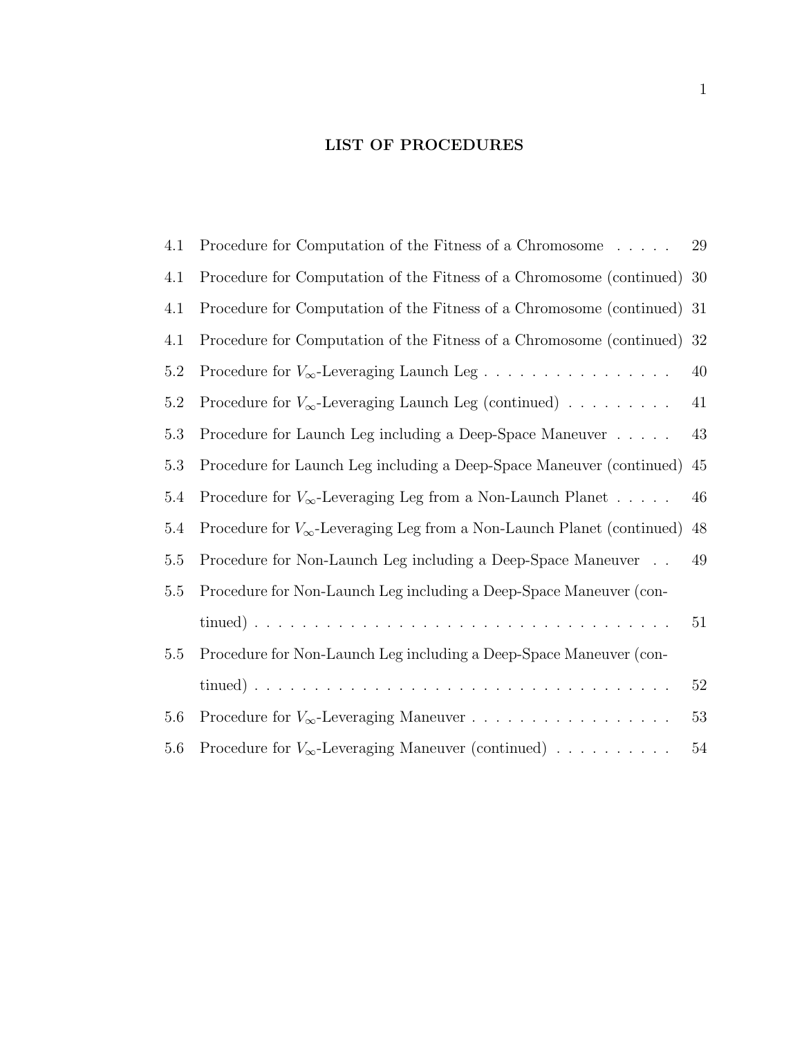## LIST OF PROCEDURES

| | | |
|---|---|---|
| 4.1 | Procedure for Computation of the Fitness of a Chromosome | 29 |
| 4.1 | Procedure for Computation of the Fitness of a Chromosome (continued) | 30 |
| 4.1 | Procedure for Computation of the Fitness of a Chromosome (continued) | 31 |
| 4.1 | Procedure for Computation of the Fitness of a Chromosome (continued) | 32 |
| 5.2 | Procedure for $V_\infty$-Leveraging Launch Leg | 40 |
| 5.2 | Procedure for $V_\infty$-Leveraging Launch Leg (continued) | 41 |
| 5.3 | Procedure for Launch Leg including a Deep-Space Maneuver | 43 |
| 5.3 | Procedure for Launch Leg including a Deep-Space Maneuver (continued) | 45 |
| 5.4 | Procedure for $V_\infty$-Leveraging Leg from a Non-Launch Planet | 46 |
| 5.4 | Procedure for $V_\infty$-Leveraging Leg from a Non-Launch Planet (continued) | 48 |
| 5.5 | Procedure for Non-Launch Leg including a Deep-Space Maneuver | 49 |
| 5.5 | Procedure for Non-Launch Leg including a Deep-Space Maneuver (continued) | 51 |
| 5.5 | Procedure for Non-Launch Leg including a Deep-Space Maneuver (continued) | 52 |
| 5.6 | Procedure for $V_\infty$-Leveraging Maneuver | 53 |
| 5.6 | Procedure for $V_\infty$-Leveraging Maneuver (continued) | 54 |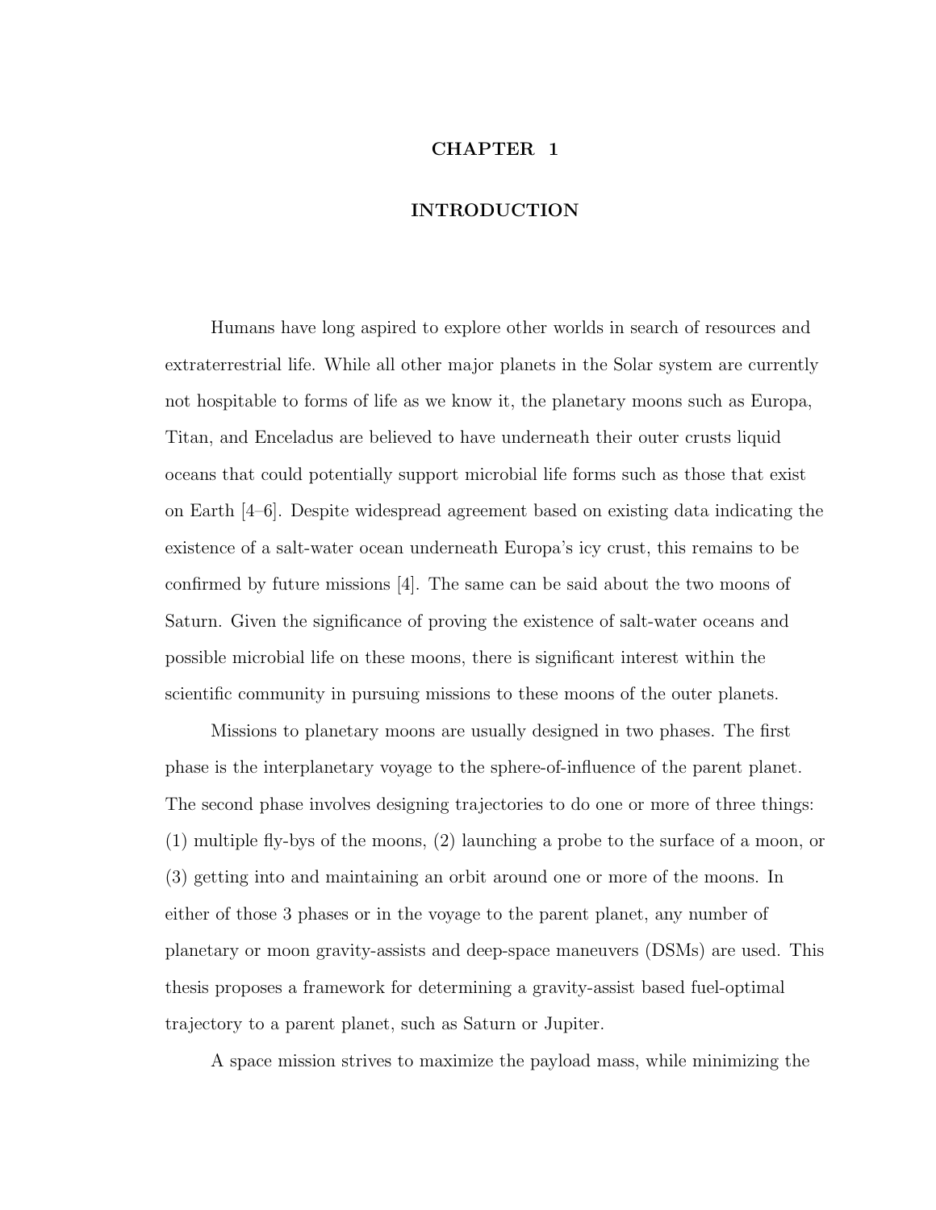# CHAPTER 1

# INTRODUCTION

Humans have long aspired to explore other worlds in search of resources and extraterrestrial life. While all other major planets in the Solar system are currently not hospitable to forms of life as we know it, the planetary moons such as Europa, Titan, and Enceladus are believed to have underneath their outer crusts liquid oceans that could potentially support microbial life forms such as those that exist on Earth [4–6]. Despite widespread agreement based on existing data indicating the existence of a salt-water ocean underneath Europa's icy crust, this remains to be confirmed by future missions [4]. The same can be said about the two moons of Saturn. Given the significance of proving the existence of salt-water oceans and possible microbial life on these moons, there is significant interest within the scientific community in pursuing missions to these moons of the outer planets.

Missions to planetary moons are usually designed in two phases. The first phase is the interplanetary voyage to the sphere-of-influence of the parent planet. The second phase involves designing trajectories to do one or more of three things: (1) multiple fly-bys of the moons, (2) launching a probe to the surface of a moon, or (3) getting into and maintaining an orbit around one or more of the moons. In either of those 3 phases or in the voyage to the parent planet, any number of planetary or moon gravity-assists and deep-space maneuvers (DSMs) are used. This thesis proposes a framework for determining a gravity-assist based fuel-optimal trajectory to a parent planet, such as Saturn or Jupiter.

A space mission strives to maximize the payload mass, while minimizing the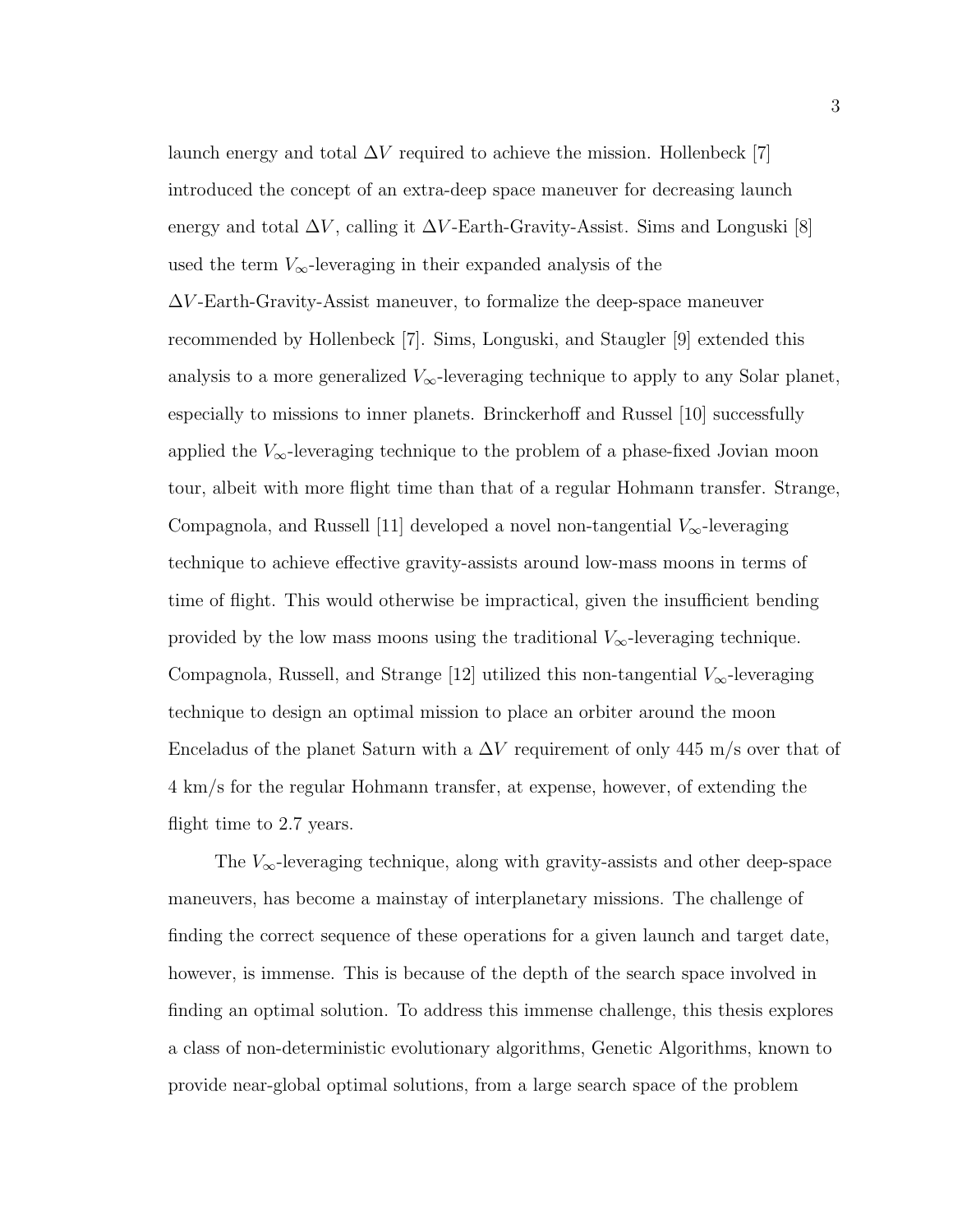launch energy and total $\Delta V$ required to achieve the mission. Hollenbeck [7] introduced the concept of an extra-deep space maneuver for decreasing launch energy and total $\Delta V$, calling it $\Delta V$-Earth-Gravity-Assist. Sims and Longuski [8] used the term $V_{\infty}$-leveraging in their expanded analysis of the $\Delta V$-Earth-Gravity-Assist maneuver, to formalize the deep-space maneuver recommended by Hollenbeck [7]. Sims, Longuski, and Staugler [9] extended this analysis to a more generalized $V_{\infty}$-leveraging technique to apply to any Solar planet, especially to missions to inner planets. Brinckerhoff and Russel [10] successfully applied the $V_{\infty}$-leveraging technique to the problem of a phase-fixed Jovian moon tour, albeit with more flight time than that of a regular Hohmann transfer. Strange, Compagnola, and Russell [11] developed a novel non-tangential $V_{\infty}$-leveraging technique to achieve effective gravity-assists around low-mass moons in terms of time of flight. This would otherwise be impractical, given the insufficient bending provided by the low mass moons using the traditional $V_{\infty}$-leveraging technique. Compagnola, Russell, and Strange [12] utilized this non-tangential $V_{\infty}$-leveraging technique to design an optimal mission to place an orbiter around the moon Enceladus of the planet Saturn with a $\Delta V$ requirement of only 445 m/s over that of 4 km/s for the regular Hohmann transfer, at expense, however, of extending the flight time to 2.7 years.

The $V_{\infty}$-leveraging technique, along with gravity-assists and other deep-space maneuvers, has become a mainstay of interplanetary missions. The challenge of finding the correct sequence of these operations for a given launch and target date, however, is immense. This is because of the depth of the search space involved in finding an optimal solution. To address this immense challenge, this thesis explores a class of non-deterministic evolutionary algorithms, Genetic Algorithms, known to provide near-global optimal solutions, from a large search space of the problem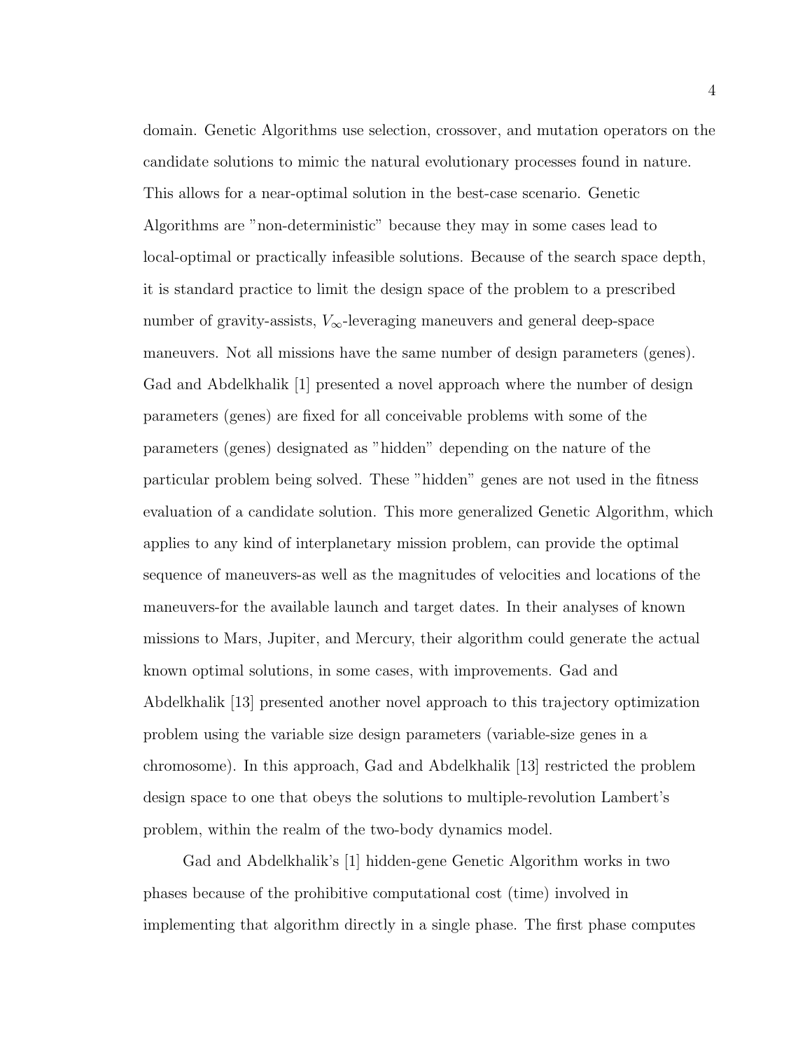domain. Genetic Algorithms use selection, crossover, and mutation operators on the candidate solutions to mimic the natural evolutionary processes found in nature. This allows for a near-optimal solution in the best-case scenario. Genetic Algorithms are "non-deterministic" because they may in some cases lead to local-optimal or practically infeasible solutions. Because of the search space depth, it is standard practice to limit the design space of the problem to a prescribed number of gravity-assists, $V_\infty$-leveraging maneuvers and general deep-space maneuvers. Not all missions have the same number of design parameters (genes). Gad and Abdelkhalik [1] presented a novel approach where the number of design parameters (genes) are fixed for all conceivable problems with some of the parameters (genes) designated as "hidden" depending on the nature of the particular problem being solved. These "hidden" genes are not used in the fitness evaluation of a candidate solution. This more generalized Genetic Algorithm, which applies to any kind of interplanetary mission problem, can provide the optimal sequence of maneuvers-as well as the magnitudes of velocities and locations of the maneuvers-for the available launch and target dates. In their analyses of known missions to Mars, Jupiter, and Mercury, their algorithm could generate the actual known optimal solutions, in some cases, with improvements. Gad and Abdelkhalik [13] presented another novel approach to this trajectory optimization problem using the variable size design parameters (variable-size genes in a chromosome). In this approach, Gad and Abdelkhalik [13] restricted the problem design space to one that obeys the solutions to multiple-revolution Lambert's problem, within the realm of the two-body dynamics model.

Gad and Abdelkhalik's [1] hidden-gene Genetic Algorithm works in two phases because of the prohibitive computational cost (time) involved in implementing that algorithm directly in a single phase. The first phase computes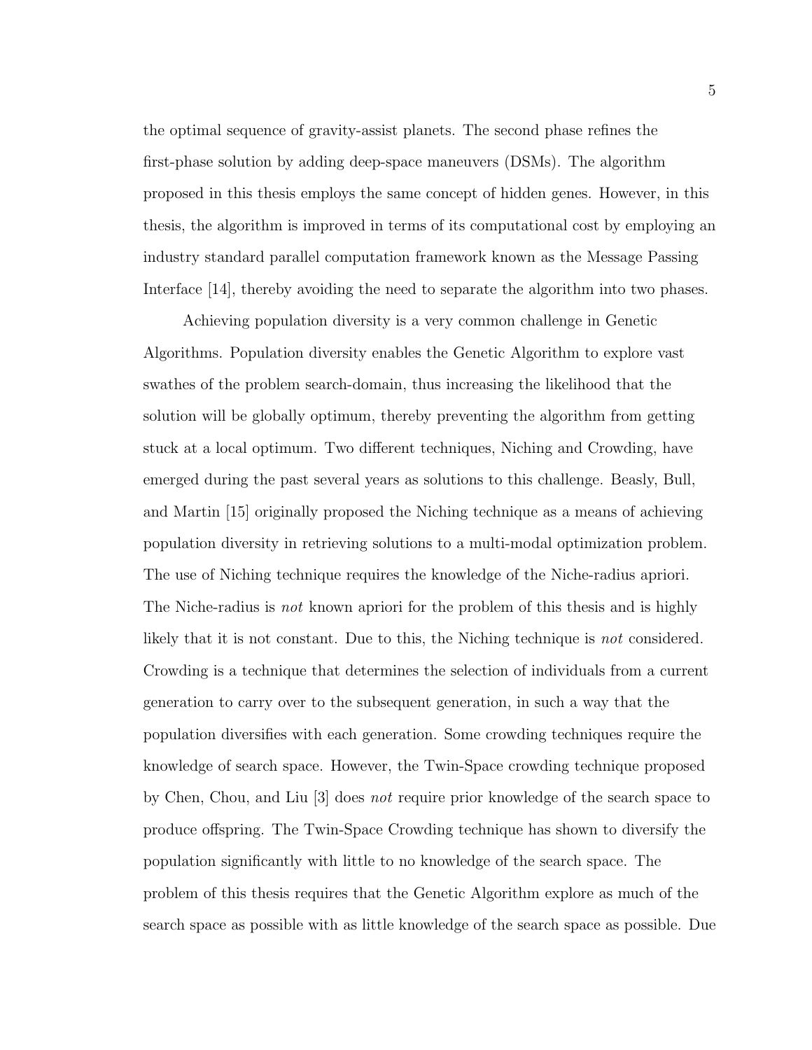the optimal sequence of gravity-assist planets. The second phase refines the first-phase solution by adding deep-space maneuvers (DSMs). The algorithm proposed in this thesis employs the same concept of hidden genes. However, in this thesis, the algorithm is improved in terms of its computational cost by employing an industry standard parallel computation framework known as the Message Passing Interface [14], thereby avoiding the need to separate the algorithm into two phases.

Achieving population diversity is a very common challenge in Genetic Algorithms. Population diversity enables the Genetic Algorithm to explore vast swathes of the problem search-domain, thus increasing the likelihood that the solution will be globally optimum, thereby preventing the algorithm from getting stuck at a local optimum. Two different techniques, Niching and Crowding, have emerged during the past several years as solutions to this challenge. Beasly, Bull, and Martin [15] originally proposed the Niching technique as a means of achieving population diversity in retrieving solutions to a multi-modal optimization problem. The use of Niching technique requires the knowledge of the Niche-radius apriori. The Niche-radius is *not* known apriori for the problem of this thesis and is highly likely that it is not constant. Due to this, the Niching technique is *not* considered. Crowding is a technique that determines the selection of individuals from a current generation to carry over to the subsequent generation, in such a way that the population diversifies with each generation. Some crowding techniques require the knowledge of search space. However, the Twin-Space crowding technique proposed by Chen, Chou, and Liu [3] does *not* require prior knowledge of the search space to produce offspring. The Twin-Space Crowding technique has shown to diversify the population significantly with little to no knowledge of the search space. The problem of this thesis requires that the Genetic Algorithm explore as much of the search space as possible with as little knowledge of the search space as possible. Due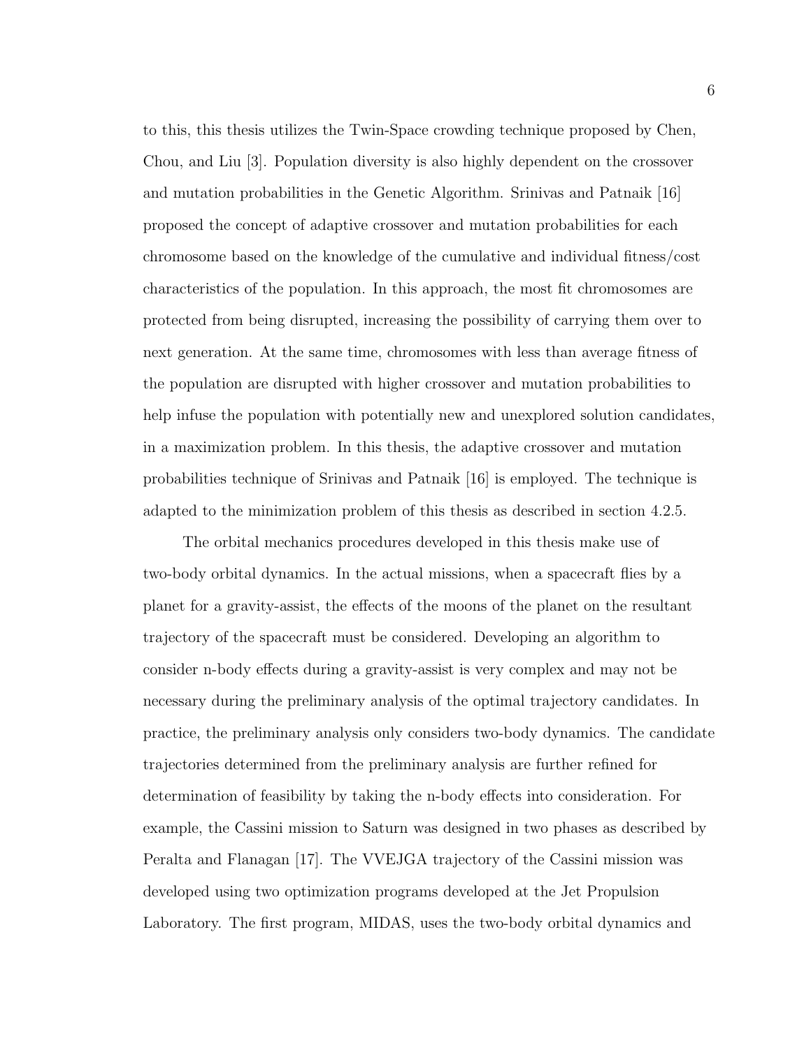to this, this thesis utilizes the Twin-Space crowding technique proposed by Chen, Chou, and Liu [3]. Population diversity is also highly dependent on the crossover and mutation probabilities in the Genetic Algorithm. Srinivas and Patnaik [16] proposed the concept of adaptive crossover and mutation probabilities for each chromosome based on the knowledge of the cumulative and individual fitness/cost characteristics of the population. In this approach, the most fit chromosomes are protected from being disrupted, increasing the possibility of carrying them over to next generation. At the same time, chromosomes with less than average fitness of the population are disrupted with higher crossover and mutation probabilities to help infuse the population with potentially new and unexplored solution candidates, in a maximization problem. In this thesis, the adaptive crossover and mutation probabilities technique of Srinivas and Patnaik [16] is employed. The technique is adapted to the minimization problem of this thesis as described in section 4.2.5.

The orbital mechanics procedures developed in this thesis make use of two-body orbital dynamics. In the actual missions, when a spacecraft flies by a planet for a gravity-assist, the effects of the moons of the planet on the resultant trajectory of the spacecraft must be considered. Developing an algorithm to consider n-body effects during a gravity-assist is very complex and may not be necessary during the preliminary analysis of the optimal trajectory candidates. In practice, the preliminary analysis only considers two-body dynamics. The candidate trajectories determined from the preliminary analysis are further refined for determination of feasibility by taking the n-body effects into consideration. For example, the Cassini mission to Saturn was designed in two phases as described by Peralta and Flanagan [17]. The VVEJGA trajectory of the Cassini mission was developed using two optimization programs developed at the Jet Propulsion Laboratory. The first program, MIDAS, uses the two-body orbital dynamics and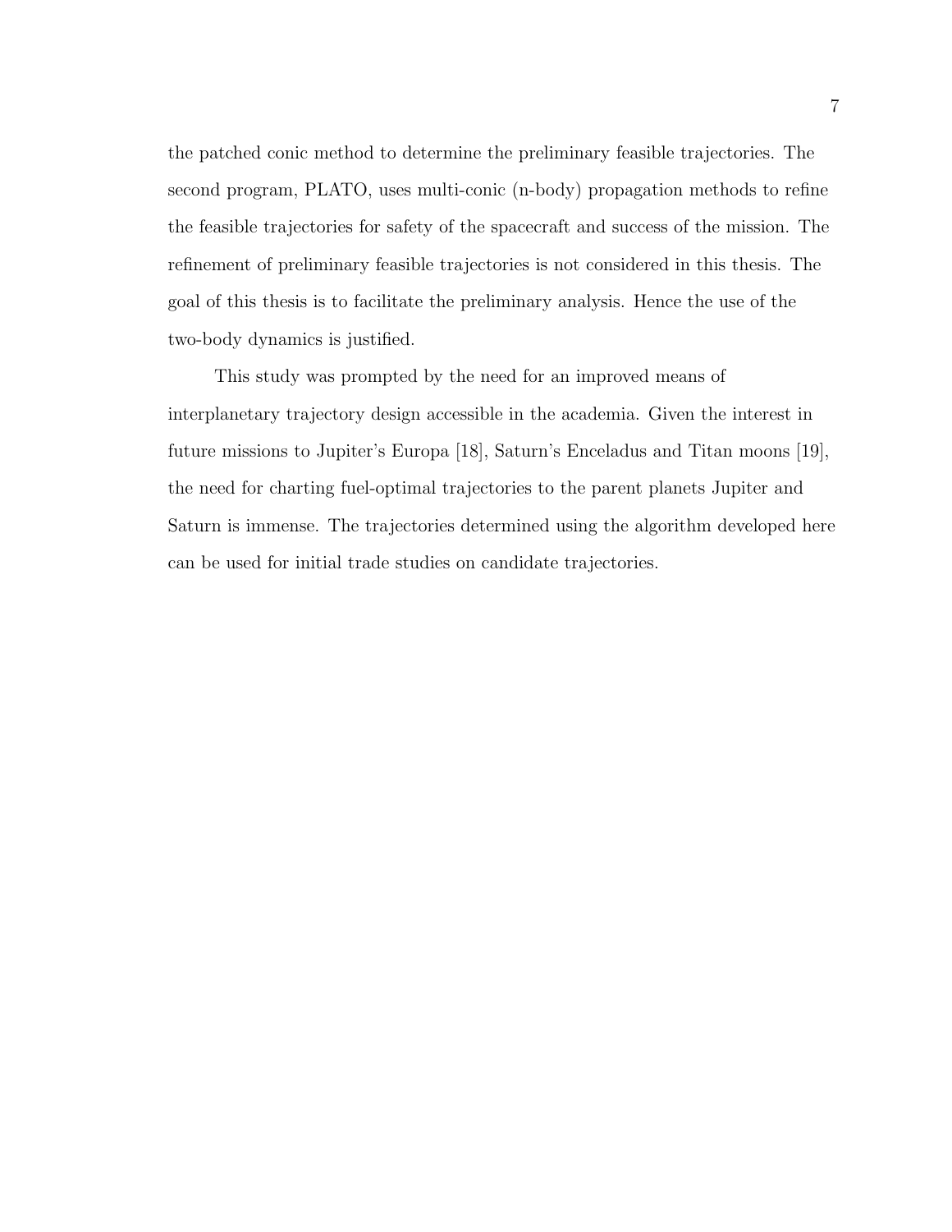the patched conic method to determine the preliminary feasible trajectories. The second program, PLATO, uses multi-conic (n-body) propagation methods to refine the feasible trajectories for safety of the spacecraft and success of the mission. The refinement of preliminary feasible trajectories is not considered in this thesis. The goal of this thesis is to facilitate the preliminary analysis. Hence the use of the two-body dynamics is justified.

This study was prompted by the need for an improved means of interplanetary trajectory design accessible in the academia. Given the interest in future missions to Jupiter's Europa [18], Saturn's Enceladus and Titan moons [19], the need for charting fuel-optimal trajectories to the parent planets Jupiter and Saturn is immense. The trajectories determined using the algorithm developed here can be used for initial trade studies on candidate trajectories.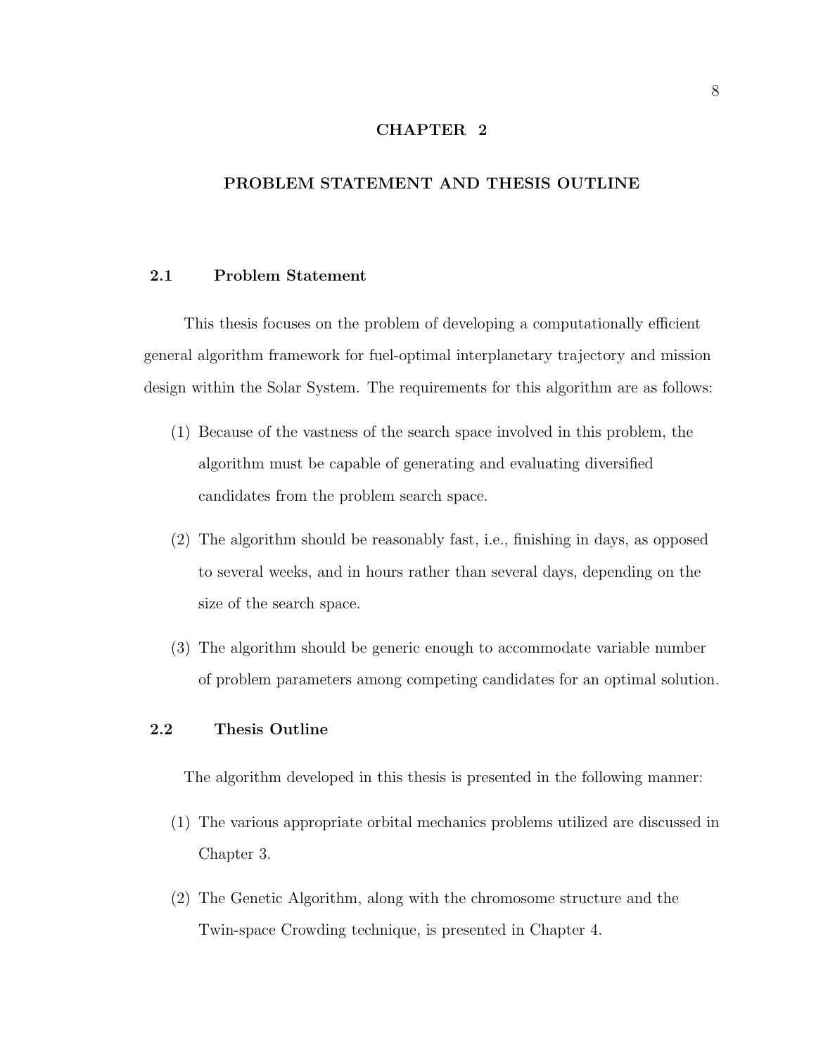# CHAPTER 2

# PROBLEM STATEMENT AND THESIS OUTLINE

## 2.1 Problem Statement

This thesis focuses on the problem of developing a computationally efficient general algorithm framework for fuel-optimal interplanetary trajectory and mission design within the Solar System. The requirements for this algorithm are as follows:

(1) Because of the vastness of the search space involved in this problem, the algorithm must be capable of generating and evaluating diversified candidates from the problem search space.

(2) The algorithm should be reasonably fast, i.e., finishing in days, as opposed to several weeks, and in hours rather than several days, depending on the size of the search space.

(3) The algorithm should be generic enough to accommodate variable number of problem parameters among competing candidates for an optimal solution.

## 2.2 Thesis Outline

The algorithm developed in this thesis is presented in the following manner:

(1) The various appropriate orbital mechanics problems utilized are discussed in Chapter 3.

(2) The Genetic Algorithm, along with the chromosome structure and the Twin-space Crowding technique, is presented in Chapter 4.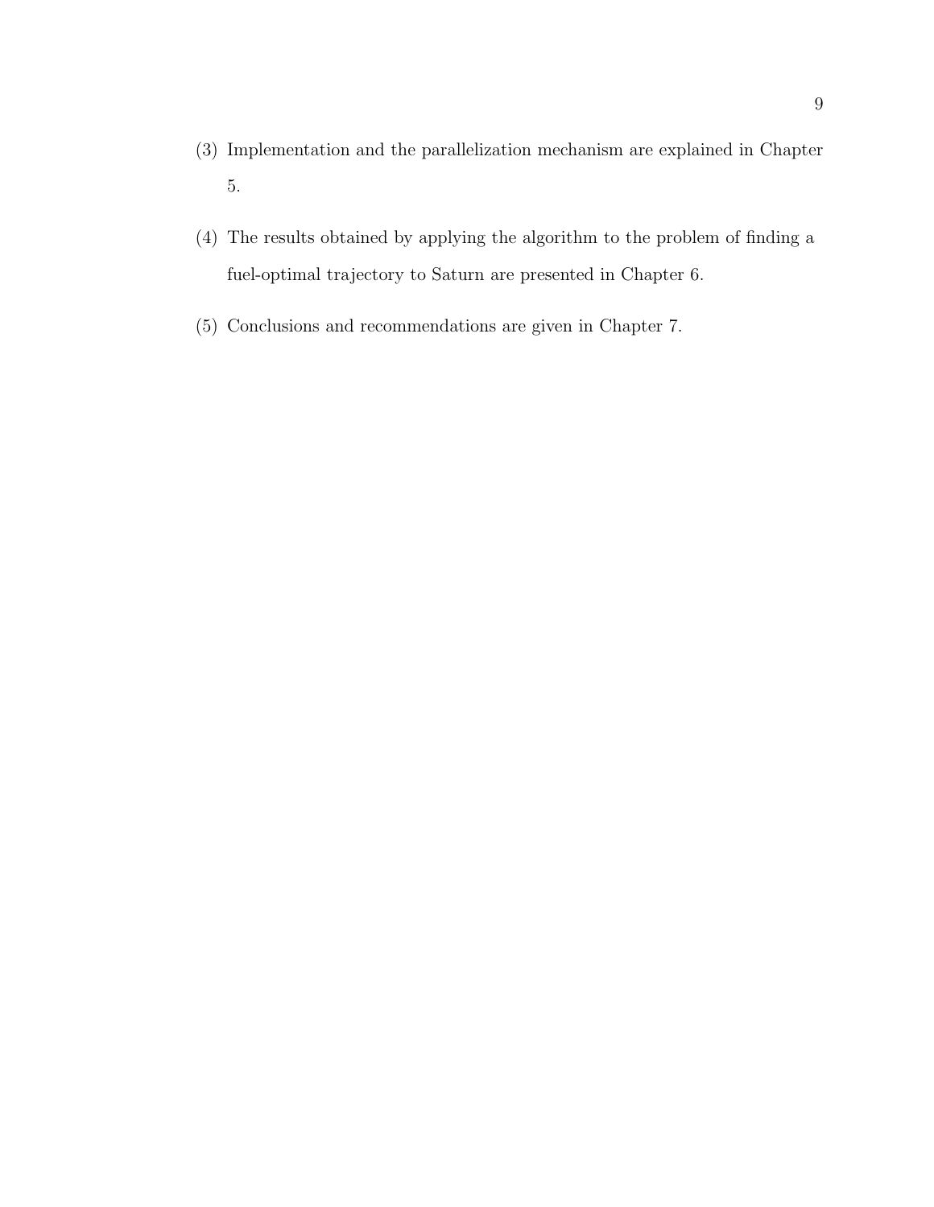(3) Implementation and the parallelization mechanism are explained in Chapter 5.

(4) The results obtained by applying the algorithm to the problem of finding a fuel-optimal trajectory to Saturn are presented in Chapter 6.

(5) Conclusions and recommendations are given in Chapter 7.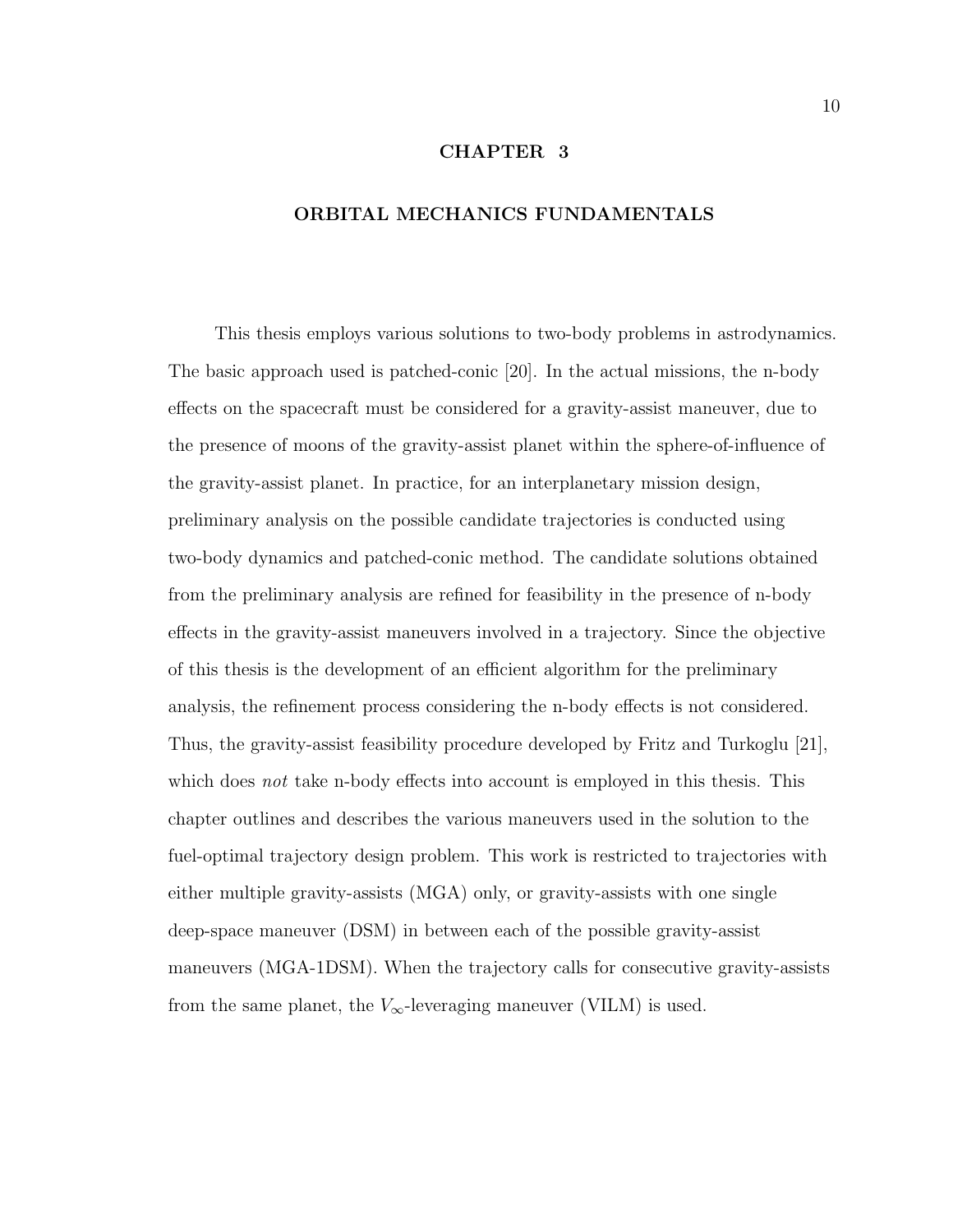# CHAPTER 3

# ORBITAL MECHANICS FUNDAMENTALS

This thesis employs various solutions to two-body problems in astrodynamics. The basic approach used is patched-conic [20]. In the actual missions, the n-body effects on the spacecraft must be considered for a gravity-assist maneuver, due to the presence of moons of the gravity-assist planet within the sphere-of-influence of the gravity-assist planet. In practice, for an interplanetary mission design, preliminary analysis on the possible candidate trajectories is conducted using two-body dynamics and patched-conic method. The candidate solutions obtained from the preliminary analysis are refined for feasibility in the presence of n-body effects in the gravity-assist maneuvers involved in a trajectory. Since the objective of this thesis is the development of an efficient algorithm for the preliminary analysis, the refinement process considering the n-body effects is not considered. Thus, the gravity-assist feasibility procedure developed by Fritz and Turkoglu [21], which does *not* take n-body effects into account is employed in this thesis. This chapter outlines and describes the various maneuvers used in the solution to the fuel-optimal trajectory design problem. This work is restricted to trajectories with either multiple gravity-assists (MGA) only, or gravity-assists with one single deep-space maneuver (DSM) in between each of the possible gravity-assist maneuvers (MGA-1DSM). When the trajectory calls for consecutive gravity-assists from the same planet, the $V_\infty$-leveraging maneuver (VILM) is used.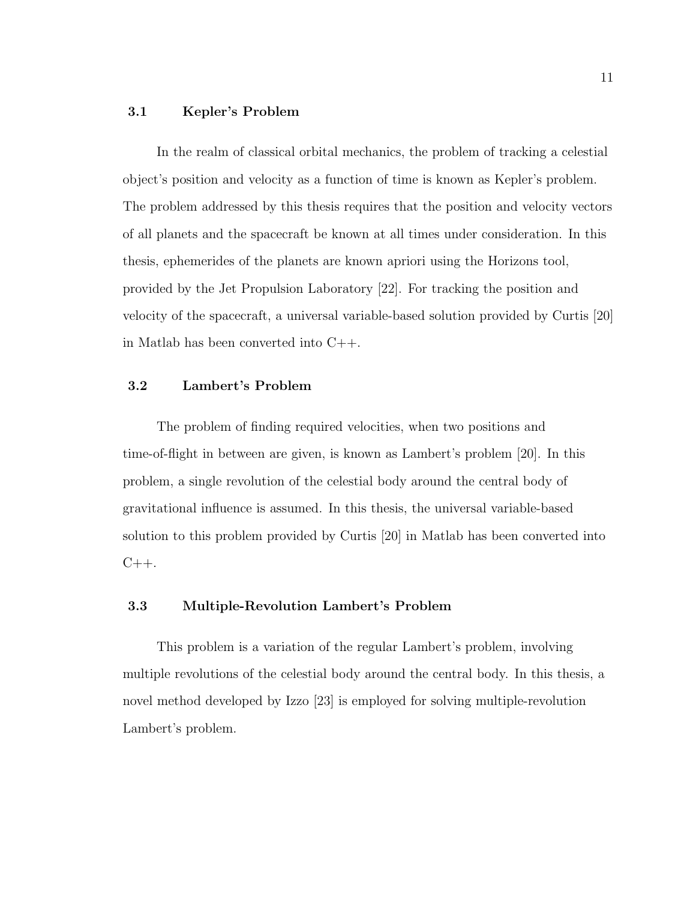### 3.1 Kepler's Problem

In the realm of classical orbital mechanics, the problem of tracking a celestial object's position and velocity as a function of time is known as Kepler's problem. The problem addressed by this thesis requires that the position and velocity vectors of all planets and the spacecraft be known at all times under consideration. In this thesis, ephemerides of the planets are known apriori using the Horizons tool, provided by the Jet Propulsion Laboratory [22]. For tracking the position and velocity of the spacecraft, a universal variable-based solution provided by Curtis [20] in Matlab has been converted into C++.

### 3.2 Lambert's Problem

The problem of finding required velocities, when two positions and time-of-flight in between are given, is known as Lambert's problem [20]. In this problem, a single revolution of the celestial body around the central body of gravitational influence is assumed. In this thesis, the universal variable-based solution to this problem provided by Curtis [20] in Matlab has been converted into C++.

### 3.3 Multiple-Revolution Lambert's Problem

This problem is a variation of the regular Lambert's problem, involving multiple revolutions of the celestial body around the central body. In this thesis, a novel method developed by Izzo [23] is employed for solving multiple-revolution Lambert's problem.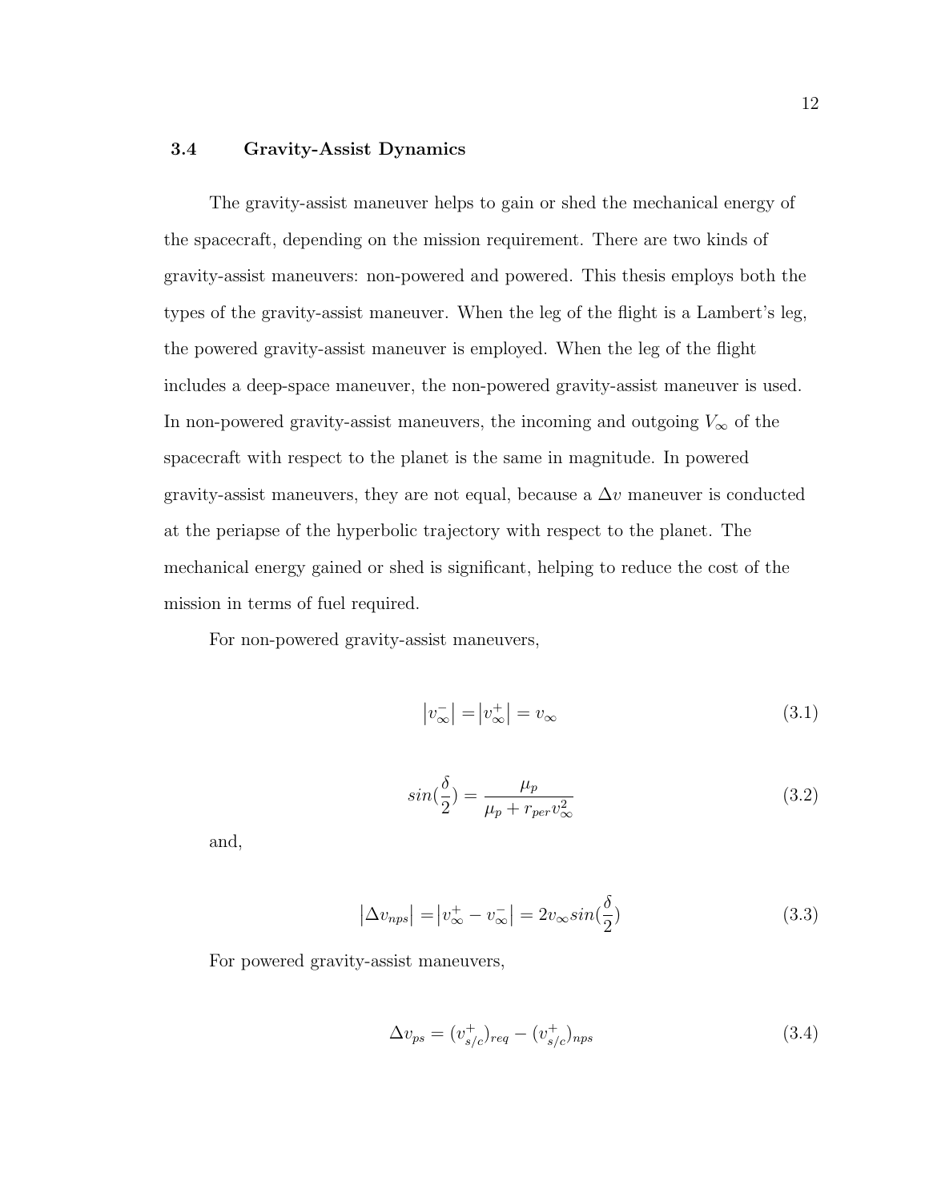### 3.4 Gravity-Assist Dynamics

The gravity-assist maneuver helps to gain or shed the mechanical energy of the spacecraft, depending on the mission requirement. There are two kinds of gravity-assist maneuvers: non-powered and powered. This thesis employs both the types of the gravity-assist maneuver. When the leg of the flight is a Lambert's leg, the powered gravity-assist maneuver is employed. When the leg of the flight includes a deep-space maneuver, the non-powered gravity-assist maneuver is used. In non-powered gravity-assist maneuvers, the incoming and outgoing $V_\infty$ of the spacecraft with respect to the planet is the same in magnitude. In powered gravity-assist maneuvers, they are not equal, because a $\Delta v$ maneuver is conducted at the periapse of the hyperbolic trajectory with respect to the planet. The mechanical energy gained or shed is significant, helping to reduce the cost of the mission in terms of fuel required.

For non-powered gravity-assist maneuvers,

$$\left|v_\infty^-\right| = \left|v_\infty^+\right| = v_\infty \tag{3.1}$$

$$sin(\frac{\delta}{2}) = \frac{\mu_p}{\mu_p + r_{per} v_\infty^2} \tag{3.2}$$

and,

$$\left|\Delta v_{nps}\right| = \left|v_\infty^+ - v_\infty^-\right| = 2 v_\infty sin(\frac{\delta}{2}) \tag{3.3}$$

For powered gravity-assist maneuvers,

$$\Delta v_{ps} = (v_{s/c}^+)_{req} - (v_{s/c}^+)_{nps} \tag{3.4}$$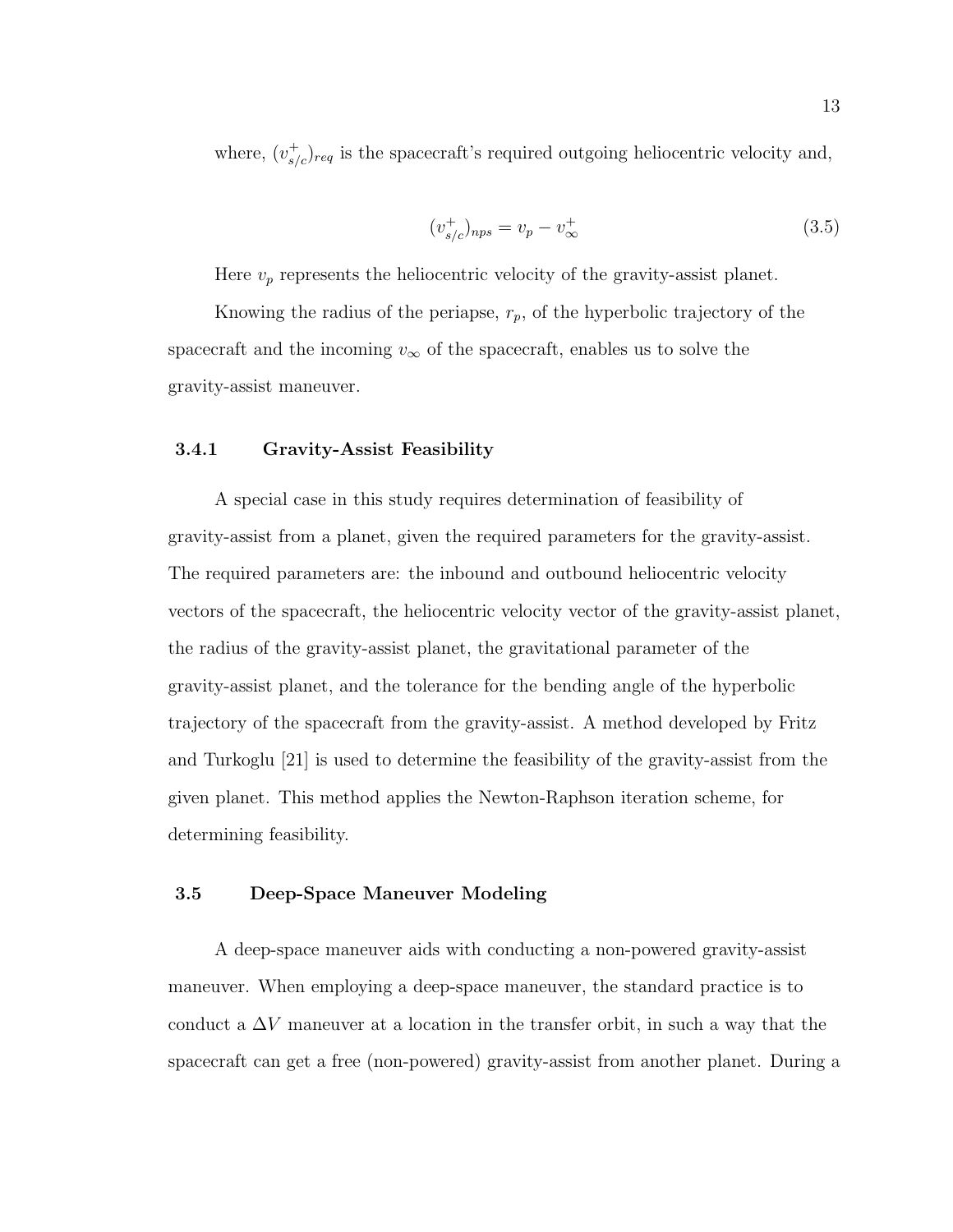where, $(v_{s/c}^{+})_{req}$ is the spacecraft's required outgoing heliocentric velocity and,

$$(v_{s/c}^{+})_{nps} = v_p - v_{\infty}^{+} \tag{3.5}$$

Here $v_p$ represents the heliocentric velocity of the gravity-assist planet.

Knowing the radius of the periapse, $r_p$, of the hyperbolic trajectory of the spacecraft and the incoming $v_{\infty}$ of the spacecraft, enables us to solve the gravity-assist maneuver.

### 3.4.1 Gravity-Assist Feasibility

A special case in this study requires determination of feasibility of gravity-assist from a planet, given the required parameters for the gravity-assist. The required parameters are: the inbound and outbound heliocentric velocity vectors of the spacecraft, the heliocentric velocity vector of the gravity-assist planet, the radius of the gravity-assist planet, the gravitational parameter of the gravity-assist planet, and the tolerance for the bending angle of the hyperbolic trajectory of the spacecraft from the gravity-assist. A method developed by Fritz and Turkoglu [21] is used to determine the feasibility of the gravity-assist from the given planet. This method applies the Newton-Raphson iteration scheme, for determining feasibility.

## 3.5 Deep-Space Maneuver Modeling

A deep-space maneuver aids with conducting a non-powered gravity-assist maneuver. When employing a deep-space maneuver, the standard practice is to conduct a $\Delta V$ maneuver at a location in the transfer orbit, in such a way that the spacecraft can get a free (non-powered) gravity-assist from another planet. During a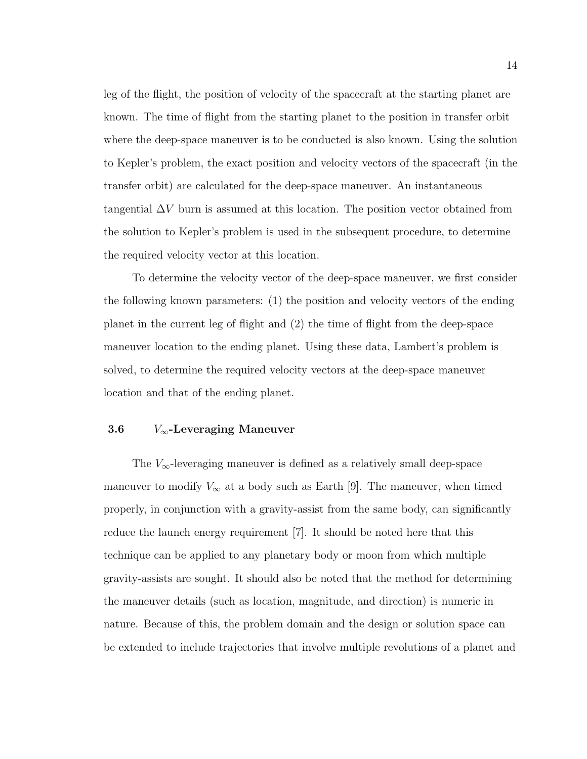leg of the flight, the position of velocity of the spacecraft at the starting planet are known. The time of flight from the starting planet to the position in transfer orbit where the deep-space maneuver is to be conducted is also known. Using the solution to Kepler's problem, the exact position and velocity vectors of the spacecraft (in the transfer orbit) are calculated for the deep-space maneuver. An instantaneous tangential $\Delta V$ burn is assumed at this location. The position vector obtained from the solution to Kepler's problem is used in the subsequent procedure, to determine the required velocity vector at this location.

To determine the velocity vector of the deep-space maneuver, we first consider the following known parameters: (1) the position and velocity vectors of the ending planet in the current leg of flight and (2) the time of flight from the deep-space maneuver location to the ending planet. Using these data, Lambert's problem is solved, to determine the required velocity vectors at the deep-space maneuver location and that of the ending planet.

### 3.6 $V_\infty$-Leveraging Maneuver

The $V_\infty$-leveraging maneuver is defined as a relatively small deep-space maneuver to modify $V_\infty$ at a body such as Earth [9]. The maneuver, when timed properly, in conjunction with a gravity-assist from the same body, can significantly reduce the launch energy requirement [7]. It should be noted here that this technique can be applied to any planetary body or moon from which multiple gravity-assists are sought. It should also be noted that the method for determining the maneuver details (such as location, magnitude, and direction) is numeric in nature. Because of this, the problem domain and the design or solution space can be extended to include trajectories that involve multiple revolutions of a planet and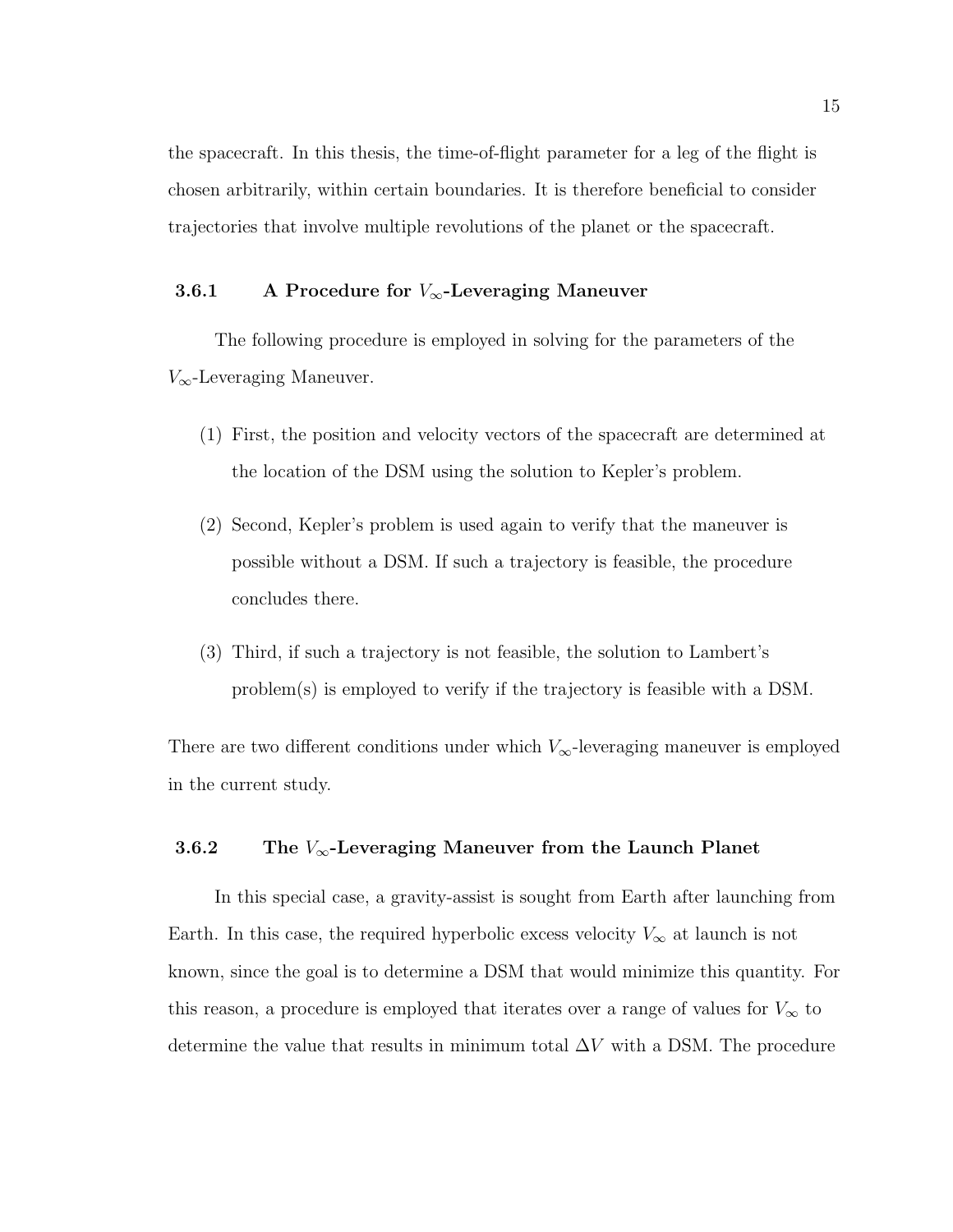the spacecraft. In this thesis, the time-of-flight parameter for a leg of the flight is chosen arbitrarily, within certain boundaries. It is therefore beneficial to consider trajectories that involve multiple revolutions of the planet or the spacecraft.

### 3.6.1 A Procedure for $V_\infty$-Leveraging Maneuver

The following procedure is employed in solving for the parameters of the $V_\infty$-Leveraging Maneuver.

(1) First, the position and velocity vectors of the spacecraft are determined at the location of the DSM using the solution to Kepler's problem.

(2) Second, Kepler's problem is used again to verify that the maneuver is possible without a DSM. If such a trajectory is feasible, the procedure concludes there.

(3) Third, if such a trajectory is not feasible, the solution to Lambert's problem(s) is employed to verify if the trajectory is feasible with a DSM.

There are two different conditions under which $V_\infty$-leveraging maneuver is employed in the current study.

### 3.6.2 The $V_\infty$-Leveraging Maneuver from the Launch Planet

In this special case, a gravity-assist is sought from Earth after launching from Earth. In this case, the required hyperbolic excess velocity $V_\infty$ at launch is not known, since the goal is to determine a DSM that would minimize this quantity. For this reason, a procedure is employed that iterates over a range of values for $V_\infty$ to determine the value that results in minimum total $\Delta V$ with a DSM. The procedure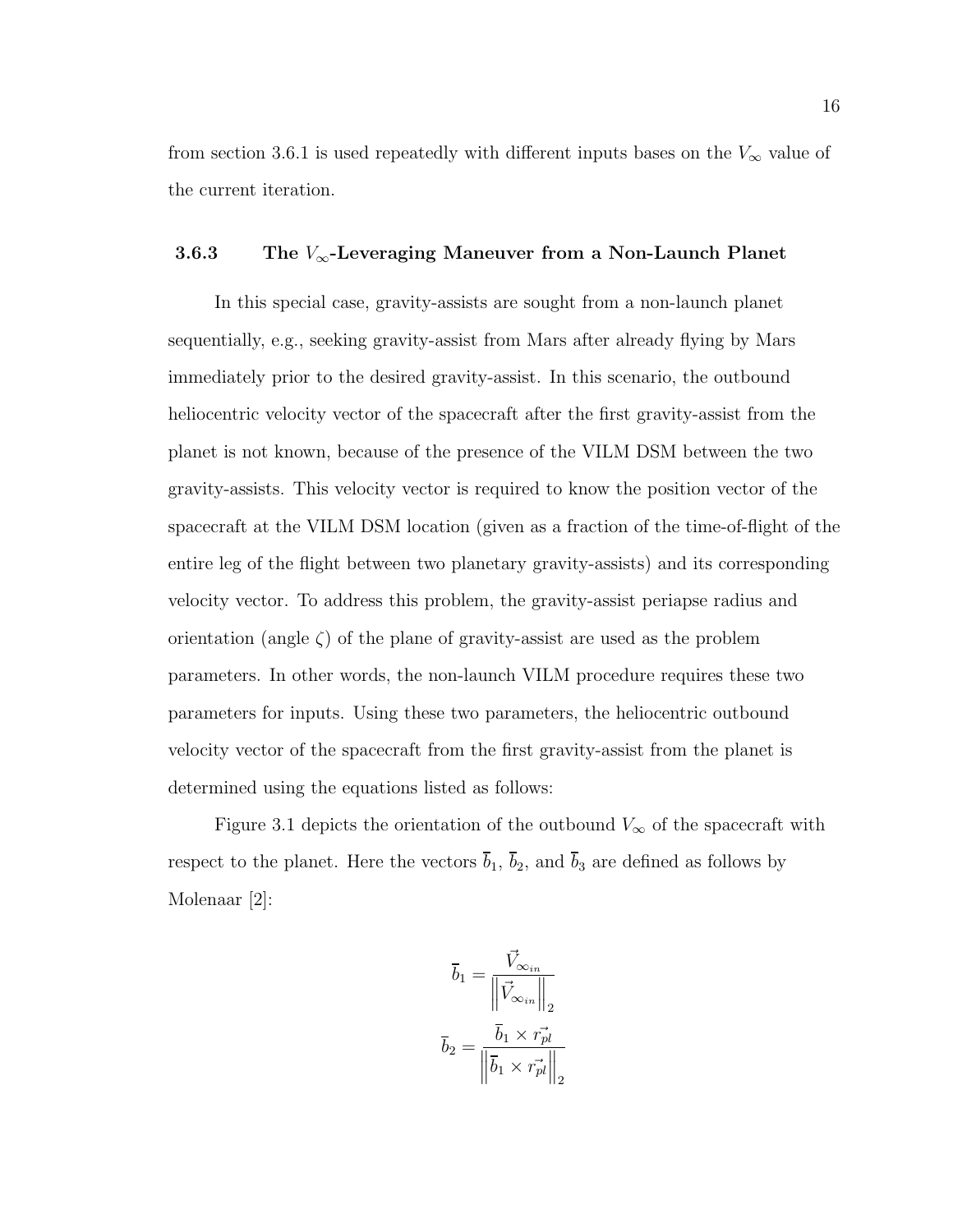from section 3.6.1 is used repeatedly with different inputs bases on the $V_\infty$ value of the current iteration.

### 3.6.3 The $V_\infty$-Leveraging Maneuver from a Non-Launch Planet

In this special case, gravity-assists are sought from a non-launch planet sequentially, e.g., seeking gravity-assist from Mars after already flying by Mars immediately prior to the desired gravity-assist. In this scenario, the outbound heliocentric velocity vector of the spacecraft after the first gravity-assist from the planet is not known, because of the presence of the VILM DSM between the two gravity-assists. This velocity vector is required to know the position vector of the spacecraft at the VILM DSM location (given as a fraction of the time-of-flight of the entire leg of the flight between two planetary gravity-assists) and its corresponding velocity vector. To address this problem, the gravity-assist periapse radius and orientation (angle $\zeta$) of the plane of gravity-assist are used as the problem parameters. In other words, the non-launch VILM procedure requires these two parameters for inputs. Using these two parameters, the heliocentric outbound velocity vector of the spacecraft from the first gravity-assist from the planet is determined using the equations listed as follows:

Figure 3.1 depicts the orientation of the outbound $V_\infty$ of the spacecraft with respect to the planet. Here the vectors $\overline{b}_1$, $\overline{b}_2$, and $\overline{b}_3$ are defined as follows by Molenaar [2]:

$$\overline{b}_1 = \frac{\vec{V}_{\infty_{in}}}{\left\|\vec{V}_{\infty_{in}}\right\|_2}$$

$$\overline{b}_2 = \frac{\overline{b}_1 \times \vec{r_{pl}}}{\left\|\overline{b}_1 \times \vec{r_{pl}}\right\|_2}$$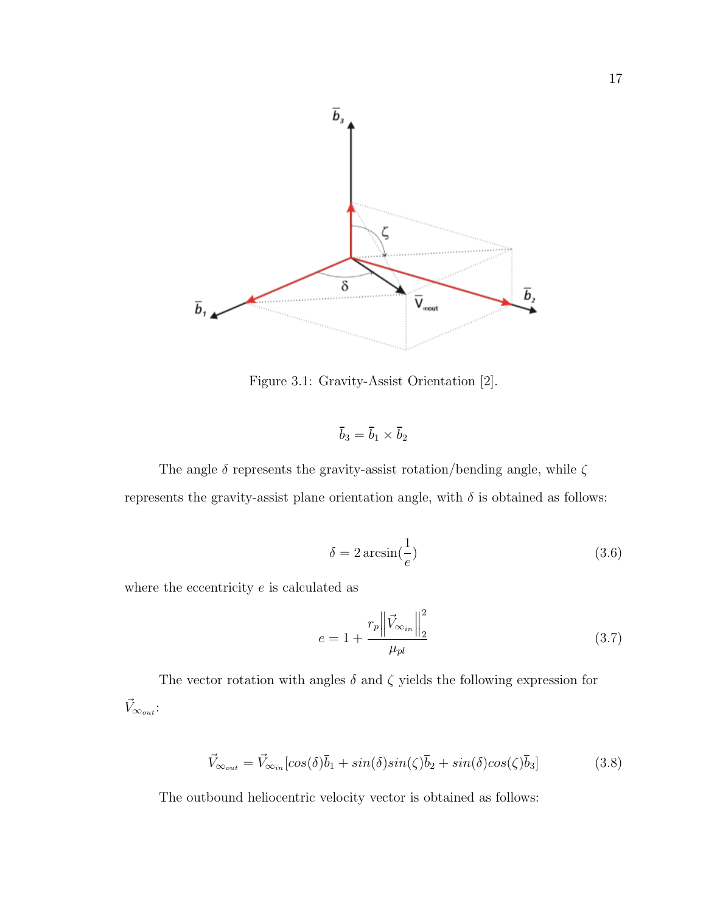Figure 3.1: Gravity-Assist Orientation [2].

$$\bar{b}_3 = \bar{b}_1 \times \bar{b}_2$$

The angle $\delta$ represents the gravity-assist rotation/bending angle, while $\zeta$ represents the gravity-assist plane orientation angle, with $\delta$ is obtained as follows:

$$\delta = 2 \arcsin(\frac{1}{e}) \tag{3.6}$$

where the eccentricity $e$ is calculated as

$$e = 1 + \frac{r_p \left\| \vec{V}_{\infty_{in}} \right\|_2^2}{\mu_{pl}} \tag{3.7}$$

The vector rotation with angles $\delta$ and $\zeta$ yields the following expression for $\vec{V}_{\infty_{out}}$:

$$\vec{V}_{\infty_{out}} = \vec{V}_{\infty_{in}}[cos(\delta)\bar{b}_1 + sin(\delta)sin(\zeta)\bar{b}_2 + sin(\delta)cos(\zeta)\bar{b}_3] \tag{3.8}$$

The outbound heliocentric velocity vector is obtained as follows: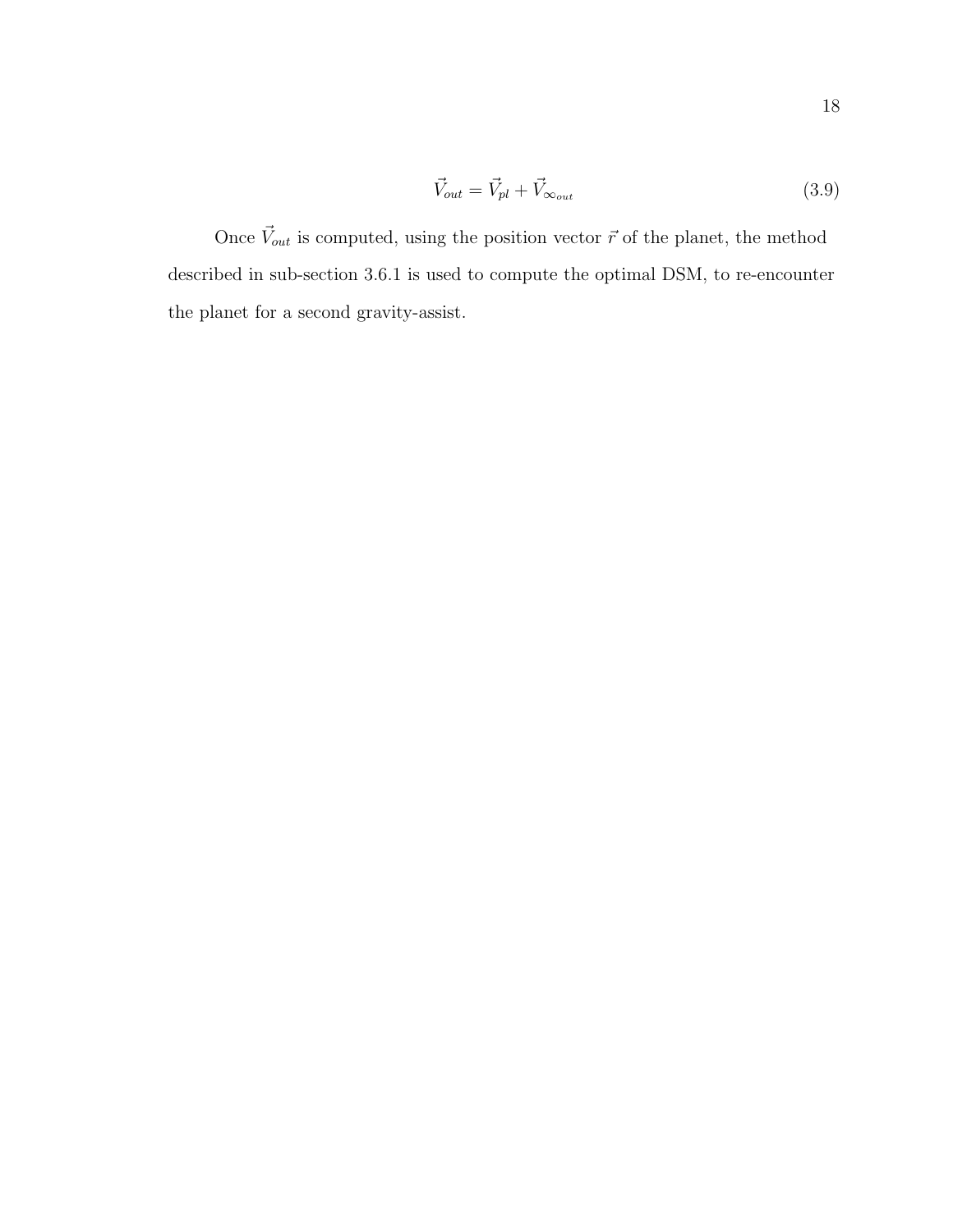$$\vec{V}_{out} = \vec{V}_{pl} + \vec{V}_{\infty_{out}} \tag{3.9}$$

Once $\vec{V}_{out}$ is computed, using the position vector $\vec{r}$ of the planet, the method described in sub-section 3.6.1 is used to compute the optimal DSM, to re-encounter the planet for a second gravity-assist.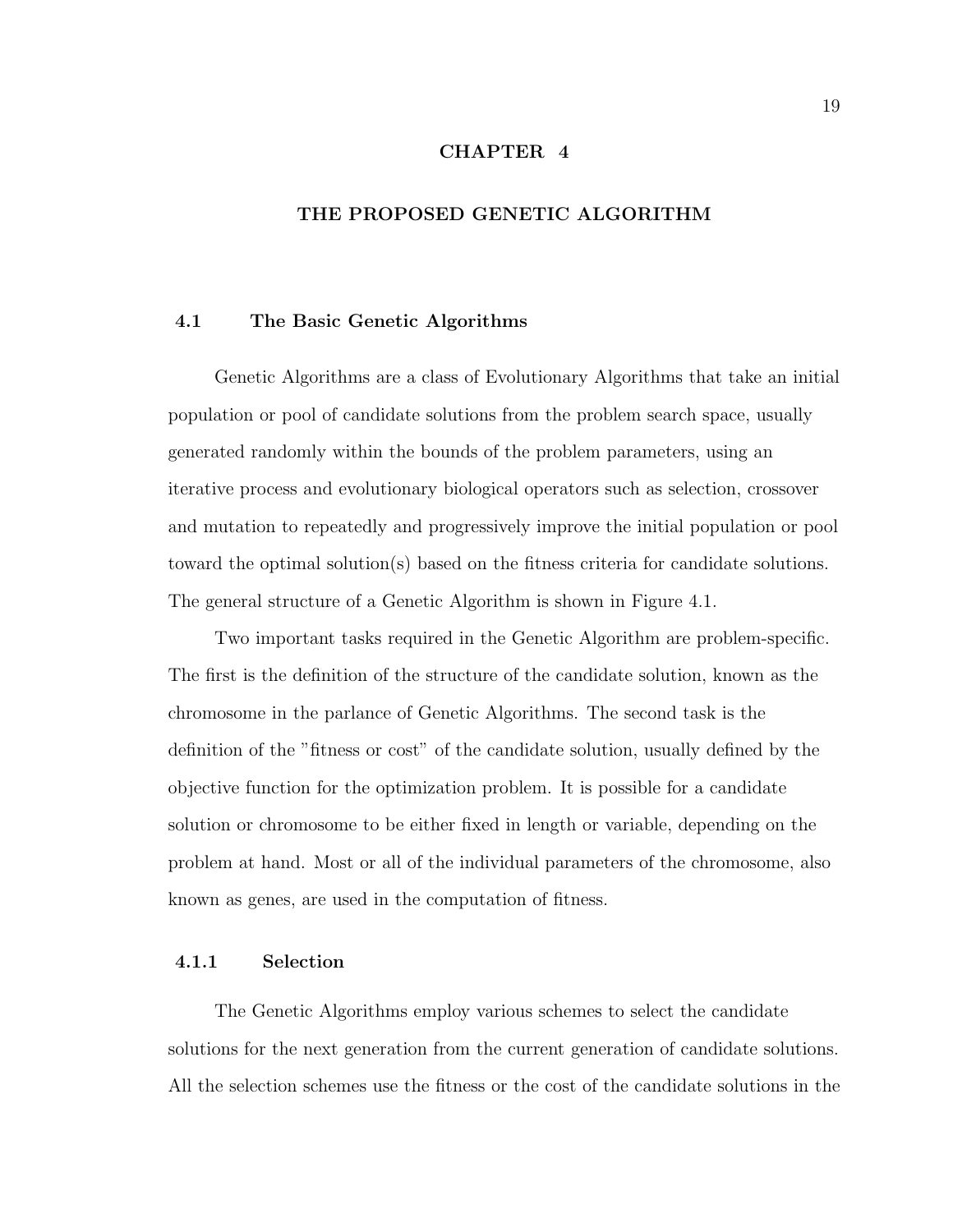# CHAPTER 4

# THE PROPOSED GENETIC ALGORITHM

## 4.1 The Basic Genetic Algorithms

Genetic Algorithms are a class of Evolutionary Algorithms that take an initial population or pool of candidate solutions from the problem search space, usually generated randomly within the bounds of the problem parameters, using an iterative process and evolutionary biological operators such as selection, crossover and mutation to repeatedly and progressively improve the initial population or pool toward the optimal solution(s) based on the fitness criteria for candidate solutions. The general structure of a Genetic Algorithm is shown in Figure 4.1.

Two important tasks required in the Genetic Algorithm are problem-specific. The first is the definition of the structure of the candidate solution, known as the chromosome in the parlance of Genetic Algorithms. The second task is the definition of the "fitness or cost" of the candidate solution, usually defined by the objective function for the optimization problem. It is possible for a candidate solution or chromosome to be either fixed in length or variable, depending on the problem at hand. Most or all of the individual parameters of the chromosome, also known as genes, are used in the computation of fitness.

### 4.1.1 Selection

The Genetic Algorithms employ various schemes to select the candidate solutions for the next generation from the current generation of candidate solutions. All the selection schemes use the fitness or the cost of the candidate solutions in the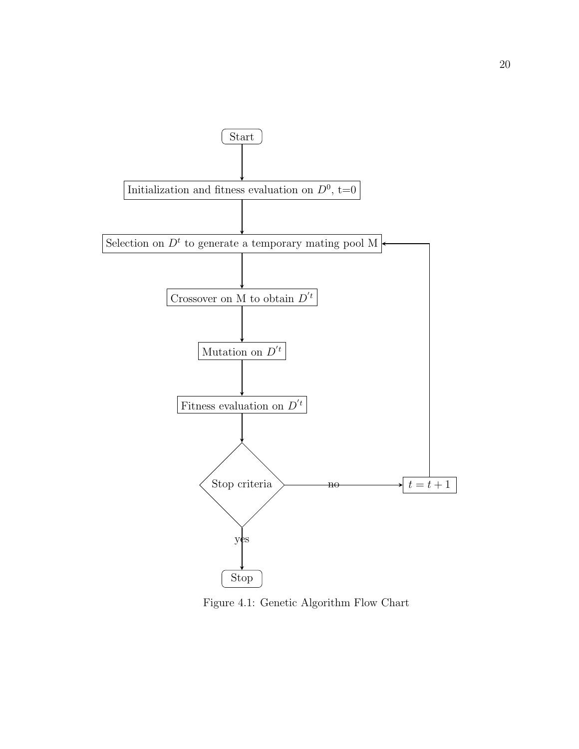Start

Initialization and fitness evaluation on $D^0$, t=0

Selection on $D^t$ to generate a temporary mating pool M

Crossover on M to obtain $D^{'t}$

Mutation on $D^{'t}$

Fitness evaluation on $D^{'t}$

Stop criteria

no → $t = t + 1$ → Selection on $D^t$ to generate a temporary mating pool M

yes → Stop

Figure 4.1: Genetic Algorithm Flow Chart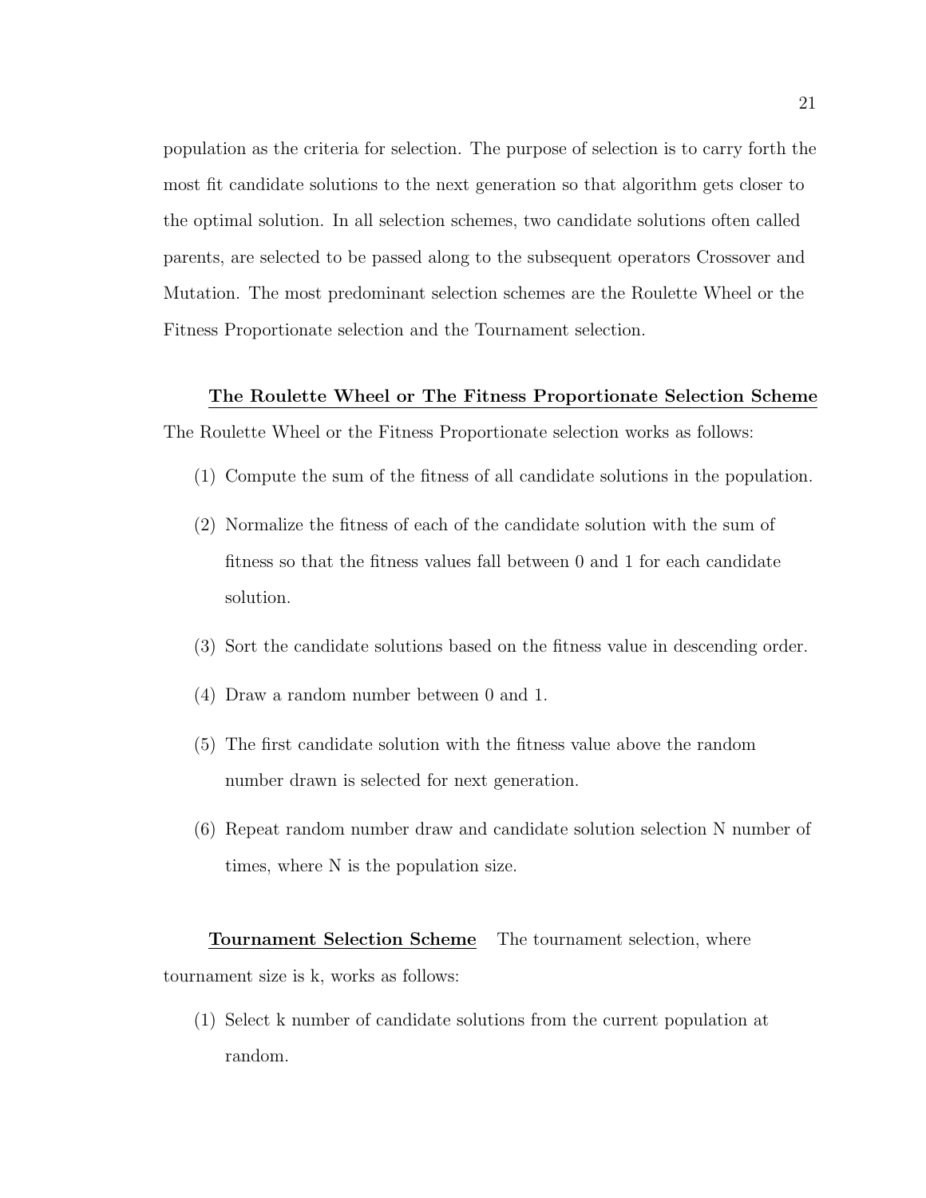population as the criteria for selection. The purpose of selection is to carry forth the most fit candidate solutions to the next generation so that algorithm gets closer to the optimal solution. In all selection schemes, two candidate solutions often called parents, are selected to be passed along to the subsequent operators Crossover and Mutation. The most predominant selection schemes are the Roulette Wheel or the Fitness Proportionate selection and the Tournament selection.

**The Roulette Wheel or The Fitness Proportionate Selection Scheme**

The Roulette Wheel or the Fitness Proportionate selection works as follows:

(1) Compute the sum of the fitness of all candidate solutions in the population.

(2) Normalize the fitness of each of the candidate solution with the sum of fitness so that the fitness values fall between 0 and 1 for each candidate solution.

(3) Sort the candidate solutions based on the fitness value in descending order.

(4) Draw a random number between 0 and 1.

(5) The first candidate solution with the fitness value above the random number drawn is selected for next generation.

(6) Repeat random number draw and candidate solution selection N number of times, where N is the population size.

**Tournament Selection Scheme** The tournament selection, where tournament size is k, works as follows:

(1) Select k number of candidate solutions from the current population at random.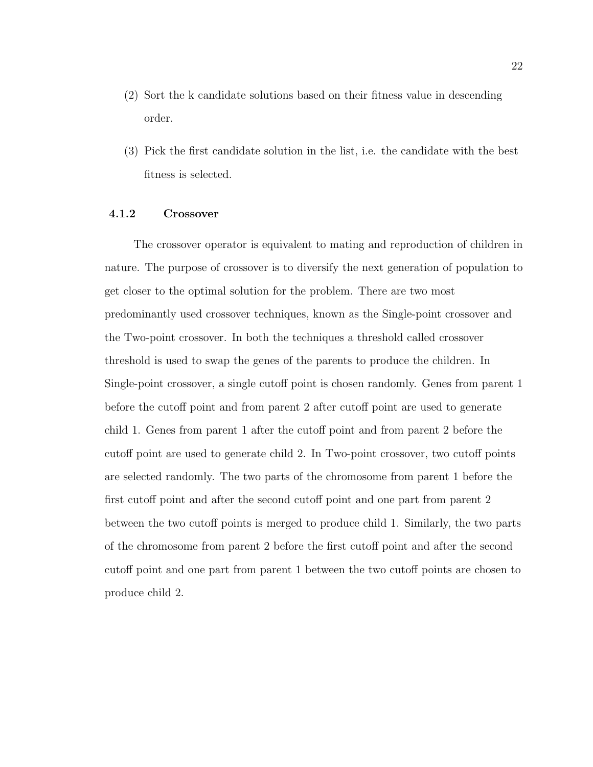(2) Sort the k candidate solutions based on their fitness value in descending order.

(3) Pick the first candidate solution in the list, i.e. the candidate with the best fitness is selected.

### 4.1.2 Crossover

The crossover operator is equivalent to mating and reproduction of children in nature. The purpose of crossover is to diversify the next generation of population to get closer to the optimal solution for the problem. There are two most predominantly used crossover techniques, known as the Single-point crossover and the Two-point crossover. In both the techniques a threshold called crossover threshold is used to swap the genes of the parents to produce the children. In Single-point crossover, a single cutoff point is chosen randomly. Genes from parent 1 before the cutoff point and from parent 2 after cutoff point are used to generate child 1. Genes from parent 1 after the cutoff point and from parent 2 before the cutoff point are used to generate child 2. In Two-point crossover, two cutoff points are selected randomly. The two parts of the chromosome from parent 1 before the first cutoff point and after the second cutoff point and one part from parent 2 between the two cutoff points is merged to produce child 1. Similarly, the two parts of the chromosome from parent 2 before the first cutoff point and after the second cutoff point and one part from parent 1 between the two cutoff points are chosen to produce child 2.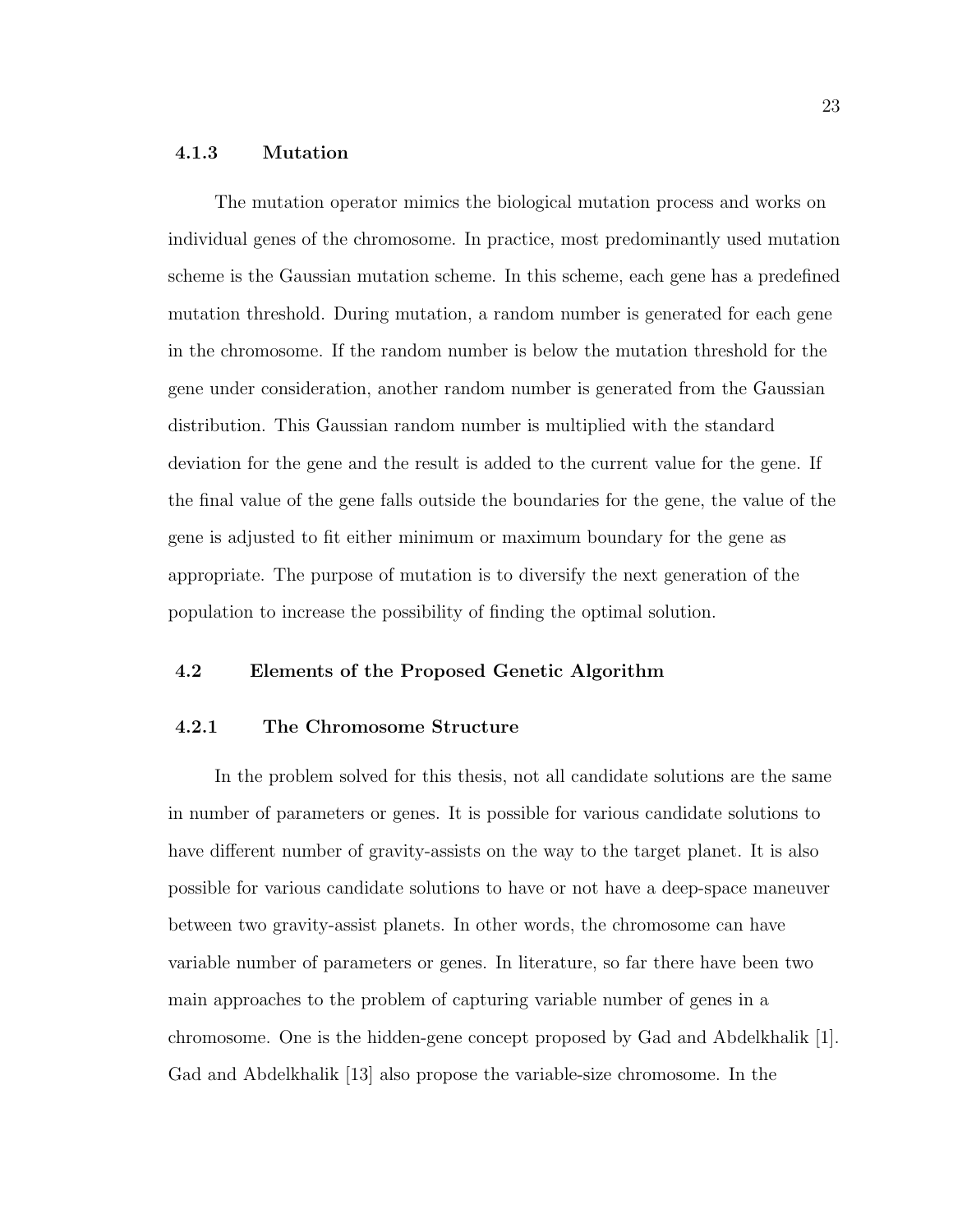#### 4.1.3 Mutation

The mutation operator mimics the biological mutation process and works on individual genes of the chromosome. In practice, most predominantly used mutation scheme is the Gaussian mutation scheme. In this scheme, each gene has a predefined mutation threshold. During mutation, a random number is generated for each gene in the chromosome. If the random number is below the mutation threshold for the gene under consideration, another random number is generated from the Gaussian distribution. This Gaussian random number is multiplied with the standard deviation for the gene and the result is added to the current value for the gene. If the final value of the gene falls outside the boundaries for the gene, the value of the gene is adjusted to fit either minimum or maximum boundary for the gene as appropriate. The purpose of mutation is to diversify the next generation of the population to increase the possibility of finding the optimal solution.

### 4.2 Elements of the Proposed Genetic Algorithm

#### 4.2.1 The Chromosome Structure

In the problem solved for this thesis, not all candidate solutions are the same in number of parameters or genes. It is possible for various candidate solutions to have different number of gravity-assists on the way to the target planet. It is also possible for various candidate solutions to have or not have a deep-space maneuver between two gravity-assist planets. In other words, the chromosome can have variable number of parameters or genes. In literature, so far there have been two main approaches to the problem of capturing variable number of genes in a chromosome. One is the hidden-gene concept proposed by Gad and Abdelkhalik [1]. Gad and Abdelkhalik [13] also propose the variable-size chromosome. In the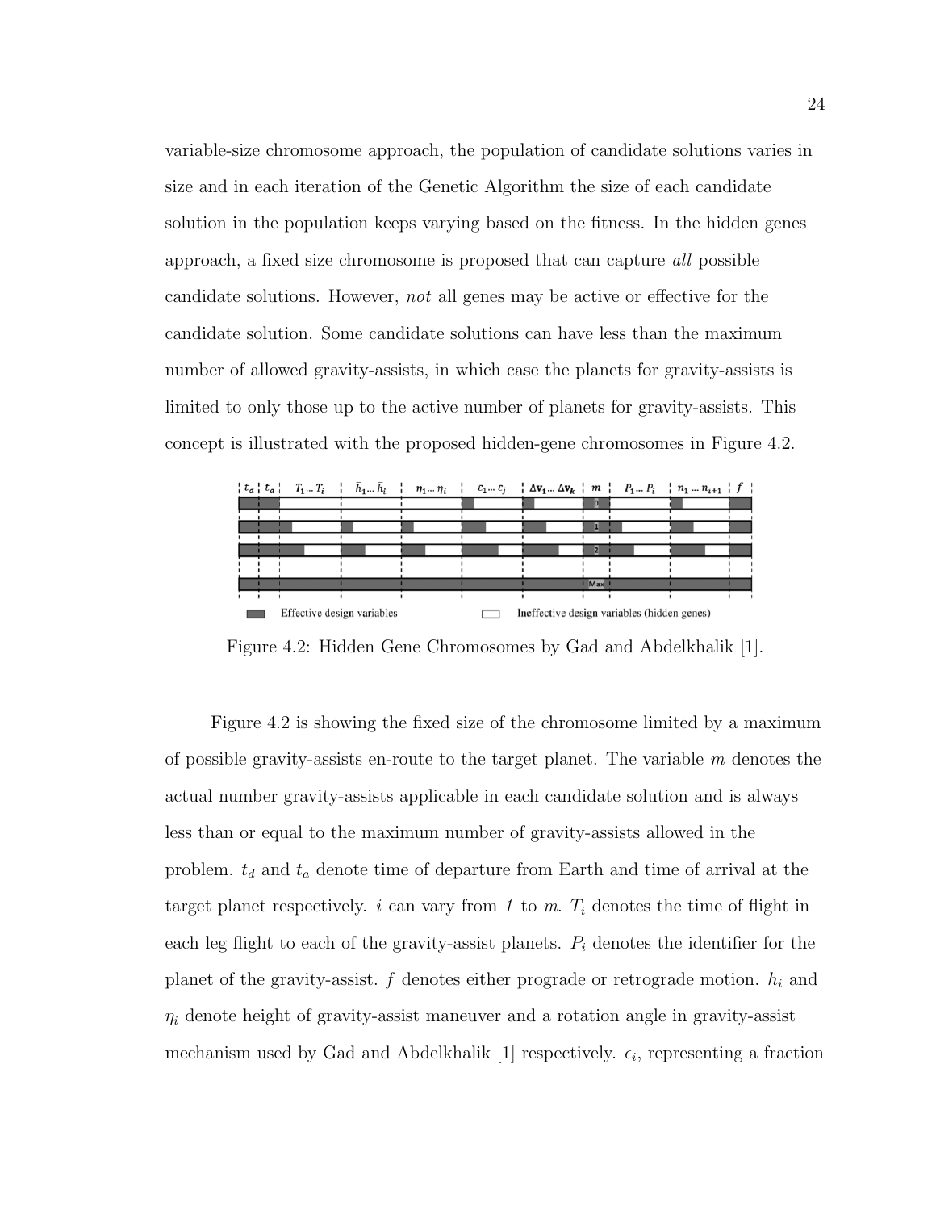variable-size chromosome approach, the population of candidate solutions varies in size and in each iteration of the Genetic Algorithm the size of each candidate solution in the population keeps varying based on the fitness. In the hidden genes approach, a fixed size chromosome is proposed that can capture *all* possible candidate solutions. However, *not* all genes may be active or effective for the candidate solution. Some candidate solutions can have less than the maximum number of allowed gravity-assists, in which case the planets for gravity-assists is limited to only those up to the active number of planets for gravity-assists. This concept is illustrated with the proposed hidden-gene chromosomes in Figure 4.2.

Figure 4.2: Hidden Gene Chromosomes by Gad and Abdelkhalik [1].

Figure 4.2 is showing the fixed size of the chromosome limited by a maximum of possible gravity-assists en-route to the target planet. The variable $m$ denotes the actual number gravity-assists applicable in each candidate solution and is always less than or equal to the maximum number of gravity-assists allowed in the problem. $t_d$ and $t_a$ denote time of departure from Earth and time of arrival at the target planet respectively. $i$ can vary from *1* to $m$. $T_i$ denotes the time of flight in each leg flight to each of the gravity-assist planets. $P_i$ denotes the identifier for the planet of the gravity-assist. $f$ denotes either prograde or retrograde motion. $h_i$ and $\eta_i$ denote height of gravity-assist maneuver and a rotation angle in gravity-assist mechanism used by Gad and Abdelkhalik [1] respectively. $\epsilon_i$, representing a fraction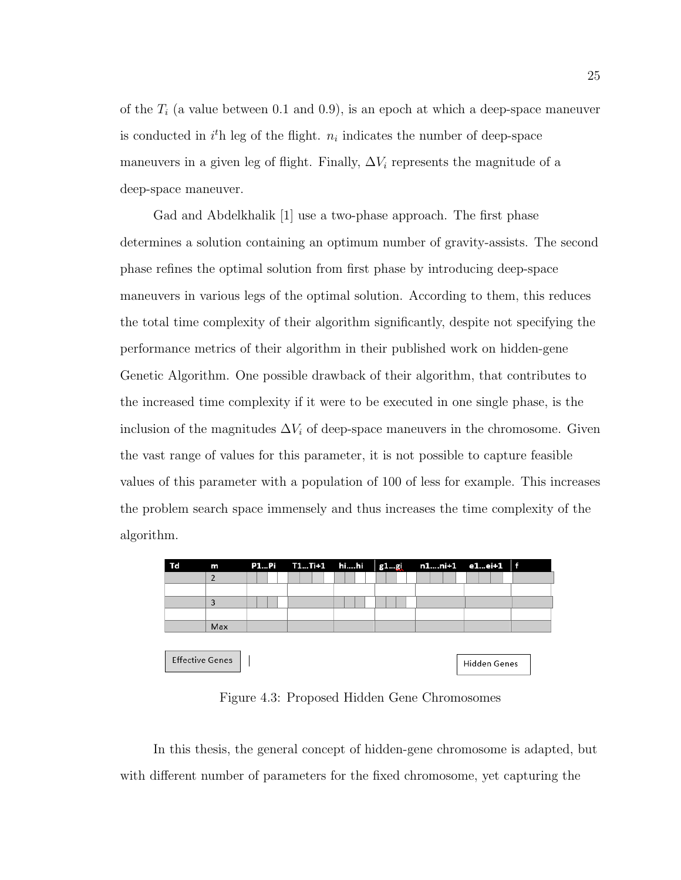of the $T_i$ (a value between 0.1 and 0.9), is an epoch at which a deep-space maneuver is conducted in $i^t$h leg of the flight. $n_i$ indicates the number of deep-space maneuvers in a given leg of flight. Finally, $\Delta V_i$ represents the magnitude of a deep-space maneuver.

Gad and Abdelkhalik [1] use a two-phase approach. The first phase determines a solution containing an optimum number of gravity-assists. The second phase refines the optimal solution from first phase by introducing deep-space maneuvers in various legs of the optimal solution. According to them, this reduces the total time complexity of their algorithm significantly, despite not specifying the performance metrics of their algorithm in their published work on hidden-gene Genetic Algorithm. One possible drawback of their algorithm, that contributes to the increased time complexity if it were to be executed in one single phase, is the inclusion of the magnitudes $\Delta V_i$ of deep-space maneuvers in the chromosome. Given the vast range of values for this parameter, it is not possible to capture feasible values of this parameter with a population of 100 of less for example. This increases the problem search space immensely and thus increases the time complexity of the algorithm.

| Td | m | P1...Pi | T1...Ti+1 | hi....hi | g1...gi | n1....ni+1 | e1...ei+1 | f |
|---|---|---|---|---|---|---|---|---|
| | 2 | | | | | | | |
| | | | | | | | | |
| | 3 | | | | | | | |
| | | | | | | | | |
| | Max | | | | | | | |

Effective Genes | Hidden Genes

Figure 4.3: Proposed Hidden Gene Chromosomes

In this thesis, the general concept of hidden-gene chromosome is adapted, but with different number of parameters for the fixed chromosome, yet capturing the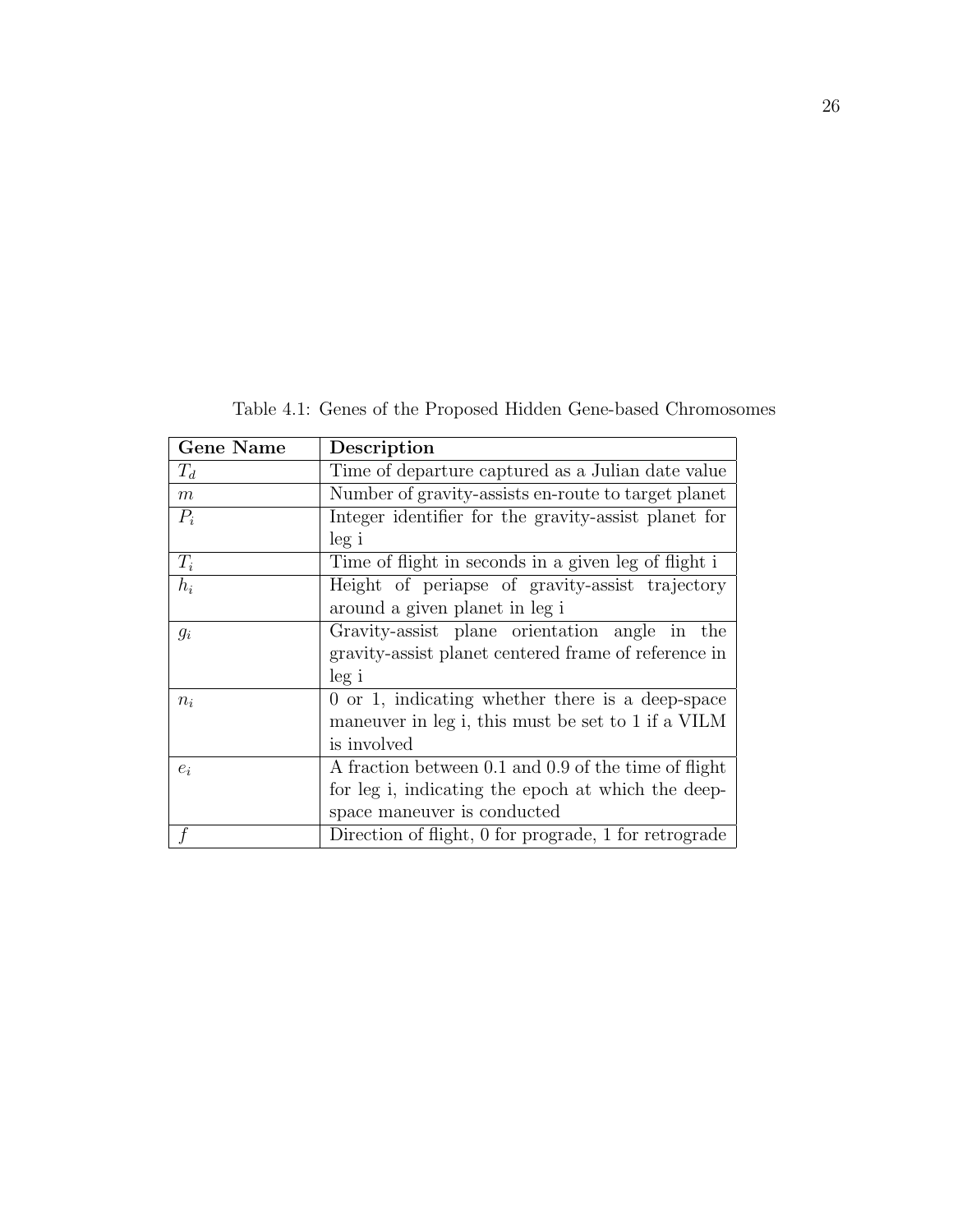Table 4.1: Genes of the Proposed Hidden Gene-based Chromosomes

| **Gene Name** | **Description** |
|---|---|
| $T_d$ | Time of departure captured as a Julian date value |
| $m$ | Number of gravity-assists en-route to target planet |
| $P_i$ | Integer identifier for the gravity-assist planet for leg i |
| $T_i$ | Time of flight in seconds in a given leg of flight i |
| $h_i$ | Height of periapse of gravity-assist trajectory around a given planet in leg i |
| $g_i$ | Gravity-assist plane orientation angle in the gravity-assist planet centered frame of reference in leg i |
| $n_i$ | 0 or 1, indicating whether there is a deep-space maneuver in leg i, this must be set to 1 if a VILM is involved |
| $e_i$ | A fraction between 0.1 and 0.9 of the time of flight for leg i, indicating the epoch at which the deep-space maneuver is conducted |
| $f$ | Direction of flight, 0 for prograde, 1 for retrograde |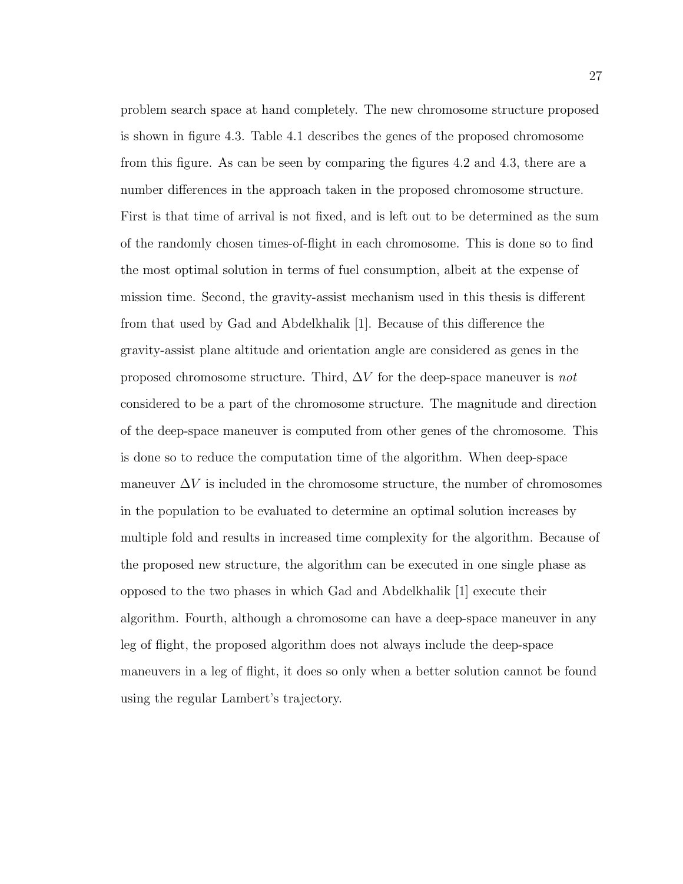problem search space at hand completely. The new chromosome structure proposed is shown in figure 4.3. Table 4.1 describes the genes of the proposed chromosome from this figure. As can be seen by comparing the figures 4.2 and 4.3, there are a number differences in the approach taken in the proposed chromosome structure. First is that time of arrival is not fixed, and is left out to be determined as the sum of the randomly chosen times-of-flight in each chromosome. This is done so to find the most optimal solution in terms of fuel consumption, albeit at the expense of mission time. Second, the gravity-assist mechanism used in this thesis is different from that used by Gad and Abdelkhalik [1]. Because of this difference the gravity-assist plane altitude and orientation angle are considered as genes in the proposed chromosome structure. Third, $\Delta V$ for the deep-space maneuver is *not* considered to be a part of the chromosome structure. The magnitude and direction of the deep-space maneuver is computed from other genes of the chromosome. This is done so to reduce the computation time of the algorithm. When deep-space maneuver $\Delta V$ is included in the chromosome structure, the number of chromosomes in the population to be evaluated to determine an optimal solution increases by multiple fold and results in increased time complexity for the algorithm. Because of the proposed new structure, the algorithm can be executed in one single phase as opposed to the two phases in which Gad and Abdelkhalik [1] execute their algorithm. Fourth, although a chromosome can have a deep-space maneuver in any leg of flight, the proposed algorithm does not always include the deep-space maneuvers in a leg of flight, it does so only when a better solution cannot be found using the regular Lambert's trajectory.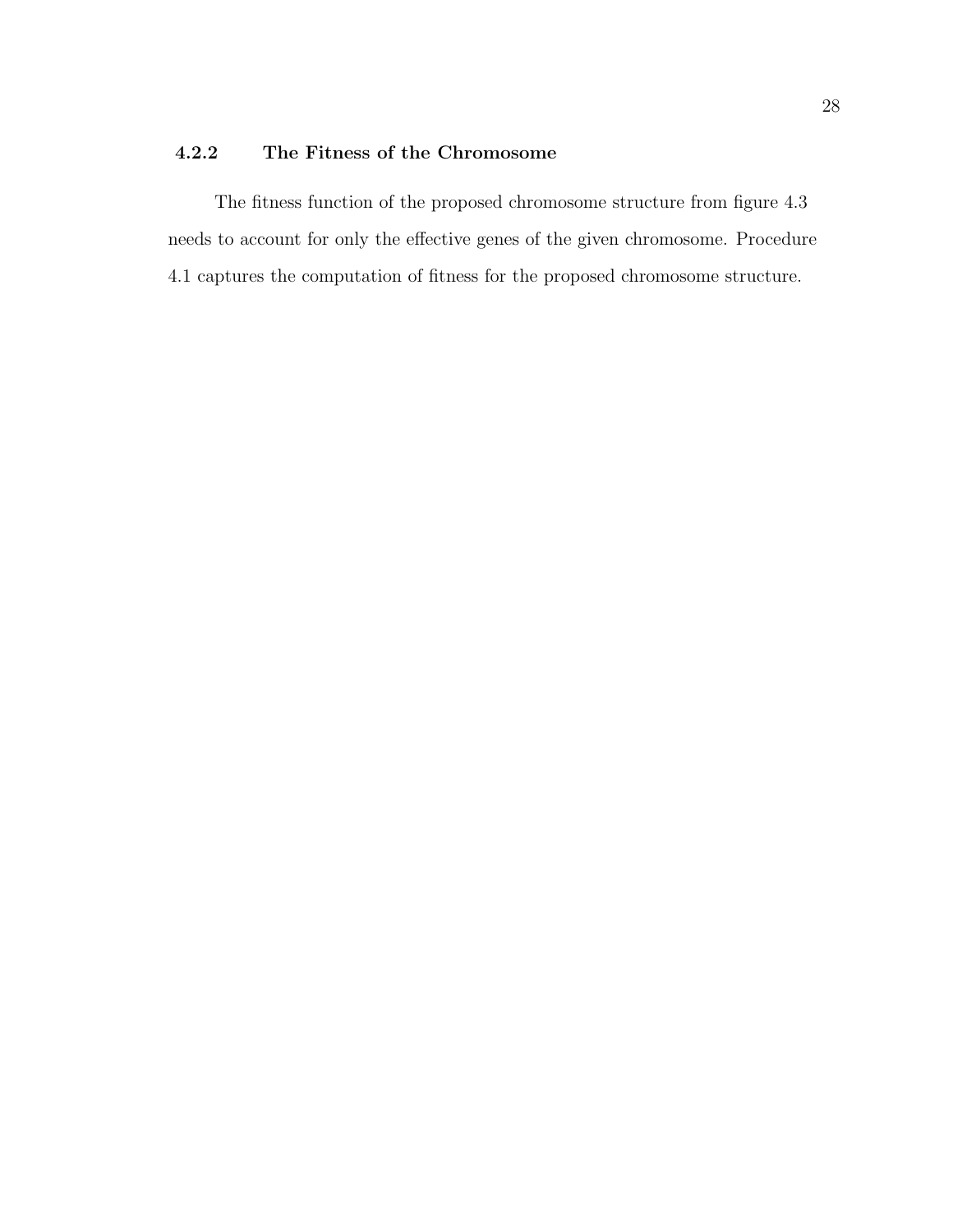### 4.2.2 The Fitness of the Chromosome

The fitness function of the proposed chromosome structure from figure 4.3 needs to account for only the effective genes of the given chromosome. Procedure 4.1 captures the computation of fitness for the proposed chromosome structure.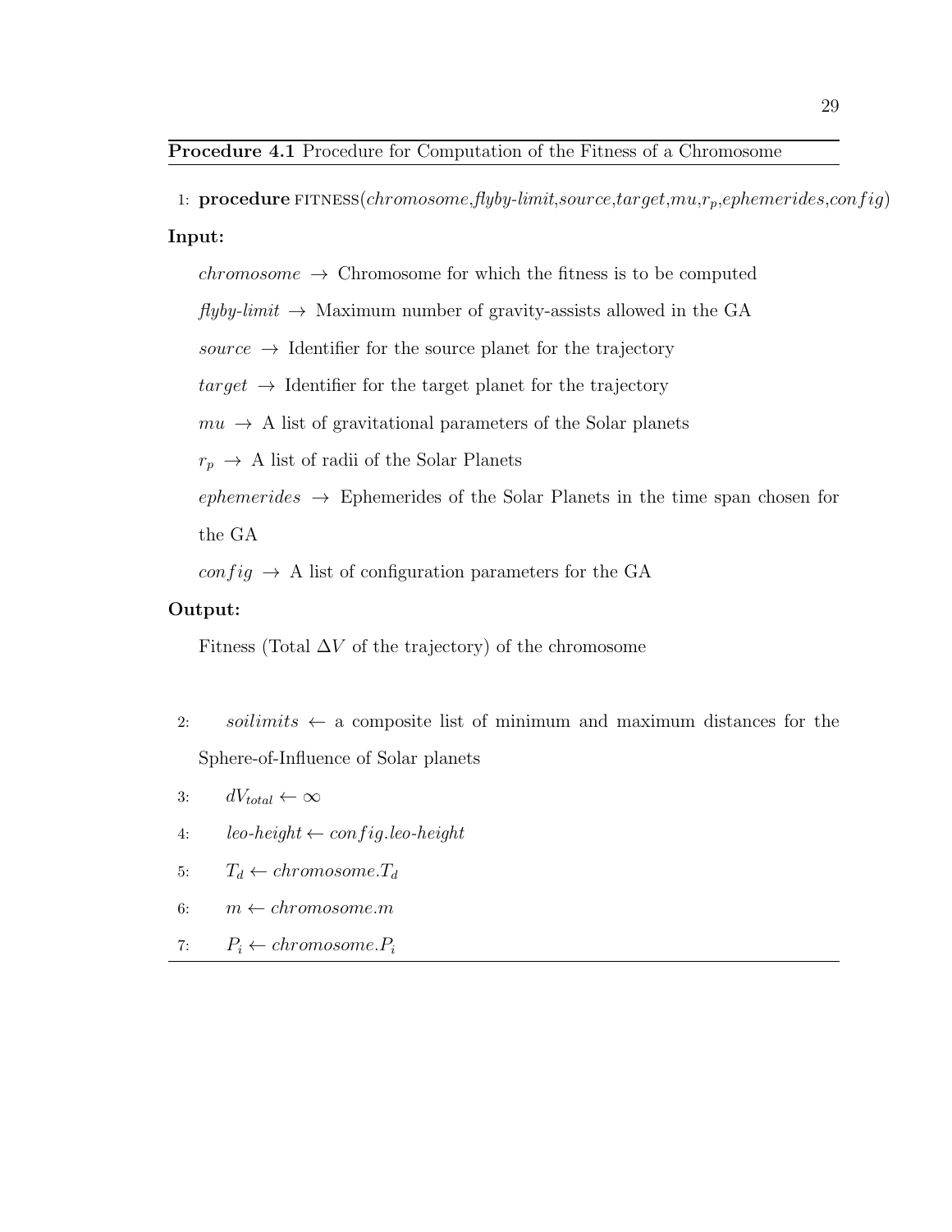**Procedure 4.1** Procedure for Computation of the Fitness of a Chromosome

1: **procedure** FITNESS(*chromosome*,*flyby-limit*,*source*,*target*,*mu*,$r_p$,*ephemerides*,*config*)

**Input:**

*chromosome* → Chromosome for which the fitness is to be computed

*flyby-limit* → Maximum number of gravity-assists allowed in the GA

*source* → Identifier for the source planet for the trajectory

*target* → Identifier for the target planet for the trajectory

*mu* → A list of gravitational parameters of the Solar planets

$r_p$ → A list of radii of the Solar Planets

*ephemerides* → Ephemerides of the Solar Planets in the time span chosen for the GA

*config* → A list of configuration parameters for the GA

**Output:**

Fitness (Total $\Delta V$ of the trajectory) of the chromosome

2: *soilimits* ← a composite list of minimum and maximum distances for the Sphere-of-Influence of Solar planets

3: $dV_{total} \leftarrow \infty$

4: *leo-height* ← *config.leo-height*

5: $T_d \leftarrow chromosome.T_d$

6: $m \leftarrow chromosome.m$

7: $P_i \leftarrow chromosome.P_i$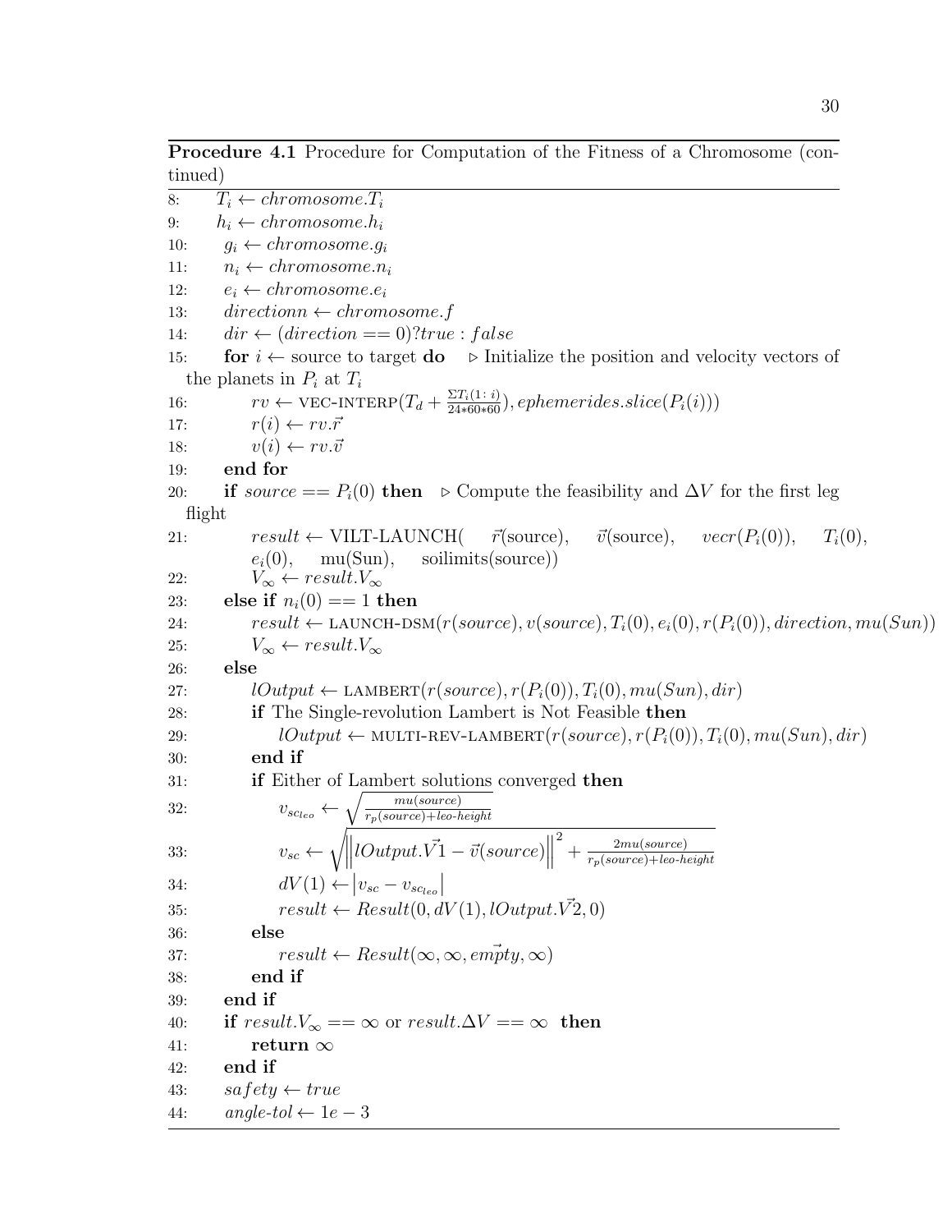**Procedure 4.1** Procedure for Computation of the Fitness of a Chromosome (continued)

```
8:      T_i ← chromosome.T_i
9:      h_i ← chromosome.h_i
10:     g_i ← chromosome.g_i
11:     n_i ← chromosome.n_i
12:     e_i ← chromosome.e_i
13:     directionn ← chromosome.f
14:     dir ← (direction == 0)?true : false
15:     for i ← source to target do    ▷ Initialize the position and velocity vectors of the planets in P_i at T_i
16:         rv ← VEC-INTERP(T_d + ΣT_i(1: i)/(24*60*60)), ephemerides.slice(P_i(i)))
17:         r(i) ← rv.r⃗
18:         v(i) ← rv.v⃗
19:     end for
20:     if source == P_i(0) then    ▷ Compute the feasibility and ΔV for the first leg flight
21:         result ← VILT-LAUNCH( r⃗(source), v⃗(source), vecr(P_i(0)), T_i(0), e_i(0), mu(Sun), soilimits(source))
22:         V_∞ ← result.V_∞
23:     else if n_i(0) == 1 then
24:         result ← LAUNCH-DSM(r(source), v(source), T_i(0), e_i(0), r(P_i(0)), direction, mu(Sun))
25:         V_∞ ← result.V_∞
26:     else
27:         lOutput ← LAMBERT(r(source), r(P_i(0)), T_i(0), mu(Sun), dir)
28:         if The Single-revolution Lambert is Not Feasible then
29:             lOutput ← MULTI-REV-LAMBERT(r(source), r(P_i(0)), T_i(0), mu(Sun), dir)
30:         end if
31:         if Either of Lambert solutions converged then
32:             v_{sc_leo} ← sqrt( mu(source) / (r_p(source)+leo-height) )
33:             v_sc ← sqrt( ||lOutput.V⃗1 − v⃗(source)||^2 + 2mu(source) / (r_p(source)+leo-height) )
34:             dV(1) ← |v_sc − v_{sc_leo}|
35:             result ← Result(0, dV(1), lOutput.V⃗2, 0)
36:         else
37:             result ← Result(∞, ∞, empty⃗, ∞)
38:         end if
39:     end if
40:     if result.V_∞ == ∞ or result.ΔV == ∞ then
41:         return ∞
42:     end if
43:     safety ← true
44:     angle-tol ← 1e − 3
```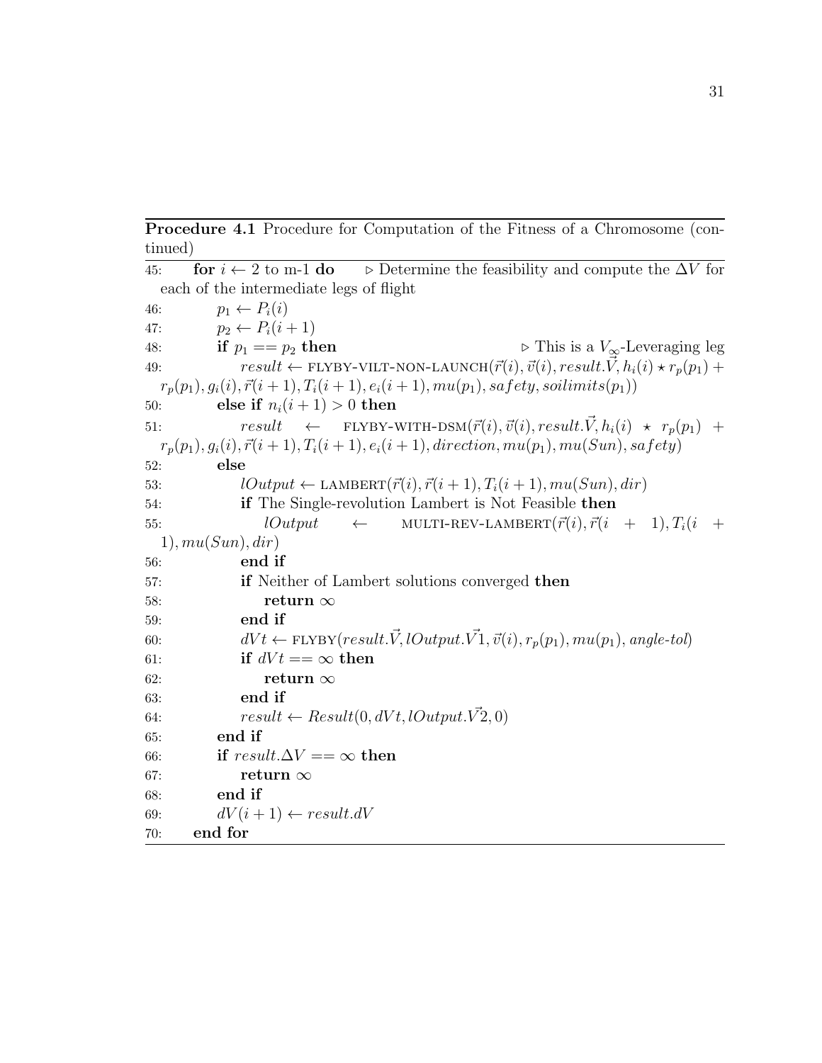**Procedure 4.1** Procedure for Computation of the Fitness of a Chromosome (continued)

```
45:   for i ← 2 to m-1 do     ▷ Determine the feasibility and compute the ΔV for each of the intermediate legs of flight
46:       p1 ← P_i(i)
47:       p2 ← P_i(i+1)
48:       if p1 == p2 then                                    ▷ This is a V∞-Leveraging leg
49:           result ← FLYBY-VILT-NON-LAUNCH(r(i), v(i), result.V, h_i(i) ⋆ r_p(p1) + r_p(p1), g_i(i), r(i+1), T_i(i+1), e_i(i+1), mu(p1), safety, soilimits(p1))
50:       else if n_i(i+1) > 0 then
51:           result ← FLYBY-WITH-DSM(r(i), v(i), result.V, h_i(i) ⋆ r_p(p1) + r_p(p1), g_i(i), r(i+1), T_i(i+1), e_i(i+1), direction, mu(p1), mu(Sun), safety)
52:       else
53:           lOutput ← LAMBERT(r(i), r(i+1), T_i(i+1), mu(Sun), dir)
54:           if The Single-revolution Lambert is Not Feasible then
55:               lOutput ← MULTI-REV-LAMBERT(r(i), r(i+1), T_i(i+1), mu(Sun), dir)
56:           end if
57:           if Neither of Lambert solutions converged then
58:               return ∞
59:           end if
60:           dVt ← FLYBY(result.V, lOutput.V1, v(i), r_p(p1), mu(p1), angle-tol)
61:           if dVt == ∞ then
62:               return ∞
63:           end if
64:           result ← Result(0, dVt, lOutput.V2, 0)
65:       end if
66:       if result.ΔV == ∞ then
67:           return ∞
68:       end if
69:       dV(i+1) ← result.dV
70:   end for
```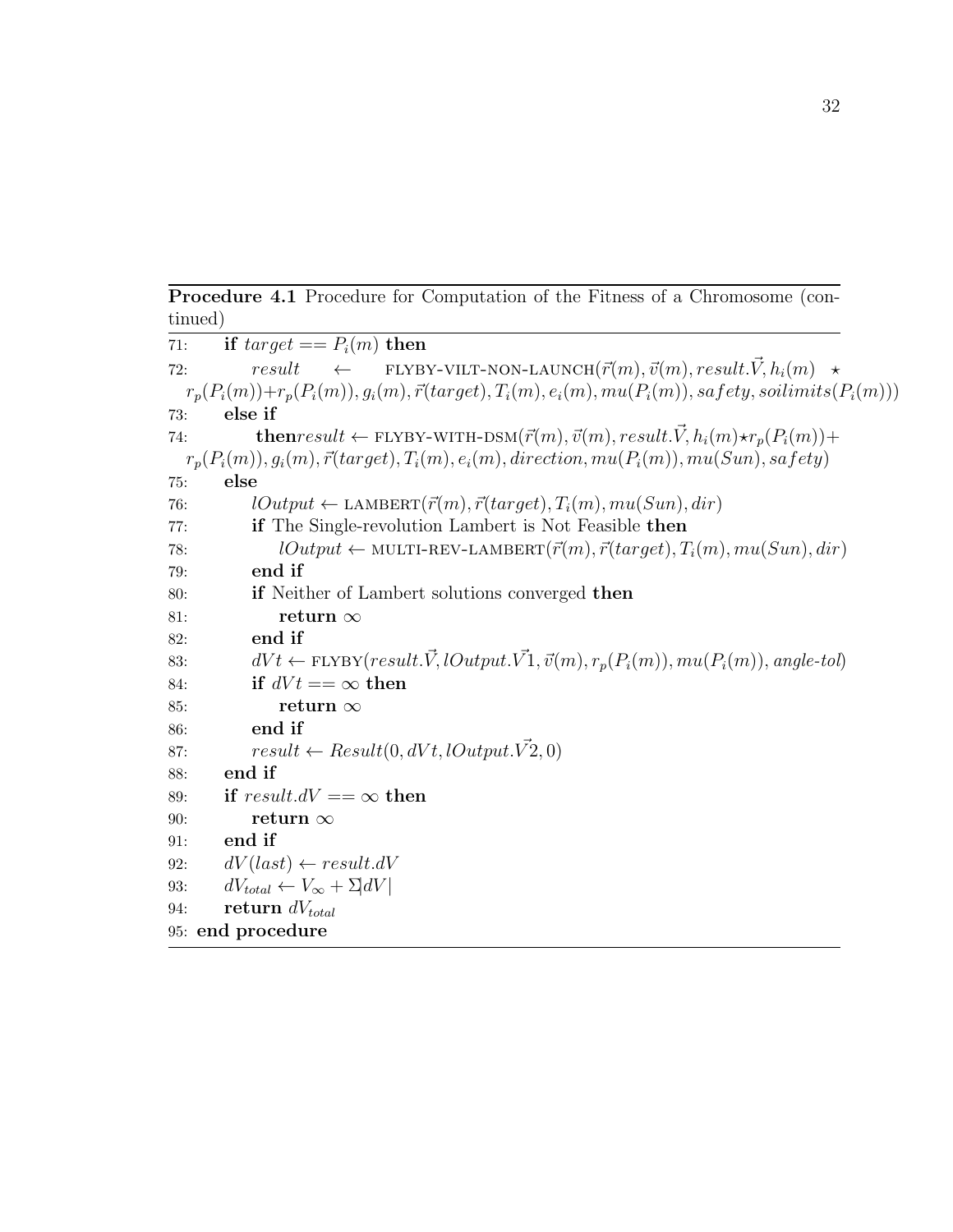**Procedure 4.1** Procedure for Computation of the Fitness of a Chromosome (continued)

71: **if** $target == P_i(m)$ **then**

72: $result \leftarrow$ FLYBY-VILT-NON-LAUNCH($\vec{r}(m), \vec{v}(m), result.\vec{V}, h_i(m) \star r_p(P_i(m)) + r_p(P_i(m)), g_i(m), \vec{r}(target), T_i(m), e_i(m), mu(P_i(m)), safety, soilimits(P_i(m))$)

73: **else if**

74: **then**$result \leftarrow$ FLYBY-WITH-DSM($\vec{r}(m), \vec{v}(m), result.\vec{V}, h_i(m) \star r_p(P_i(m)) + r_p(P_i(m)), g_i(m), \vec{r}(target), T_i(m), e_i(m), direction, mu(P_i(m)), mu(Sun), safety$)

75: **else**

76: $lOutput \leftarrow$ LAMBERT($\vec{r}(m), \vec{r}(target), T_i(m), mu(Sun), dir$)

77: **if** The Single-revolution Lambert is Not Feasible **then**

78: $lOutput \leftarrow$ MULTI-REV-LAMBERT($\vec{r}(m), \vec{r}(target), T_i(m), mu(Sun), dir$)

79: **end if**

80: **if** Neither of Lambert solutions converged **then**

81: **return** $\infty$

82: **end if**

83: $dVt \leftarrow$ FLYBY($result.\vec{V}, lOutput.\vec{V}1, \vec{v}(m), r_p(P_i(m)), mu(P_i(m)), angle\text{-}tol$)

84: **if** $dVt == \infty$ **then**

85: **return** $\infty$

86: **end if**

87: $result \leftarrow Result(0, dVt, lOutput.\vec{V}2, 0)$

88: **end if**

89: **if** $result.dV == \infty$ **then**

90: **return** $\infty$

91: **end if**

92: $dV(last) \leftarrow result.dV$

93: $dV_{total} \leftarrow V_\infty + \Sigma|dV|$

94: **return** $dV_{total}$

95: **end procedure**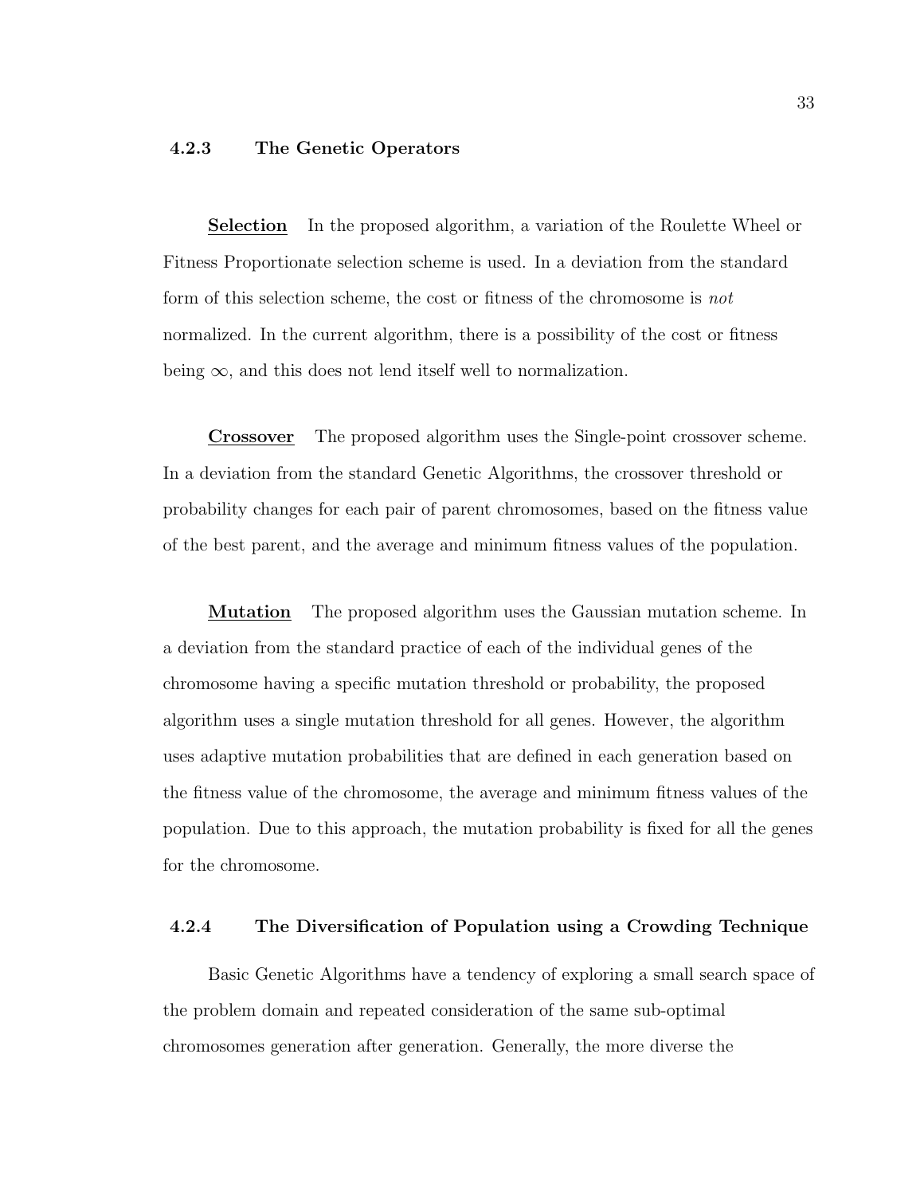### 4.2.3 The Genetic Operators

**Selection** In the proposed algorithm, a variation of the Roulette Wheel or Fitness Proportionate selection scheme is used. In a deviation from the standard form of this selection scheme, the cost or fitness of the chromosome is *not* normalized. In the current algorithm, there is a possibility of the cost or fitness being $\infty$, and this does not lend itself well to normalization.

**Crossover** The proposed algorithm uses the Single-point crossover scheme. In a deviation from the standard Genetic Algorithms, the crossover threshold or probability changes for each pair of parent chromosomes, based on the fitness value of the best parent, and the average and minimum fitness values of the population.

**Mutation** The proposed algorithm uses the Gaussian mutation scheme. In a deviation from the standard practice of each of the individual genes of the chromosome having a specific mutation threshold or probability, the proposed algorithm uses a single mutation threshold for all genes. However, the algorithm uses adaptive mutation probabilities that are defined in each generation based on the fitness value of the chromosome, the average and minimum fitness values of the population. Due to this approach, the mutation probability is fixed for all the genes for the chromosome.

### 4.2.4 The Diversification of Population using a Crowding Technique

Basic Genetic Algorithms have a tendency of exploring a small search space of the problem domain and repeated consideration of the same sub-optimal chromosomes generation after generation. Generally, the more diverse the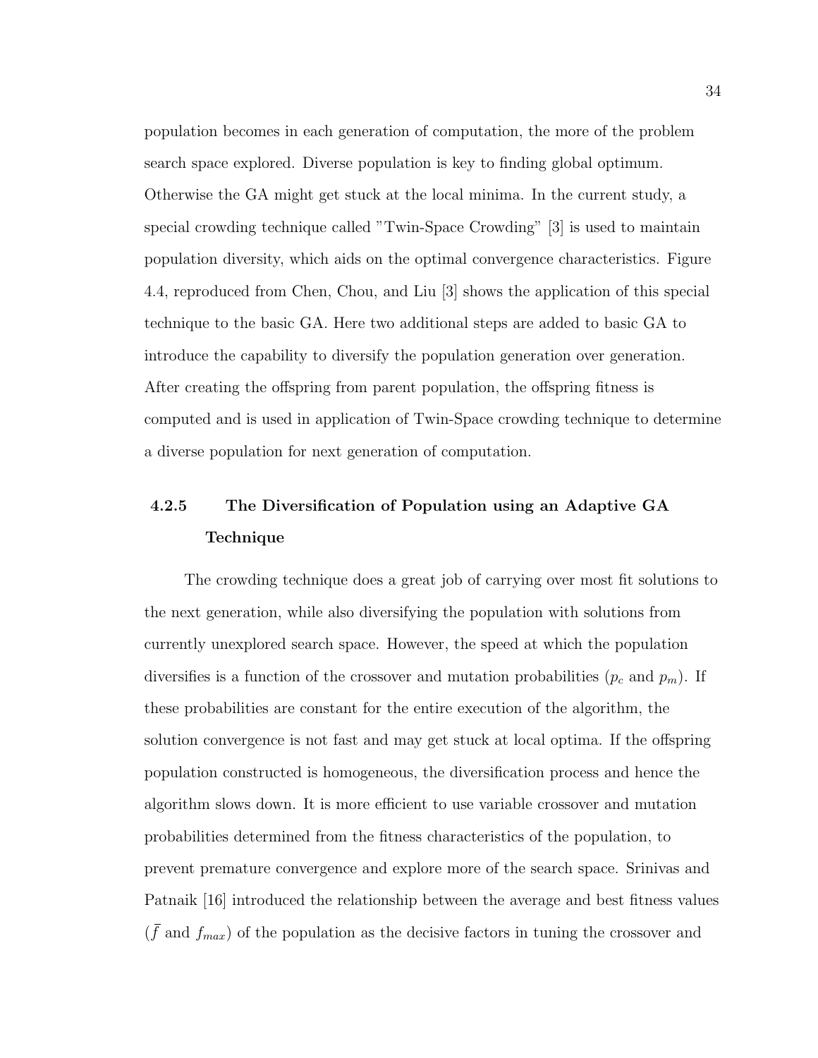population becomes in each generation of computation, the more of the problem search space explored. Diverse population is key to finding global optimum. Otherwise the GA might get stuck at the local minima. In the current study, a special crowding technique called "Twin-Space Crowding" [3] is used to maintain population diversity, which aids on the optimal convergence characteristics. Figure 4.4, reproduced from Chen, Chou, and Liu [3] shows the application of this special technique to the basic GA. Here two additional steps are added to basic GA to introduce the capability to diversify the population generation over generation. After creating the offspring from parent population, the offspring fitness is computed and is used in application of Twin-Space crowding technique to determine a diverse population for next generation of computation.

### 4.2.5 The Diversification of Population using an Adaptive GA Technique

The crowding technique does a great job of carrying over most fit solutions to the next generation, while also diversifying the population with solutions from currently unexplored search space. However, the speed at which the population diversifies is a function of the crossover and mutation probabilities ($p_c$ and $p_m$). If these probabilities are constant for the entire execution of the algorithm, the solution convergence is not fast and may get stuck at local optima. If the offspring population constructed is homogeneous, the diversification process and hence the algorithm slows down. It is more efficient to use variable crossover and mutation probabilities determined from the fitness characteristics of the population, to prevent premature convergence and explore more of the search space. Srinivas and Patnaik [16] introduced the relationship between the average and best fitness values ($\bar{f}$ and $f_{max}$) of the population as the decisive factors in tuning the crossover and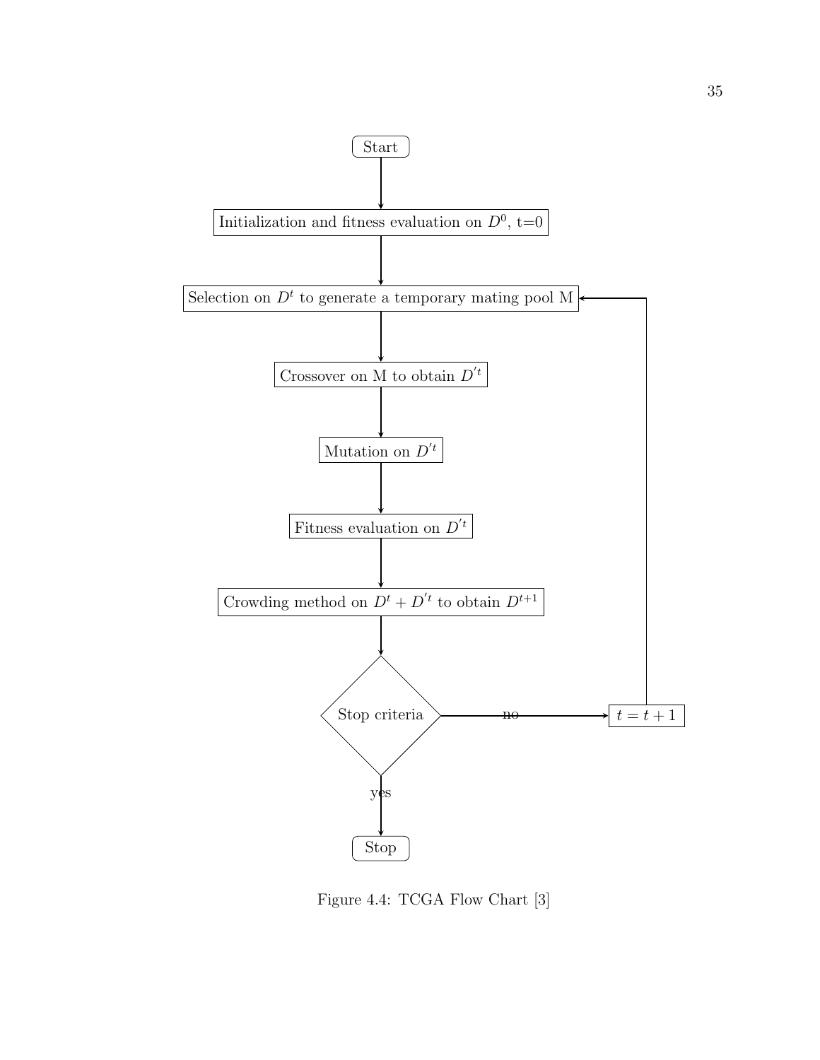Start

Initialization and fitness evaluation on $D^0$, t=0

Selection on $D^t$ to generate a temporary mating pool M

Crossover on M to obtain $D^{'t}$

Mutation on $D^{'t}$

Fitness evaluation on $D^{'t}$

Crowding method on $D^t + D^{'t}$ to obtain $D^{t+1}$

Stop criteria

no

$t = t + 1$

yes

Stop

Figure 4.4: TCGA Flow Chart [3]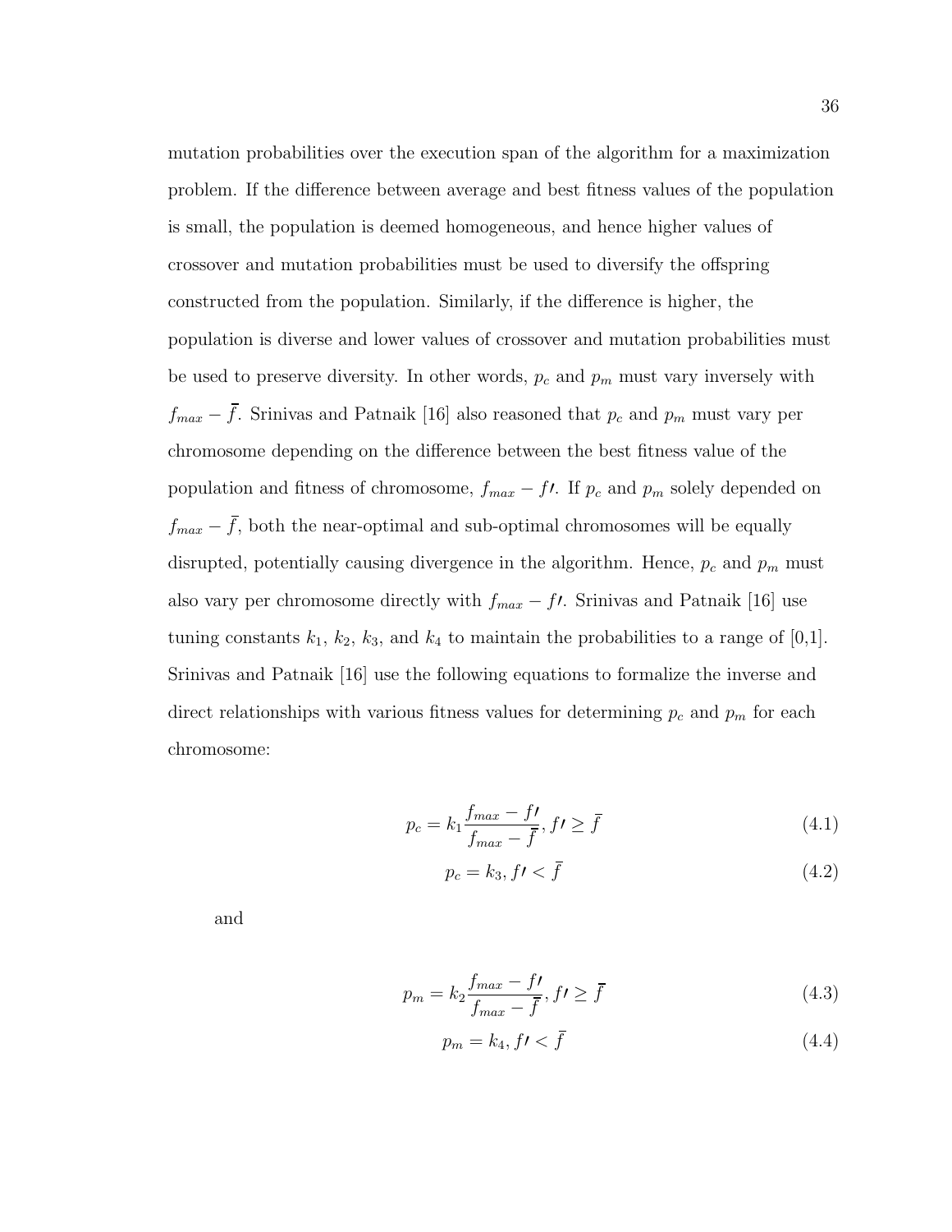mutation probabilities over the execution span of the algorithm for a maximization problem. If the difference between average and best fitness values of the population is small, the population is deemed homogeneous, and hence higher values of crossover and mutation probabilities must be used to diversify the offspring constructed from the population. Similarly, if the difference is higher, the population is diverse and lower values of crossover and mutation probabilities must be used to preserve diversity. In other words, $p_c$ and $p_m$ must vary inversely with $f_{max} - \bar{f}$. Srinivas and Patnaik [16] also reasoned that $p_c$ and $p_m$ must vary per chromosome depending on the difference between the best fitness value of the population and fitness of chromosome, $f_{max} - f\prime$. If $p_c$ and $p_m$ solely depended on $f_{max} - \bar{f}$, both the near-optimal and sub-optimal chromosomes will be equally disrupted, potentially causing divergence in the algorithm. Hence, $p_c$ and $p_m$ must also vary per chromosome directly with $f_{max} - f\prime$. Srinivas and Patnaik [16] use tuning constants $k_1$, $k_2$, $k_3$, and $k_4$ to maintain the probabilities to a range of [0,1]. Srinivas and Patnaik [16] use the following equations to formalize the inverse and direct relationships with various fitness values for determining $p_c$ and $p_m$ for each chromosome:

$$p_c = k_1 \frac{f_{max} - f\prime}{f_{max} - \bar{f}}, f\prime \geq \bar{f} \tag{4.1}$$

$$p_c = k_3, f\prime < \bar{f} \tag{4.2}$$

and

$$p_m = k_2 \frac{f_{max} - f\prime}{f_{max} - \bar{f}}, f\prime \geq \bar{f} \tag{4.3}$$

$$p_m = k_4, f\prime < \bar{f} \tag{4.4}$$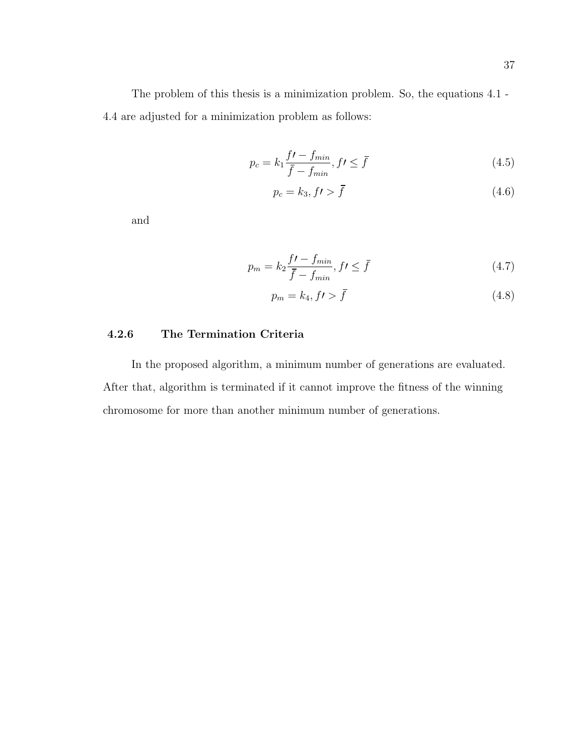The problem of this thesis is a minimization problem. So, the equations 4.1 - 4.4 are adjusted for a minimization problem as follows:

$$p_c = k_1 \frac{f\prime - f_{min}}{\bar{f} - f_{min}}, f\prime \leq \bar{f} \tag{4.5}$$

$$p_c = k_3, f\prime > \bar{f} \tag{4.6}$$

and

$$p_m = k_2 \frac{f\prime - f_{min}}{\bar{f} - f_{min}}, f\prime \leq \bar{f} \tag{4.7}$$

$$p_m = k_4, f\prime > \bar{f} \tag{4.8}$$

### 4.2.6 The Termination Criteria

In the proposed algorithm, a minimum number of generations are evaluated. After that, algorithm is terminated if it cannot improve the fitness of the winning chromosome for more than another minimum number of generations.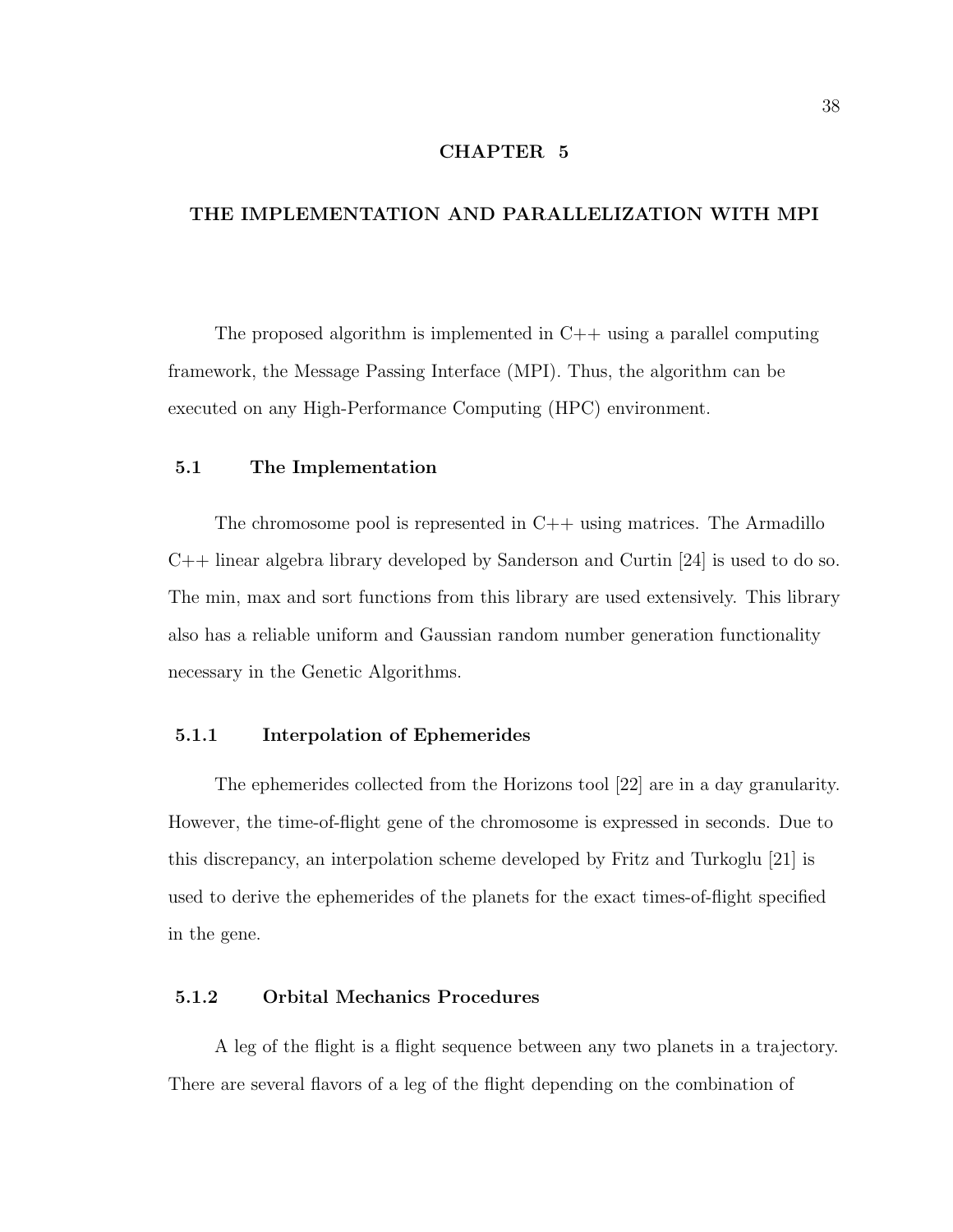# CHAPTER 5

# THE IMPLEMENTATION AND PARALLELIZATION WITH MPI

The proposed algorithm is implemented in C++ using a parallel computing framework, the Message Passing Interface (MPI). Thus, the algorithm can be executed on any High-Performance Computing (HPC) environment.

## 5.1 The Implementation

The chromosome pool is represented in C++ using matrices. The Armadillo C++ linear algebra library developed by Sanderson and Curtin [24] is used to do so. The min, max and sort functions from this library are used extensively. This library also has a reliable uniform and Gaussian random number generation functionality necessary in the Genetic Algorithms.

### 5.1.1 Interpolation of Ephemerides

The ephemerides collected from the Horizons tool [22] are in a day granularity. However, the time-of-flight gene of the chromosome is expressed in seconds. Due to this discrepancy, an interpolation scheme developed by Fritz and Turkoglu [21] is used to derive the ephemerides of the planets for the exact times-of-flight specified in the gene.

### 5.1.2 Orbital Mechanics Procedures

A leg of the flight is a flight sequence between any two planets in a trajectory. There are several flavors of a leg of the flight depending on the combination of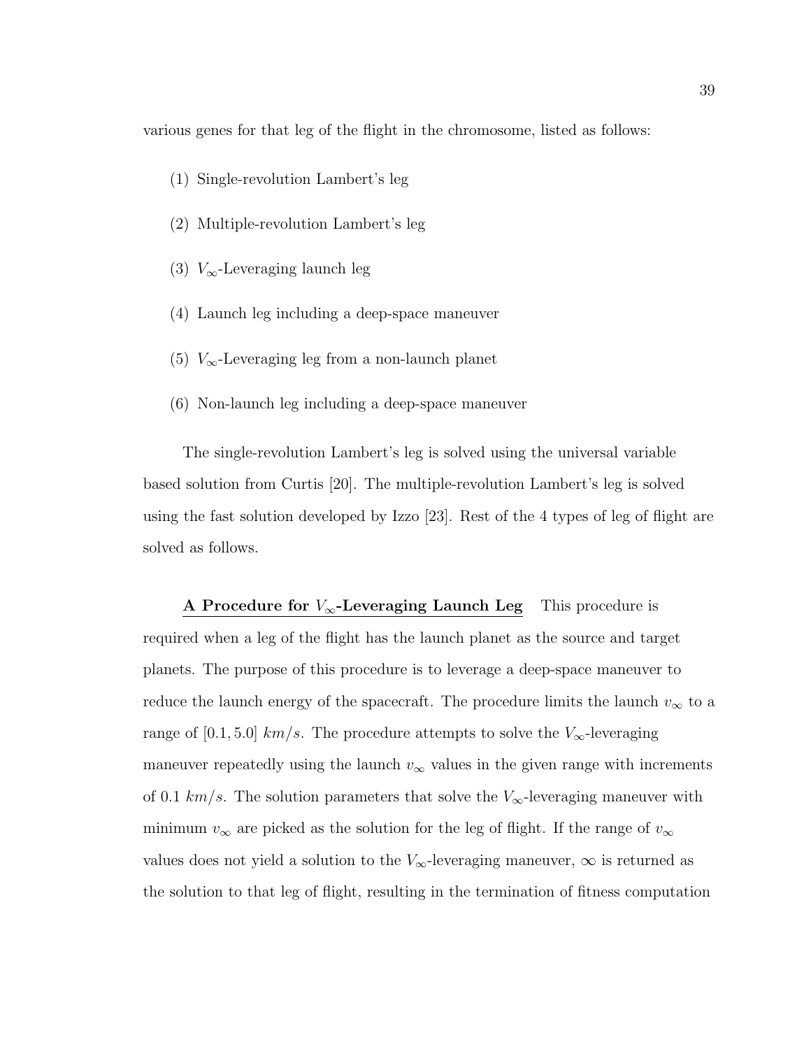various genes for that leg of the flight in the chromosome, listed as follows:

(1) Single-revolution Lambert's leg

(2) Multiple-revolution Lambert's leg

(3) $V_\infty$-Leveraging launch leg

(4) Launch leg including a deep-space maneuver

(5) $V_\infty$-Leveraging leg from a non-launch planet

(6) Non-launch leg including a deep-space maneuver

The single-revolution Lambert's leg is solved using the universal variable based solution from Curtis [20]. The multiple-revolution Lambert's leg is solved using the fast solution developed by Izzo [23]. Rest of the 4 types of leg of flight are solved as follows.

**A Procedure for $V_\infty$-Leveraging Launch Leg** This procedure is required when a leg of the flight has the launch planet as the source and target planets. The purpose of this procedure is to leverage a deep-space maneuver to reduce the launch energy of the spacecraft. The procedure limits the launch $v_\infty$ to a range of $[0.1, 5.0]$ $km/s$. The procedure attempts to solve the $V_\infty$-leveraging maneuver repeatedly using the launch $v_\infty$ values in the given range with increments of 0.1 $km/s$. The solution parameters that solve the $V_\infty$-leveraging maneuver with minimum $v_\infty$ are picked as the solution for the leg of flight. If the range of $v_\infty$ values does not yield a solution to the $V_\infty$-leveraging maneuver, $\infty$ is returned as the solution to that leg of flight, resulting in the termination of fitness computation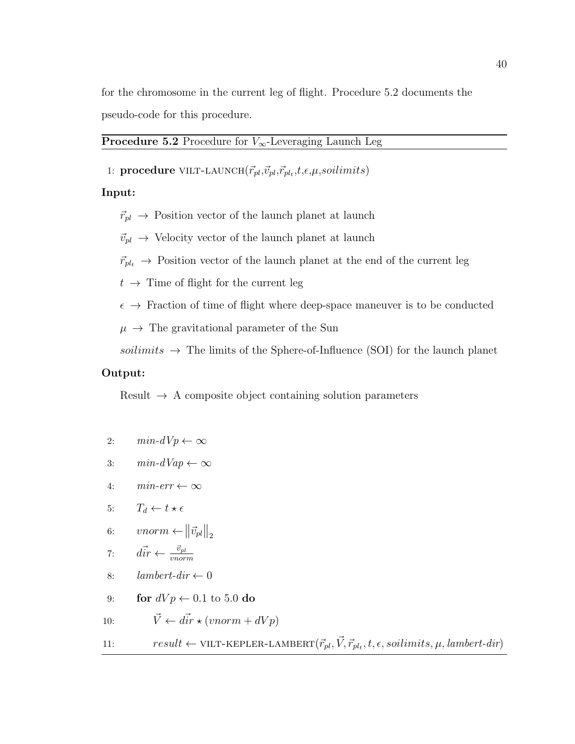for the chromosome in the current leg of flight. Procedure 5.2 documents the pseudo-code for this procedure.

---

**Procedure 5.2** Procedure for $V_\infty$-Leveraging Launch Leg

---

1: **procedure** VILT-LAUNCH($\vec{r}_{pl}$,$\vec{v}_{pl}$,$\vec{r}_{pl_t}$,$t$,$\epsilon$,$\mu$,$soilimits$)

**Input:**

$\vec{r}_{pl}$ $\rightarrow$ Position vector of the launch planet at launch

$\vec{v}_{pl}$ $\rightarrow$ Velocity vector of the launch planet at launch

$\vec{r}_{pl_t}$ $\rightarrow$ Position vector of the launch planet at the end of the current leg

$t$ $\rightarrow$ Time of flight for the current leg

$\epsilon$ $\rightarrow$ Fraction of time of flight where deep-space maneuver is to be conducted

$\mu$ $\rightarrow$ The gravitational parameter of the Sun

$soilimits$ $\rightarrow$ The limits of the Sphere-of-Influence (SOI) for the launch planet

**Output:**

Result $\rightarrow$ A composite object containing solution parameters

2: $\quad$ $min\text{-}dVp \leftarrow \infty$

3: $\quad$ $min\text{-}dVap \leftarrow \infty$

4: $\quad$ $min\text{-}err \leftarrow \infty$

5: $\quad$ $T_d \leftarrow t \star \epsilon$

6: $\quad$ $vnorm \leftarrow \left\|\vec{v}_{pl}\right\|_2$

7: $\quad$ $\vec{dir} \leftarrow \frac{\vec{v}_{pl}}{vnorm}$

8: $\quad$ $lambert\text{-}dir \leftarrow 0$

9: $\quad$ **for** $dVp \leftarrow 0.1$ to $5.0$ **do**

10: $\quad\quad$ $\vec{V} \leftarrow \vec{dir} \star (vnorm + dVp)$

11: $\quad\quad$ $result \leftarrow$ VILT-KEPLER-LAMBERT($\vec{r}_{pl}, \vec{V}, \vec{r}_{pl_t}, t, \epsilon, soilimits, \mu, lambert\text{-}dir$)

---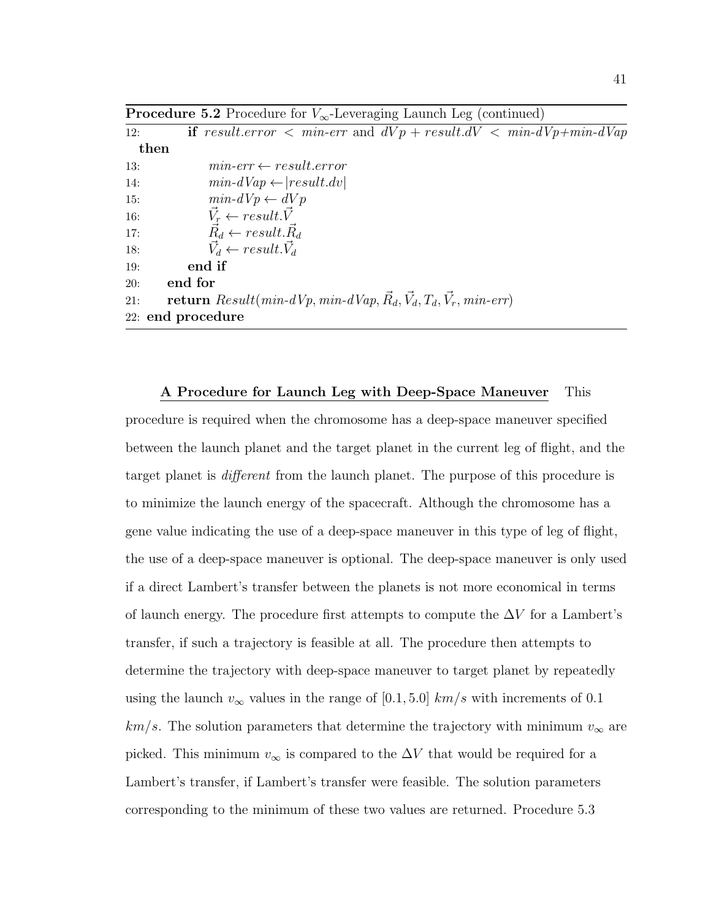**Procedure 5.2** Procedure for $V_\infty$-Leveraging Launch Leg (continued)

```
12:        if result.error < min-err and dVp + result.dV < min-dVp+min-dVap
   then
13:            min-err ← result.error
14:            min-dVap ← |result.dv|
15:            min-dVp ← dVp
16:            V⃗_r ← result.V⃗
17:            R⃗_d ← result.R⃗_d
18:            V⃗_d ← result.V⃗_d
19:        end if
20:    end for
21:    return Result(min-dVp, min-dVap, R⃗_d, V⃗_d, T_d, V⃗_r, min-err)
22: end procedure
```

**A Procedure for Launch Leg with Deep-Space Maneuver** This procedure is required when the chromosome has a deep-space maneuver specified between the launch planet and the target planet in the current leg of flight, and the target planet is *different* from the launch planet. The purpose of this procedure is to minimize the launch energy of the spacecraft. Although the chromosome has a gene value indicating the use of a deep-space maneuver in this type of leg of flight, the use of a deep-space maneuver is optional. The deep-space maneuver is only used if a direct Lambert's transfer between the planets is not more economical in terms of launch energy. The procedure first attempts to compute the $\Delta V$ for a Lambert's transfer, if such a trajectory is feasible at all. The procedure then attempts to determine the trajectory with deep-space maneuver to target planet by repeatedly using the launch $v_\infty$ values in the range of $[0.1, 5.0]$ $km/s$ with increments of 0.1 $km/s$. The solution parameters that determine the trajectory with minimum $v_\infty$ are picked. This minimum $v_\infty$ is compared to the $\Delta V$ that would be required for a Lambert's transfer, if Lambert's transfer were feasible. The solution parameters corresponding to the minimum of these two values are returned. Procedure 5.3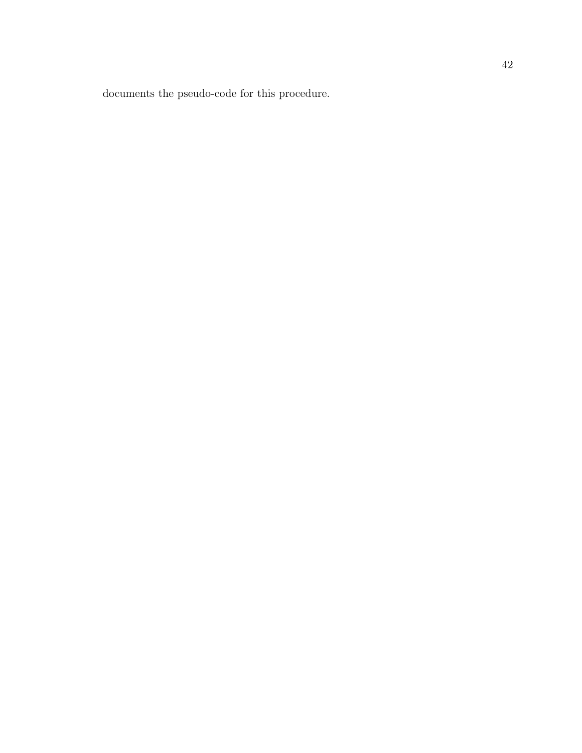documents the pseudo-code for this procedure.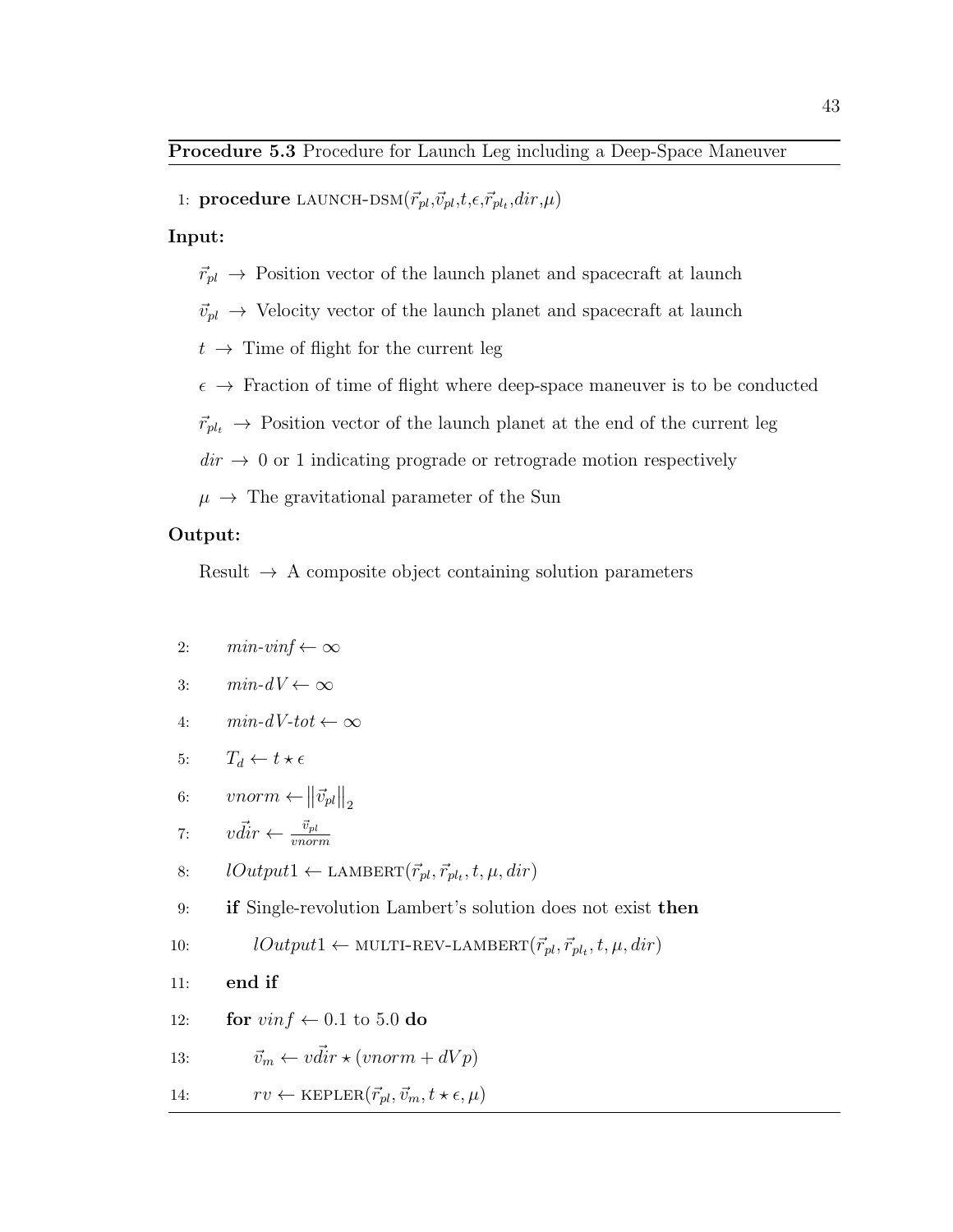**Procedure 5.3** Procedure for Launch Leg including a Deep-Space Maneuver

1: **procedure** LAUNCH-DSM($\vec{r}_{pl}$,$\vec{v}_{pl}$,$t$,$\epsilon$,$\vec{r}_{pl_t}$,$dir$,$\mu$)

**Input:**

$\vec{r}_{pl}$ $\rightarrow$ Position vector of the launch planet and spacecraft at launch

$\vec{v}_{pl}$ $\rightarrow$ Velocity vector of the launch planet and spacecraft at launch

$t$ $\rightarrow$ Time of flight for the current leg

$\epsilon$ $\rightarrow$ Fraction of time of flight where deep-space maneuver is to be conducted

$\vec{r}_{pl_t}$ $\rightarrow$ Position vector of the launch planet at the end of the current leg

$dir$ $\rightarrow$ 0 or 1 indicating prograde or retrograde motion respectively

$\mu$ $\rightarrow$ The gravitational parameter of the Sun

**Output:**

Result $\rightarrow$ A composite object containing solution parameters

2: $min\text{-}vinf \leftarrow \infty$

3: $min\text{-}dV \leftarrow \infty$

4: $min\text{-}dV\text{-}tot \leftarrow \infty$

5: $T_d \leftarrow t \star \epsilon$

6: $vnorm \leftarrow \left\|\vec{v}_{pl}\right\|_2$

7: $v\vec{dir} \leftarrow \frac{\vec{v}_{pl}}{vnorm}$

8: $lOutput1 \leftarrow$ LAMBERT($\vec{r}_{pl}, \vec{r}_{pl_t}, t, \mu, dir$)

9: **if** Single-revolution Lambert's solution does not exist **then**

10: $lOutput1 \leftarrow$ MULTI-REV-LAMBERT($\vec{r}_{pl}, \vec{r}_{pl_t}, t, \mu, dir$)

11: **end if**

12: **for** $vinf \leftarrow 0.1$ to $5.0$ **do**

13: $\vec{v}_m \leftarrow v\vec{dir} \star (vnorm + dVp)$

14: $rv \leftarrow$ KEPLER($\vec{r}_{pl}, \vec{v}_m, t \star \epsilon, \mu$)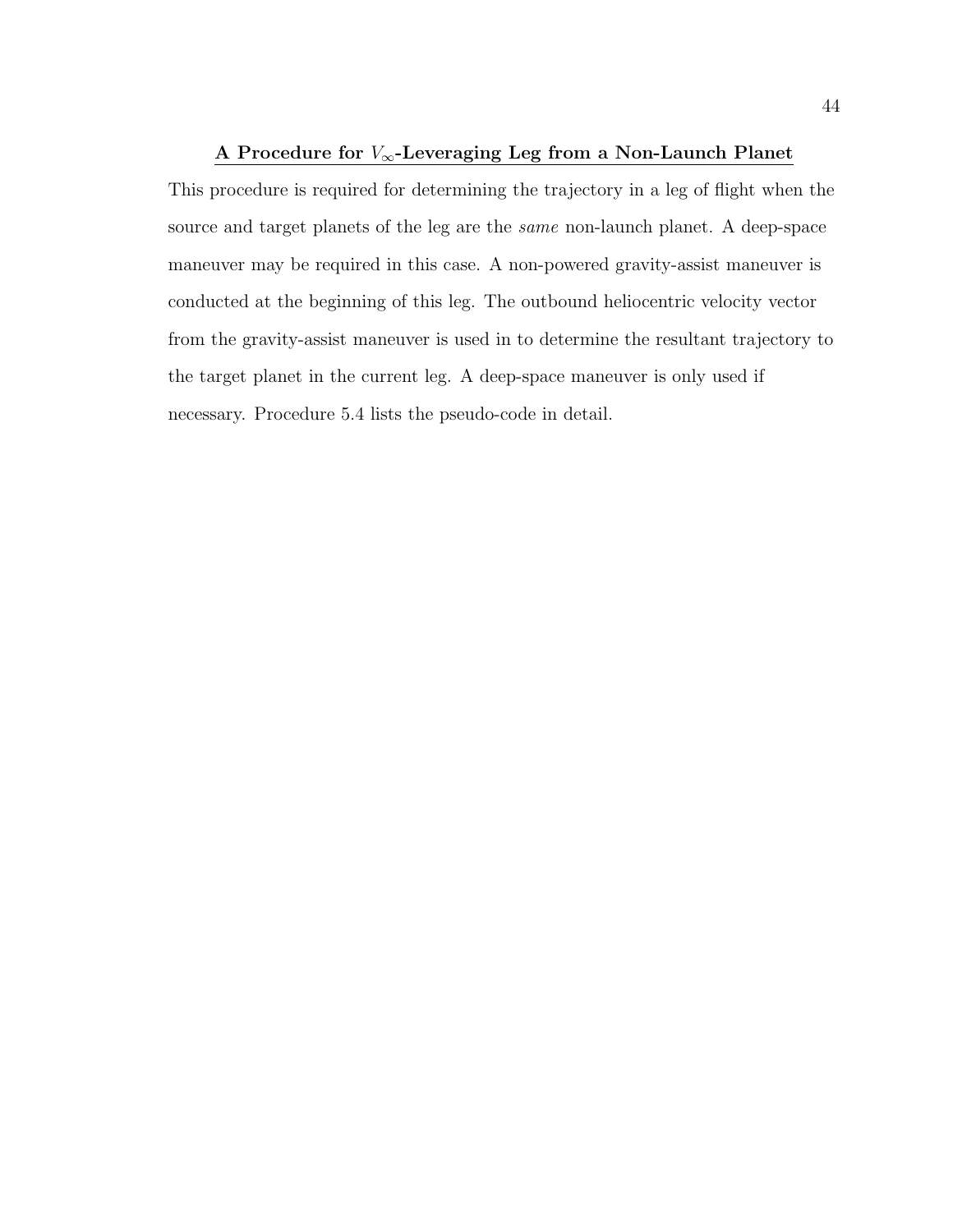### A Procedure for $V_\infty$-Leveraging Leg from a Non-Launch Planet

This procedure is required for determining the trajectory in a leg of flight when the source and target planets of the leg are the *same* non-launch planet. A deep-space maneuver may be required in this case. A non-powered gravity-assist maneuver is conducted at the beginning of this leg. The outbound heliocentric velocity vector from the gravity-assist maneuver is used in to determine the resultant trajectory to the target planet in the current leg. A deep-space maneuver is only used if necessary. Procedure 5.4 lists the pseudo-code in detail.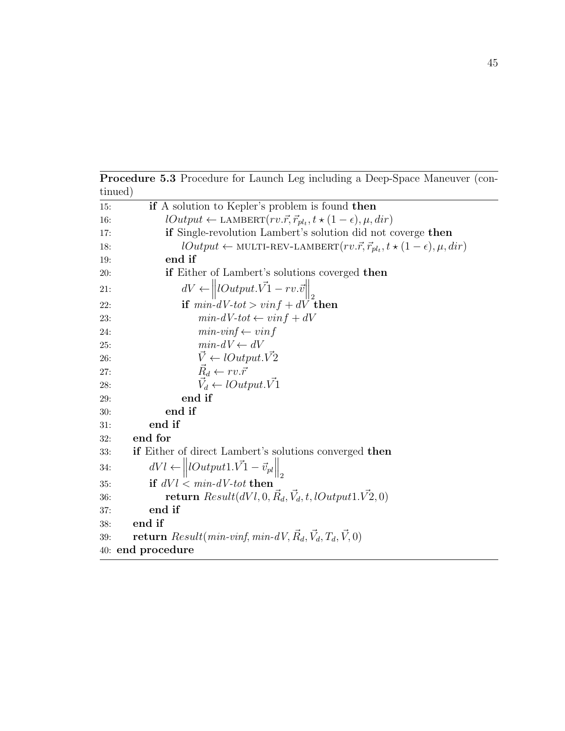**Procedure 5.3** Procedure for Launch Leg including a Deep-Space Maneuver (continued)

```
15:         if A solution to Kepler's problem is found then
16:             lOutput ← LAMBERT(rv.r⃗, r⃗_{pl_t}, t ⋆ (1 − ε), μ, dir)
17:             if Single-revolution Lambert's solution did not coverge then
18:                 lOutput ← MULTI-REV-LAMBERT(rv.r⃗, r⃗_{pl_t}, t ⋆ (1 − ε), μ, dir)
19:             end if
20:             if Either of Lambert's solutions coverged then
21:                 dV ← ‖lOutput.V⃗1 − rv.v⃗‖_2
22:                 if min-dV-tot > vinf + dV then
23:                     min-dV-tot ← vinf + dV
24:                     min-vinf ← vinf
25:                     min-dV ← dV
26:                     V⃗ ← lOutput.V⃗2
27:                     R⃗_d ← rv.r⃗
28:                     V⃗_d ← lOutput.V⃗1
29:                 end if
30:             end if
31:         end if
32:     end for
33:     if Either of direct Lambert's solutions converged then
34:         dVl ← ‖lOutput1.V⃗1 − v⃗_pl‖_2
35:         if dVl < min-dV-tot then
36:             return Result(dVl, 0, R⃗_d, V⃗_d, t, lOutput1.V⃗2, 0)
37:         end if
38:     end if
39:     return Result(min-vinf, min-dV, R⃗_d, V⃗_d, T_d, V⃗, 0)
40: end procedure
```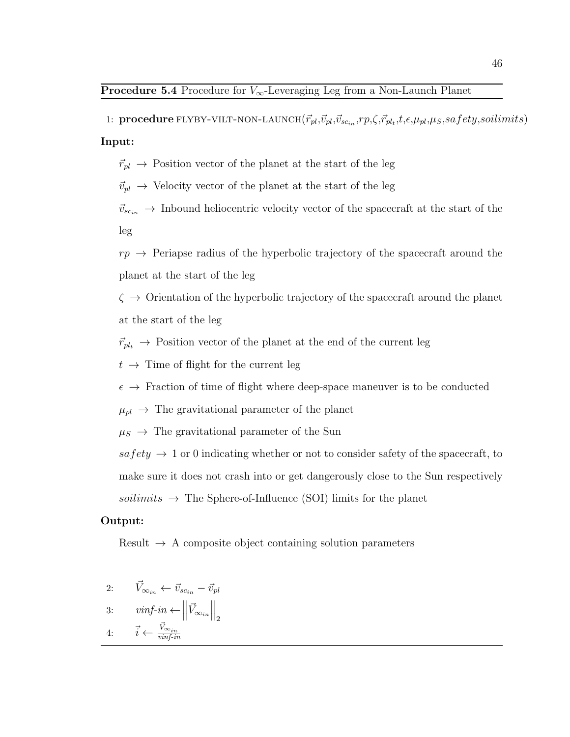**Procedure 5.4** Procedure for $V_\infty$-Leveraging Leg from a Non-Launch Planet

1: **procedure** FLYBY-VILT-NON-LAUNCH($\vec{r}_{pl}$,$\vec{v}_{pl}$,$\vec{v}_{sc_{in}}$,$rp$,$\zeta$,$\vec{r}_{pl_t}$,$t$,$\epsilon$,$\mu_{pl}$,$\mu_S$,$safety$,$soilimits$)

**Input:**

$\vec{r}_{pl} \rightarrow$ Position vector of the planet at the start of the leg

$\vec{v}_{pl} \rightarrow$ Velocity vector of the planet at the start of the leg

$\vec{v}_{sc_{in}} \rightarrow$ Inbound heliocentric velocity vector of the spacecraft at the start of the leg

$rp \rightarrow$ Periapse radius of the hyperbolic trajectory of the spacecraft around the planet at the start of the leg

$\zeta \rightarrow$ Orientation of the hyperbolic trajectory of the spacecraft around the planet at the start of the leg

$\vec{r}_{pl_t} \rightarrow$ Position vector of the planet at the end of the current leg

$t \rightarrow$ Time of flight for the current leg

$\epsilon \rightarrow$ Fraction of time of flight where deep-space maneuver is to be conducted

$\mu_{pl} \rightarrow$ The gravitational parameter of the planet

$\mu_S \rightarrow$ The gravitational parameter of the Sun

$safety \rightarrow$ 1 or 0 indicating whether or not to consider safety of the spacecraft, to make sure it does not crash into or get dangerously close to the Sun respectively

$soilimits \rightarrow$ The Sphere-of-Influence (SOI) limits for the planet

**Output:**

Result $\rightarrow$ A composite object containing solution parameters

2: $\quad \vec{V}_{\infty_{in}} \leftarrow \vec{v}_{sc_{in}} - \vec{v}_{pl}$

3: $\quad vinf\text{-}in \leftarrow \left\| \vec{V}_{\infty_{in}} \right\|_2$

4: $\quad \vec{i} \leftarrow \frac{\vec{V}_{\infty_{in}}}{vinf\text{-}in}$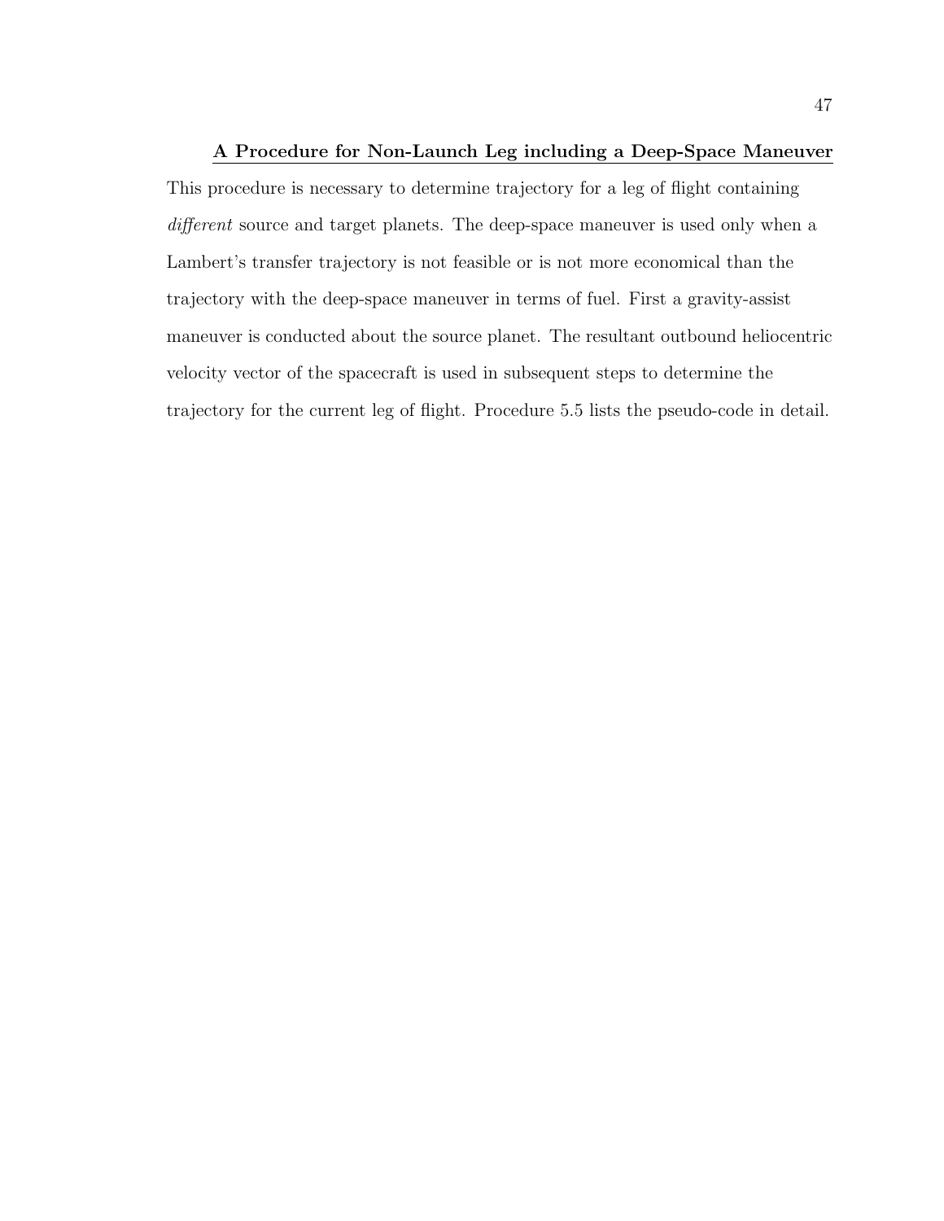### A Procedure for Non-Launch Leg including a Deep-Space Maneuver

This procedure is necessary to determine trajectory for a leg of flight containing *different* source and target planets. The deep-space maneuver is used only when a Lambert's transfer trajectory is not feasible or is not more economical than the trajectory with the deep-space maneuver in terms of fuel. First a gravity-assist maneuver is conducted about the source planet. The resultant outbound heliocentric velocity vector of the spacecraft is used in subsequent steps to determine the trajectory for the current leg of flight. Procedure 5.5 lists the pseudo-code in detail.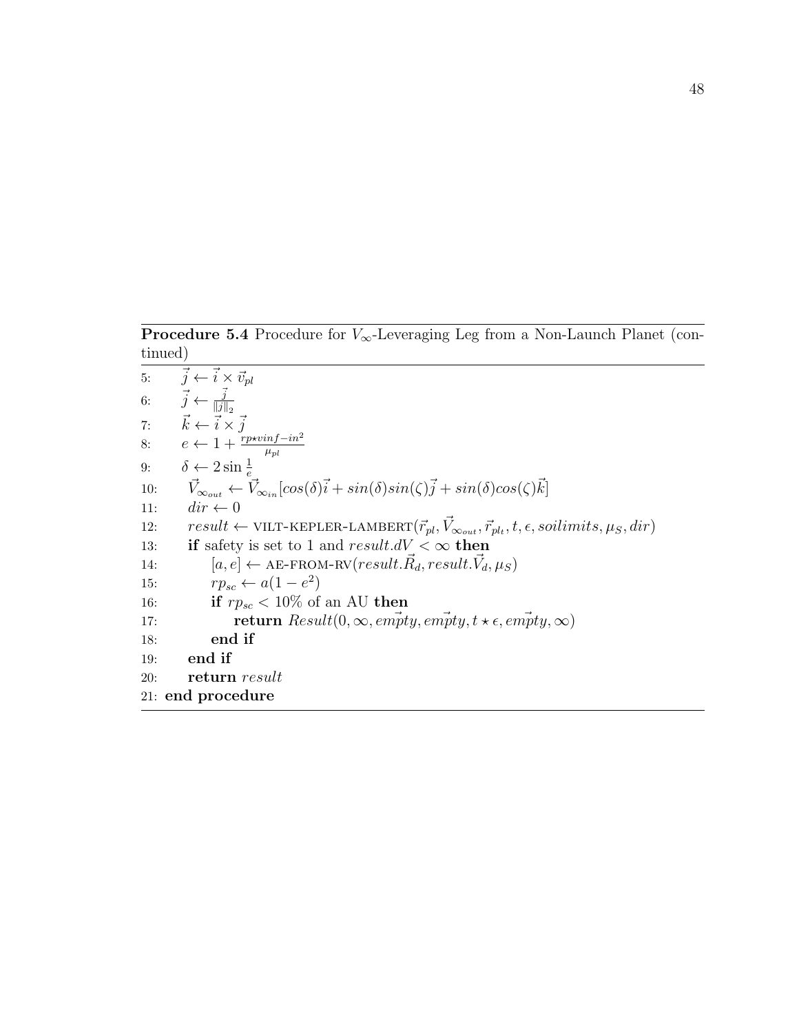**Procedure 5.4** Procedure for $V_\infty$-Leveraging Leg from a Non-Launch Planet (continued)

```
5:      j⃗ ← i⃗ × v⃗_pl
6:      j⃗ ← j⃗ / ‖j⃗‖_2
7:      k⃗ ← i⃗ × j⃗
8:      e ← 1 + (rp ⋆ vinf−in^2) / μ_pl
9:      δ ← 2 sin (1/e)
10:     V⃗_∞out ← V⃗_∞in [cos(δ)i⃗ + sin(δ)sin(ζ)j⃗ + sin(δ)cos(ζ)k⃗]
11:     dir ← 0
12:     result ← VILT-KEPLER-LAMBERT(r⃗_pl, V⃗_∞out, r⃗_plt, t, ϵ, soilimits, μ_S, dir)
13:     if safety is set to 1 and result.dV < ∞ then
14:         [a, e] ← AE-FROM-RV(result.R⃗_d, result.V⃗_d, μ_S)
15:         rp_sc ← a(1 − e^2)
16:         if rp_sc < 10% of an AU then
17:             return Result(0, ∞, empty⃗, empty⃗, t ⋆ ϵ, empty⃗, ∞)
18:         end if
19:     end if
20:     return result
21: end procedure
```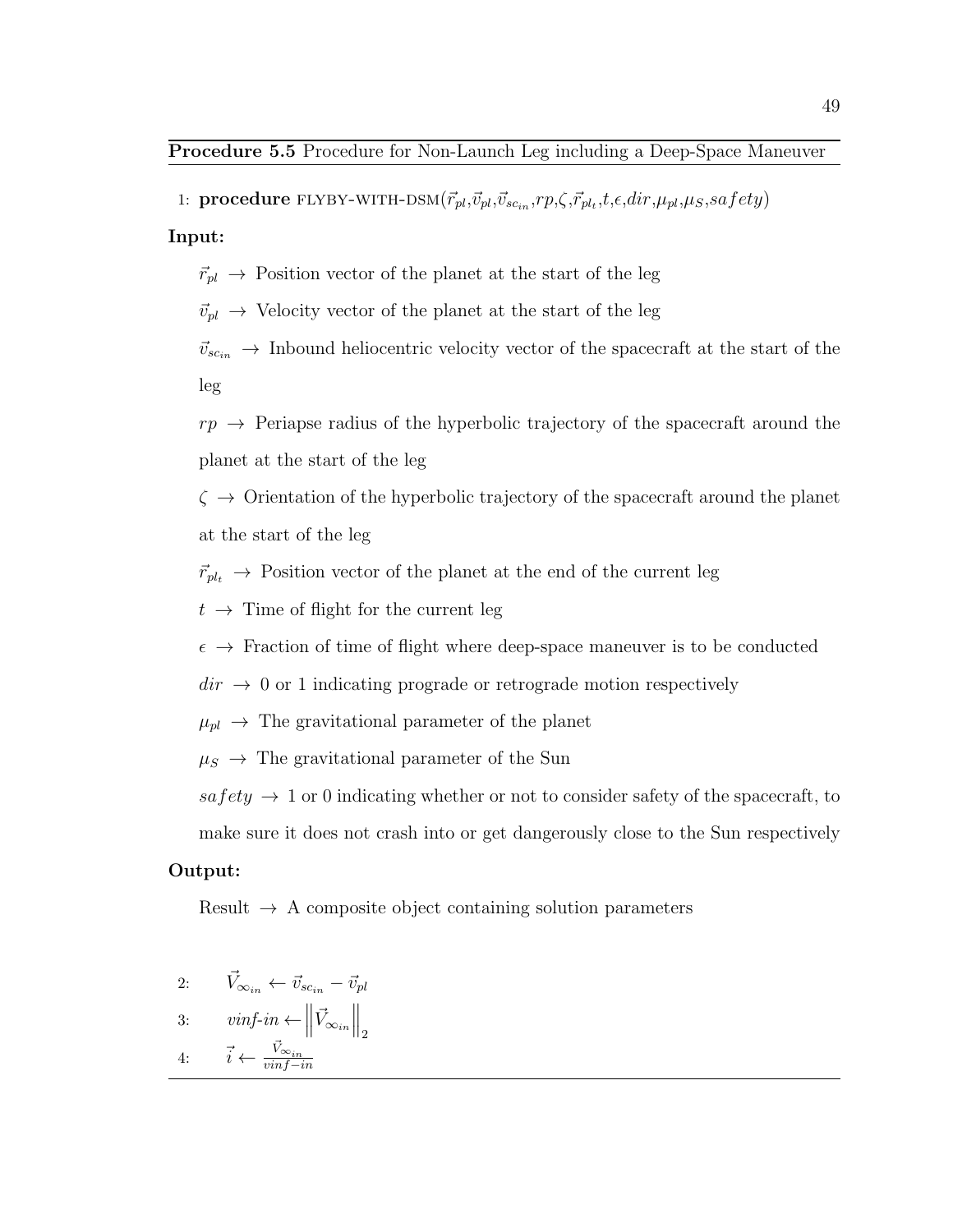**Procedure 5.5** Procedure for Non-Launch Leg including a Deep-Space Maneuver

1: **procedure** FLYBY-WITH-DSM($\vec{r}_{pl}$,$\vec{v}_{pl}$,$\vec{v}_{sc_{in}}$,$rp$,$\zeta$,$\vec{r}_{pl_t}$,$t$,$\epsilon$,$dir$,$\mu_{pl}$,$\mu_S$,$safety$)

**Input:**

$\vec{r}_{pl}$ $\rightarrow$ Position vector of the planet at the start of the leg

$\vec{v}_{pl}$ $\rightarrow$ Velocity vector of the planet at the start of the leg

$\vec{v}_{sc_{in}}$ $\rightarrow$ Inbound heliocentric velocity vector of the spacecraft at the start of the leg

$rp$ $\rightarrow$ Periapse radius of the hyperbolic trajectory of the spacecraft around the planet at the start of the leg

$\zeta$ $\rightarrow$ Orientation of the hyperbolic trajectory of the spacecraft around the planet at the start of the leg

$\vec{r}_{pl_t}$ $\rightarrow$ Position vector of the planet at the end of the current leg

$t$ $\rightarrow$ Time of flight for the current leg

$\epsilon$ $\rightarrow$ Fraction of time of flight where deep-space maneuver is to be conducted

$dir$ $\rightarrow$ 0 or 1 indicating prograde or retrograde motion respectively

$\mu_{pl}$ $\rightarrow$ The gravitational parameter of the planet

$\mu_S$ $\rightarrow$ The gravitational parameter of the Sun

$safety$ $\rightarrow$ 1 or 0 indicating whether or not to consider safety of the spacecraft, to make sure it does not crash into or get dangerously close to the Sun respectively

**Output:**

Result $\rightarrow$ A composite object containing solution parameters

2: $\vec{V}_{\infty_{in}} \leftarrow \vec{v}_{sc_{in}} - \vec{v}_{pl}$

3: $vinf\text{-}in \leftarrow \left\| \vec{V}_{\infty_{in}} \right\|_2$

4: $\vec{i} \leftarrow \frac{\vec{V}_{\infty_{in}}}{vinf-in}$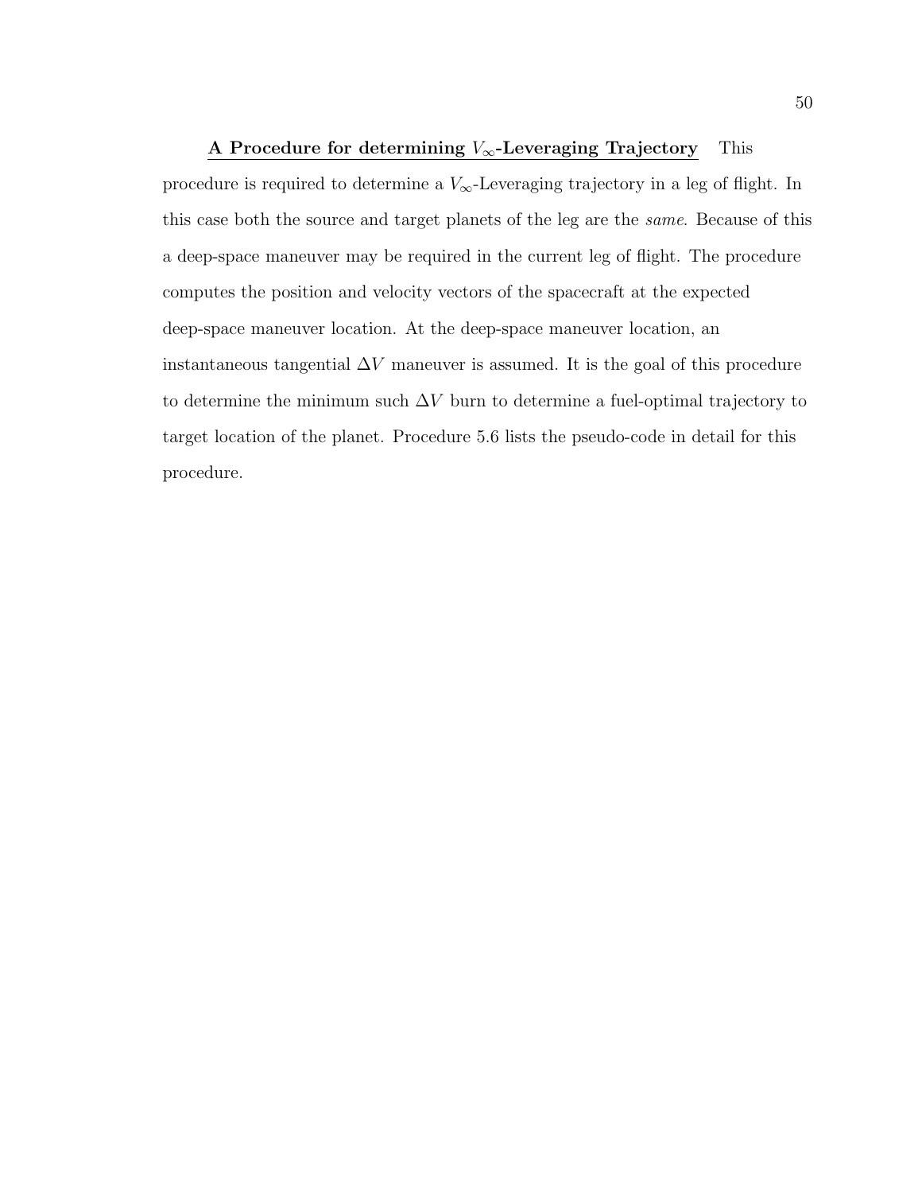**<u>A Procedure for determining $V_\infty$-Leveraging Trajectory</u>** This procedure is required to determine a $V_\infty$-Leveraging trajectory in a leg of flight. In this case both the source and target planets of the leg are the *same*. Because of this a deep-space maneuver may be required in the current leg of flight. The procedure computes the position and velocity vectors of the spacecraft at the expected deep-space maneuver location. At the deep-space maneuver location, an instantaneous tangential $\Delta V$ maneuver is assumed. It is the goal of this procedure to determine the minimum such $\Delta V$ burn to determine a fuel-optimal trajectory to target location of the planet. Procedure 5.6 lists the pseudo-code in detail for this procedure.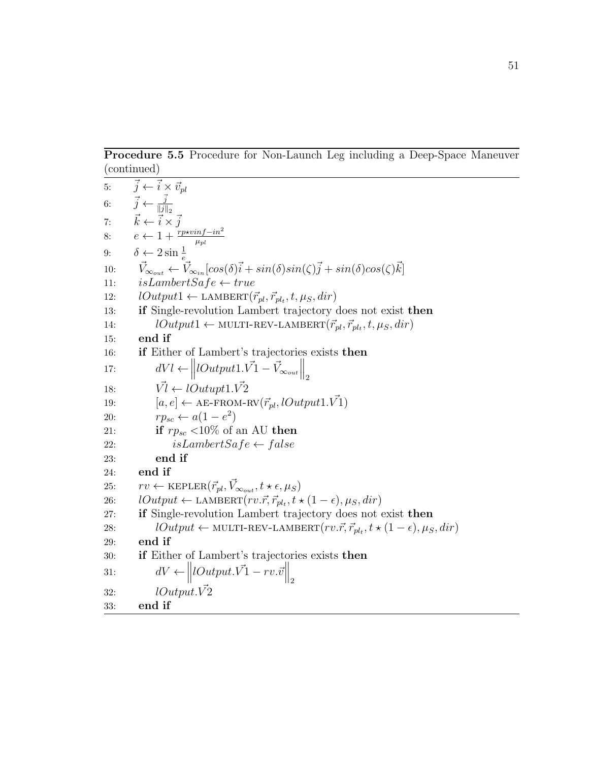**Procedure 5.5** Procedure for Non-Launch Leg including a Deep-Space Maneuver (continued)

```
5:   j ← i × v_pl
6:   j ← j / ‖j‖_2
7:   k ← i × j
8:   e ← 1 + (rp⋆vinf−in^2)/μ_pl
9:   δ ← 2 sin (1/e)
10:  V∞out ← V∞in[cos(δ)i + sin(δ)sin(ζ)j + sin(δ)cos(ζ)k]
11:  isLambertSafe ← true
12:  lOutput1 ← LAMBERT(r_pl, r_plt, t, μ_S, dir)
13:  if Single-revolution Lambert trajectory does not exist then
14:      lOutput1 ← MULTI-REV-LAMBERT(r_pl, r_plt, t, μ_S, dir)
15:  end if
16:  if Either of Lambert's trajectories exists then
17:      dVl ← ‖lOutput1.V1 − V∞out‖_2
18:      Vl ← lOutupt1.V2
19:      [a, e] ← AE-FROM-RV(r_pl, lOutput1.V1)
20:      rp_sc ← a(1 − e^2)
21:      if rp_sc <10% of an AU then
22:          isLambertSafe ← false
23:      end if
24:  end if
25:  rv ← KEPLER(r_pl, V∞out, t ⋆ ε, μ_S)
26:  lOutput ← LAMBERT(rv.r, r_plt, t ⋆ (1 − ε), μ_S, dir)
27:  if Single-revolution Lambert trajectory does not exist then
28:      lOutput ← MULTI-REV-LAMBERT(rv.r, r_plt, t ⋆ (1 − ε), μ_S, dir)
29:  end if
30:  if Either of Lambert's trajectories exists then
31:      dV ← ‖lOutput.V1 − rv.v‖_2
32:      lOutput.V2
33:  end if
```

In mathematical notation:

5: $\vec{j} \leftarrow \vec{i} \times \vec{v}_{pl}$

6: $\vec{j} \leftarrow \frac{\vec{j}}{\|\vec{j}\|_2}$

7: $\vec{k} \leftarrow \vec{i} \times \vec{j}$

8: $e \leftarrow 1 + \frac{rp \star vinf-in^2}{\mu_{pl}}$

9: $\delta \leftarrow 2 \sin \frac{1}{e}$

10: $\vec{V}_{\infty_{out}} \leftarrow \vec{V}_{\infty_{in}}[cos(\delta)\vec{i} + sin(\delta)sin(\zeta)\vec{j} + sin(\delta)cos(\zeta)\vec{k}]$

11: $isLambertSafe \leftarrow true$

12: $lOutput1 \leftarrow \text{LAMBERT}(\vec{r}_{pl}, \vec{r}_{pl_t}, t, \mu_S, dir)$

13: **if** Single-revolution Lambert trajectory does not exist **then**

14: $lOutput1 \leftarrow \text{MULTI-REV-LAMBERT}(\vec{r}_{pl}, \vec{r}_{pl_t}, t, \mu_S, dir)$

15: **end if**

16: **if** Either of Lambert's trajectories exists **then**

17: $dVl \leftarrow \left\| lOutput1.\vec{V}1 - \vec{V}_{\infty_{out}} \right\|_2$

18: $\vec{Vl} \leftarrow lOutupt1.\vec{V}2$

19: $[a, e] \leftarrow \text{AE-FROM-RV}(\vec{r}_{pl}, lOutput1.\vec{V}1)$

20: $rp_{sc} \leftarrow a(1 - e^2)$

21: **if** $rp_{sc}$ <10% of an AU **then**

22: $isLambertSafe \leftarrow false$

23: **end if**

24: **end if**

25: $rv \leftarrow \text{KEPLER}(\vec{r}_{pl}, \vec{V}_{\infty_{out}}, t \star \epsilon, \mu_S)$

26: $lOutput \leftarrow \text{LAMBERT}(rv.\vec{r}, \vec{r}_{pl_t}, t \star (1 - \epsilon), \mu_S, dir)$

27: **if** Single-revolution Lambert trajectory does not exist **then**

28: $lOutput \leftarrow \text{MULTI-REV-LAMBERT}(rv.\vec{r}, \vec{r}_{pl_t}, t \star (1 - \epsilon), \mu_S, dir)$

29: **end if**

30: **if** Either of Lambert's trajectories exists **then**

31: $dV \leftarrow \left\| lOutput.\vec{V}1 - rv.\vec{v} \right\|_2$

32: $lOutput.\vec{V}2$

33: **end if**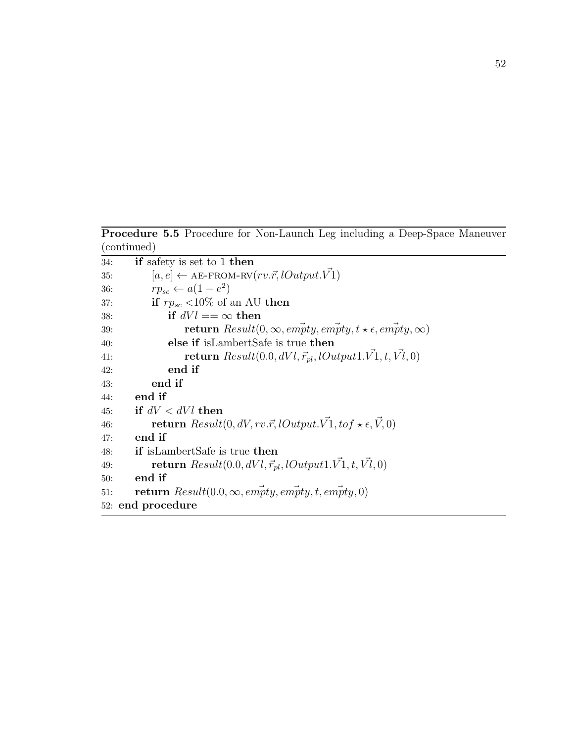**Procedure 5.5** Procedure for Non-Launch Leg including a Deep-Space Maneuver (continued)

```
34:   if safety is set to 1 then
35:       [a, e] ← AE-FROM-RV(rv.r⃗, lOutput.V⃗1)
36:       rp_sc ← a(1 − e²)
37:       if rp_sc <10% of an AU then
38:           if dVl == ∞ then
39:               return Result(0, ∞, empty⃗, empty⃗, t ⋆ ϵ, empty⃗, ∞)
40:           else if isLambertSafe is true then
41:               return Result(0.0, dVl, r⃗_pl, lOutput1.V⃗1, t, V⃗l, 0)
42:           end if
43:       end if
44:   end if
45:   if dV < dVl then
46:       return Result(0, dV, rv.r⃗, lOutput.V⃗1, tof ⋆ ϵ, V⃗, 0)
47:   end if
48:   if isLambertSafe is true then
49:       return Result(0.0, dVl, r⃗_pl, lOutput1.V⃗1, t, V⃗l, 0)
50:   end if
51:   return Result(0.0, ∞, empty⃗, empty⃗, t, empty⃗, 0)
52: end procedure
```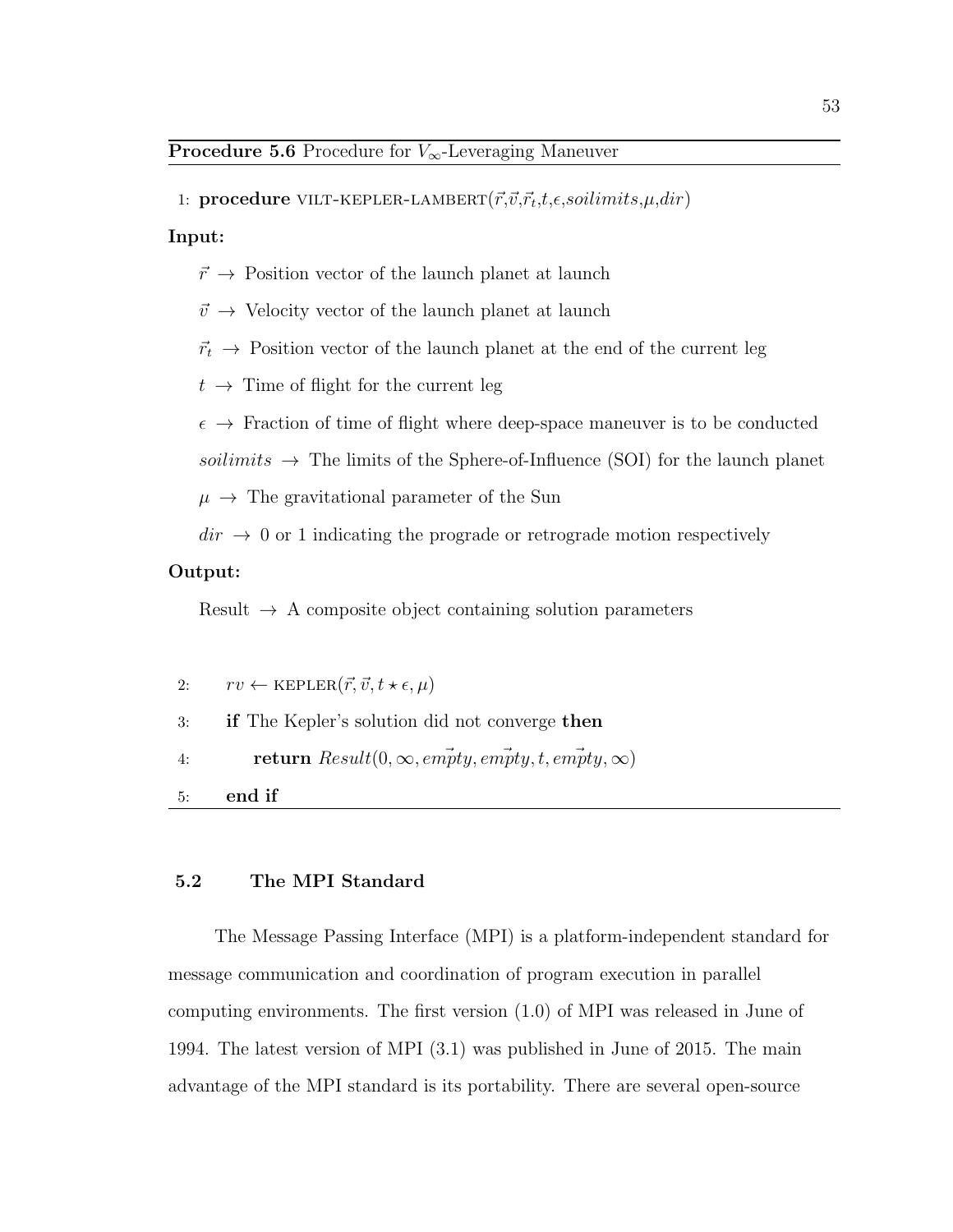**Procedure 5.6** Procedure for $V_\infty$-Leveraging Maneuver

1: **procedure** VILT-KEPLER-LAMBERT($\vec{r}$,$\vec{v}$,$\vec{r}_t$,$t$,$\epsilon$,$soilimits$,$\mu$,$dir$)

**Input:**

$\vec{r}$ → Position vector of the launch planet at launch

$\vec{v}$ → Velocity vector of the launch planet at launch

$\vec{r}_t$ → Position vector of the launch planet at the end of the current leg

$t$ → Time of flight for the current leg

$\epsilon$ → Fraction of time of flight where deep-space maneuver is to be conducted

$soilimits$ → The limits of the Sphere-of-Influence (SOI) for the launch planet

$\mu$ → The gravitational parameter of the Sun

$dir$ → 0 or 1 indicating the prograde or retrograde motion respectively

**Output:**

Result → A composite object containing solution parameters

2: $rv \leftarrow$ KEPLER($\vec{r}, \vec{v}, t \star \epsilon, \mu$)

3: **if** The Kepler's solution did not converge **then**

4: **return** $Result(0, \infty, \vec{empty}, \vec{empty}, t, \vec{empty}, \infty)$

5: **end if**

## 5.2 The MPI Standard

The Message Passing Interface (MPI) is a platform-independent standard for message communication and coordination of program execution in parallel computing environments. The first version (1.0) of MPI was released in June of 1994. The latest version of MPI (3.1) was published in June of 2015. The main advantage of the MPI standard is its portability. There are several open-source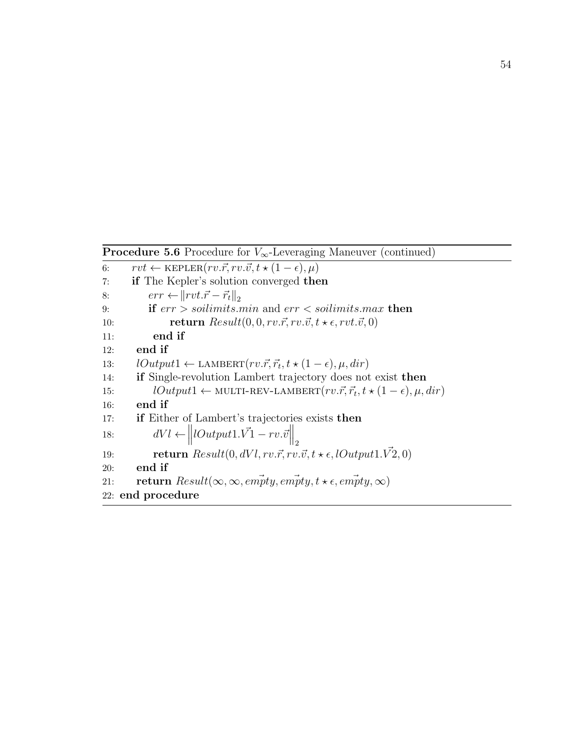**Procedure 5.6** Procedure for $V_\infty$-Leveraging Maneuver (continued)

6: $rvt \leftarrow$ KEPLER$(rv.\vec{r}, rv.\vec{v}, t \star (1-\epsilon), \mu)$
7: **if** The Kepler's solution converged **then**
8: $err \leftarrow \|rvt.\vec{r} - \vec{r}_t\|_2$
9: **if** $err > soilimits.min$ and $err < soilimits.max$ **then**
10: **return** $Result(0, 0, rv.\vec{r}, rv.\vec{v}, t \star \epsilon, rvt.\vec{v}, 0)$
11: **end if**
12: **end if**
13: $lOutput1 \leftarrow$ LAMBERT$(rv.\vec{r}, \vec{r}_t, t \star (1-\epsilon), \mu, dir)$
14: **if** Single-revolution Lambert trajectory does not exist **then**
15: $lOutput1 \leftarrow$ MULTI-REV-LAMBERT$(rv.\vec{r}, \vec{r}_t, t \star (1-\epsilon), \mu, dir)$
16: **end if**
17: **if** Either of Lambert's trajectories exists **then**
18: $dVl \leftarrow \left\| lOutput1.\vec{V1} - rv.\vec{v} \right\|_2$
19: **return** $Result(0, dVl, rv.\vec{r}, rv.\vec{v}, t \star \epsilon, lOutput1.\vec{V2}, 0)$
20: **end if**
21: **return** $Result(\infty, \infty, \vec{empty}, \vec{empty}, t \star \epsilon, \vec{empty}, \infty)$
22: **end procedure**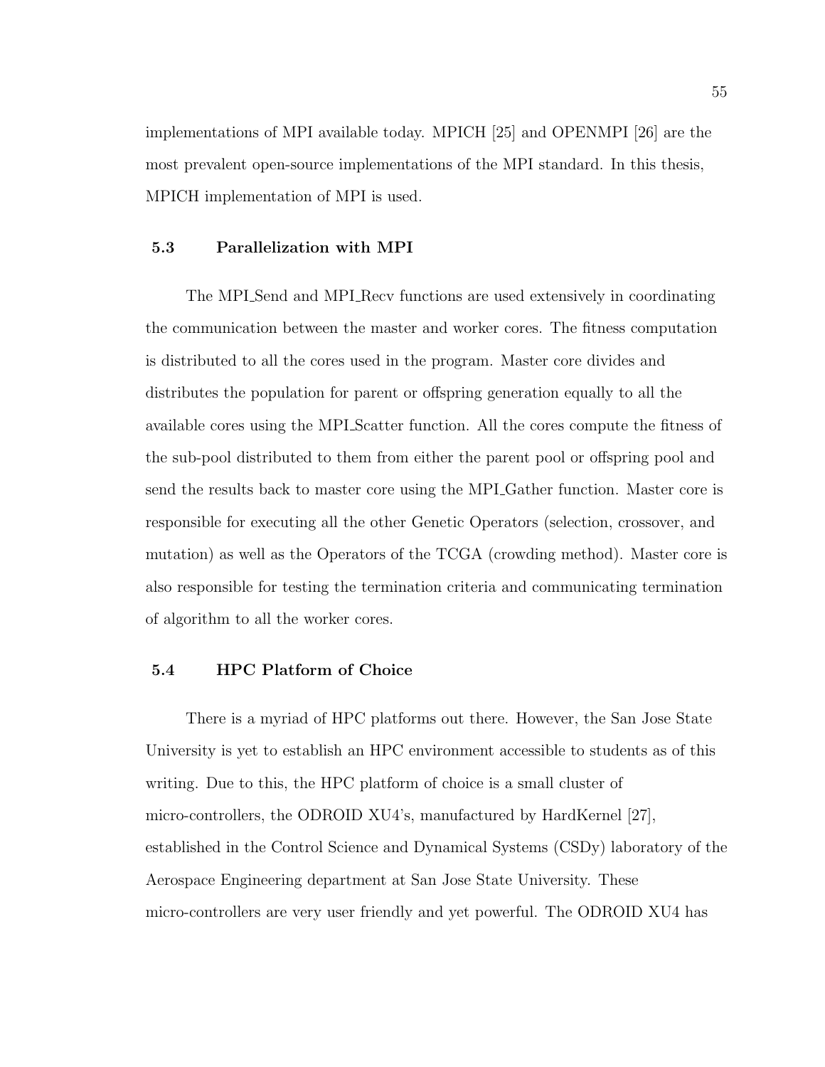implementations of MPI available today. MPICH [25] and OPENMPI [26] are the most prevalent open-source implementations of the MPI standard. In this thesis, MPICH implementation of MPI is used.

### 5.3 Parallelization with MPI

The MPI_Send and MPI_Recv functions are used extensively in coordinating the communication between the master and worker cores. The fitness computation is distributed to all the cores used in the program. Master core divides and distributes the population for parent or offspring generation equally to all the available cores using the MPI_Scatter function. All the cores compute the fitness of the sub-pool distributed to them from either the parent pool or offspring pool and send the results back to master core using the MPI_Gather function. Master core is responsible for executing all the other Genetic Operators (selection, crossover, and mutation) as well as the Operators of the TCGA (crowding method). Master core is also responsible for testing the termination criteria and communicating termination of algorithm to all the worker cores.

### 5.4 HPC Platform of Choice

There is a myriad of HPC platforms out there. However, the San Jose State University is yet to establish an HPC environment accessible to students as of this writing. Due to this, the HPC platform of choice is a small cluster of micro-controllers, the ODROID XU4's, manufactured by HardKernel [27], established in the Control Science and Dynamical Systems (CSDy) laboratory of the Aerospace Engineering department at San Jose State University. These micro-controllers are very user friendly and yet powerful. The ODROID XU4 has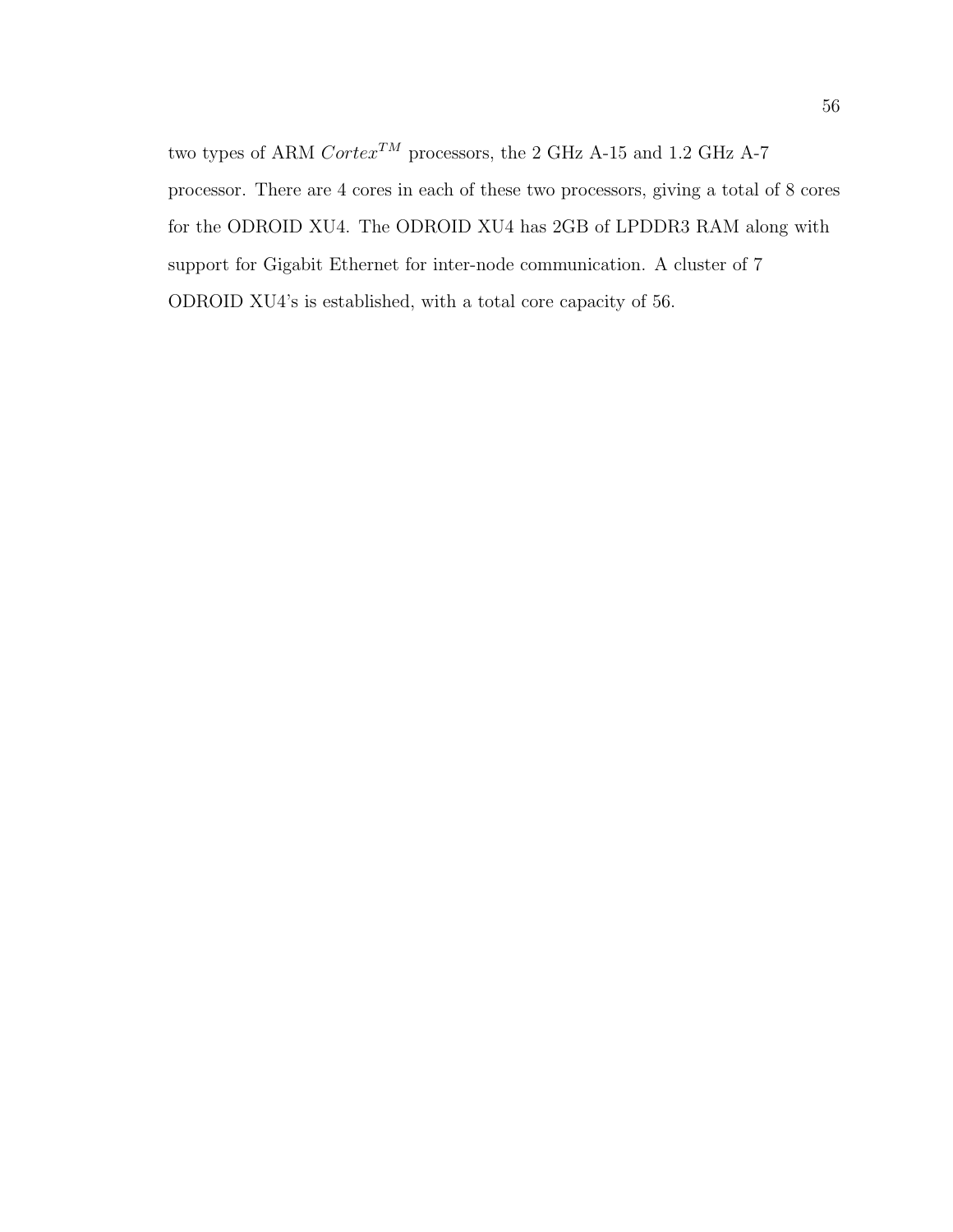two types of ARM $Cortex^{TM}$ processors, the 2 GHz A-15 and 1.2 GHz A-7 processor. There are 4 cores in each of these two processors, giving a total of 8 cores for the ODROID XU4. The ODROID XU4 has 2GB of LPDDR3 RAM along with support for Gigabit Ethernet for inter-node communication. A cluster of 7 ODROID XU4's is established, with a total core capacity of 56.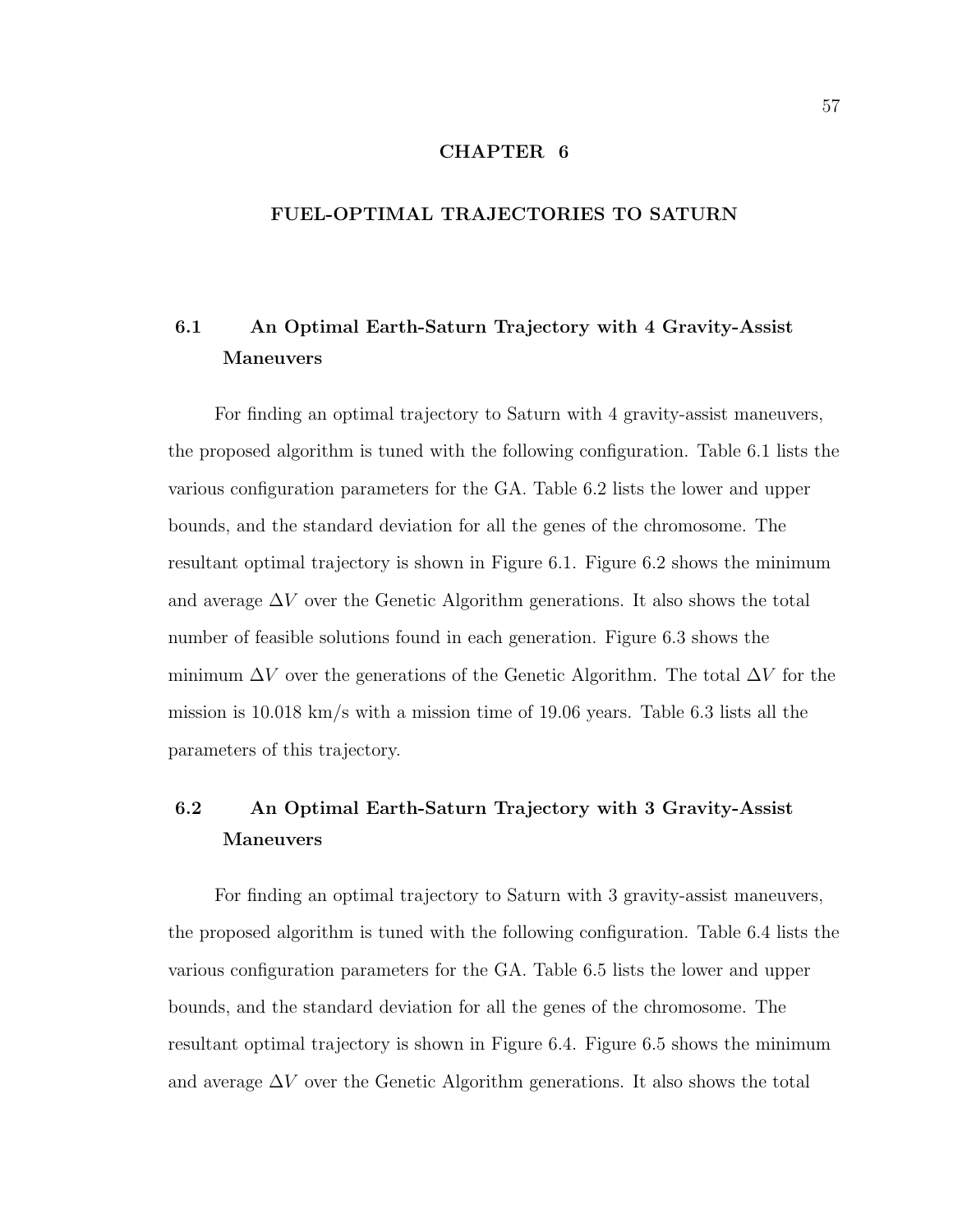# CHAPTER 6

# FUEL-OPTIMAL TRAJECTORIES TO SATURN

## 6.1 An Optimal Earth-Saturn Trajectory with 4 Gravity-Assist Maneuvers

For finding an optimal trajectory to Saturn with 4 gravity-assist maneuvers, the proposed algorithm is tuned with the following configuration. Table 6.1 lists the various configuration parameters for the GA. Table 6.2 lists the lower and upper bounds, and the standard deviation for all the genes of the chromosome. The resultant optimal trajectory is shown in Figure 6.1. Figure 6.2 shows the minimum and average $\Delta V$ over the Genetic Algorithm generations. It also shows the total number of feasible solutions found in each generation. Figure 6.3 shows the minimum $\Delta V$ over the generations of the Genetic Algorithm. The total $\Delta V$ for the mission is 10.018 km/s with a mission time of 19.06 years. Table 6.3 lists all the parameters of this trajectory.

## 6.2 An Optimal Earth-Saturn Trajectory with 3 Gravity-Assist Maneuvers

For finding an optimal trajectory to Saturn with 3 gravity-assist maneuvers, the proposed algorithm is tuned with the following configuration. Table 6.4 lists the various configuration parameters for the GA. Table 6.5 lists the lower and upper bounds, and the standard deviation for all the genes of the chromosome. The resultant optimal trajectory is shown in Figure 6.4. Figure 6.5 shows the minimum and average $\Delta V$ over the Genetic Algorithm generations. It also shows the total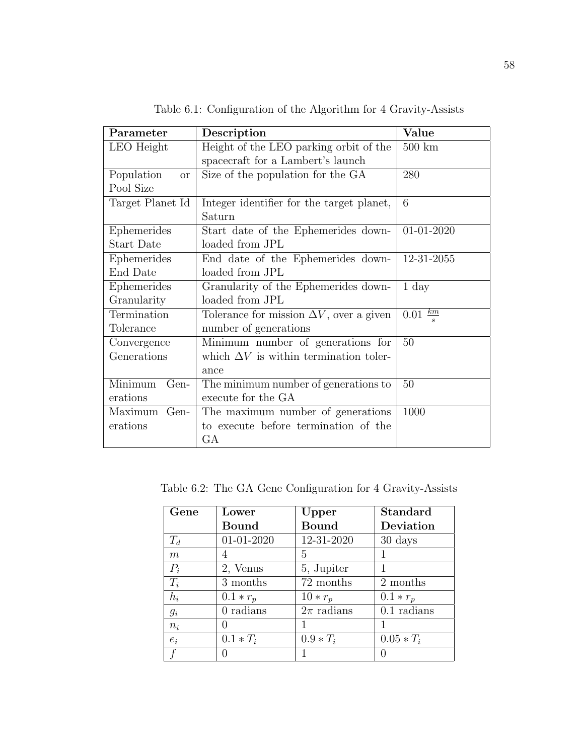Table 6.1: Configuration of the Algorithm for 4 Gravity-Assists

| **Parameter** | **Description** | **Value** |
|---|---|---|
| LEO Height | Height of the LEO parking orbit of the spacecraft for a Lambert's launch | 500 km |
| Population or Pool Size | Size of the population for the GA | 280 |
| Target Planet Id | Integer identifier for the target planet, Saturn | 6 |
| Ephemerides Start Date | Start date of the Ephemerides downloaded from JPL | 01-01-2020 |
| Ephemerides End Date | End date of the Ephemerides downloaded from JPL | 12-31-2055 |
| Ephemerides Granularity | Granularity of the Ephemerides downloaded from JPL | 1 day |
| Termination Tolerance | Tolerance for mission $\Delta V$, over a given number of generations | 0.01 $\frac{km}{s}$ |
| Convergence Generations | Minimum number of generations for which $\Delta V$ is within termination tolerance | 50 |
| Minimum Generations | The minimum number of generations to execute for the GA | 50 |
| Maximum Generations | The maximum number of generations to execute before termination of the GA | 1000 |

Table 6.2: The GA Gene Configuration for 4 Gravity-Assists

| **Gene** | **Lower Bound** | **Upper Bound** | **Standard Deviation** |
|---|---|---|---|
| $T_d$ | 01-01-2020 | 12-31-2020 | 30 days |
| $m$ | 4 | 5 | 1 |
| $P_i$ | 2, Venus | 5, Jupiter | 1 |
| $T_i$ | 3 months | 72 months | 2 months |
| $h_i$ | $0.1 * r_p$ | $10 * r_p$ | $0.1 * r_p$ |
| $g_i$ | 0 radians | $2\pi$ radians | 0.1 radians |
| $n_i$ | 0 | 1 | 1 |
| $e_i$ | $0.1 * T_i$ | $0.9 * T_i$ | $0.05 * T_i$ |
| $f$ | 0 | 1 | 0 |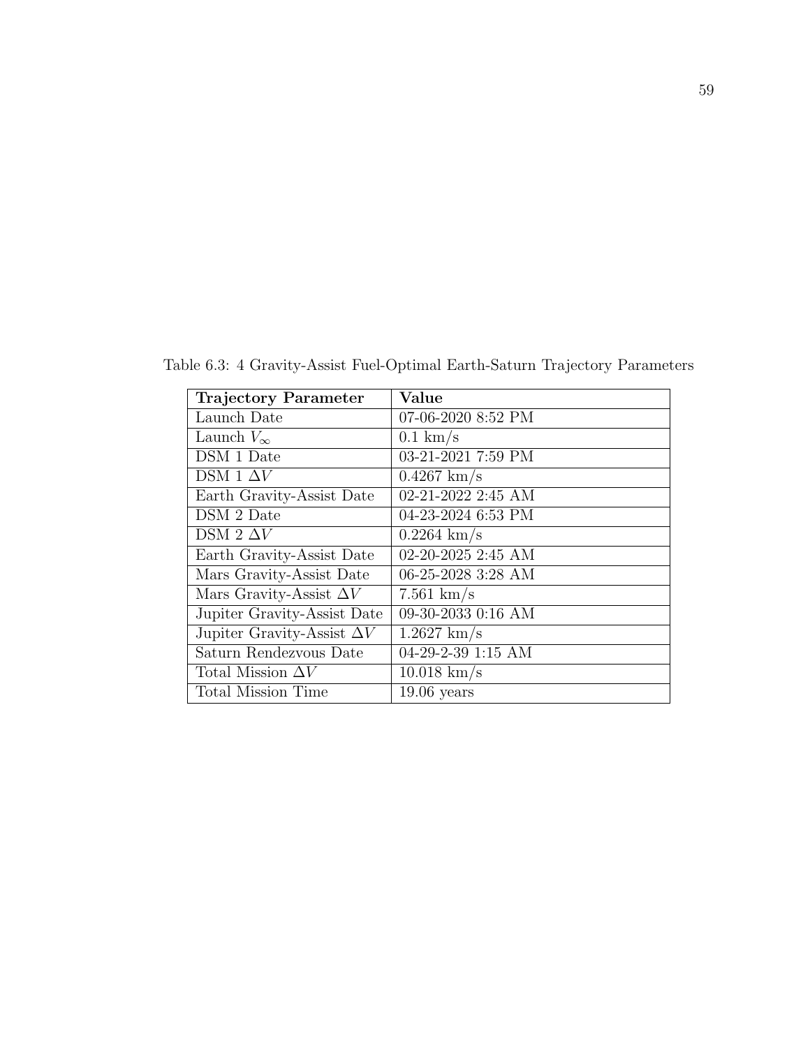Table 6.3: 4 Gravity-Assist Fuel-Optimal Earth-Saturn Trajectory Parameters

| **Trajectory Parameter** | **Value** |
| --- | --- |
| Launch Date | 07-06-2020 8:52 PM |
| Launch $V_\infty$ | 0.1 km/s |
| DSM 1 Date | 03-21-2021 7:59 PM |
| DSM 1 $\Delta V$ | 0.4267 km/s |
| Earth Gravity-Assist Date | 02-21-2022 2:45 AM |
| DSM 2 Date | 04-23-2024 6:53 PM |
| DSM 2 $\Delta V$ | 0.2264 km/s |
| Earth Gravity-Assist Date | 02-20-2025 2:45 AM |
| Mars Gravity-Assist Date | 06-25-2028 3:28 AM |
| Mars Gravity-Assist $\Delta V$ | 7.561 km/s |
| Jupiter Gravity-Assist Date | 09-30-2033 0:16 AM |
| Jupiter Gravity-Assist $\Delta V$ | 1.2627 km/s |
| Saturn Rendezvous Date | 04-29-2-39 1:15 AM |
| Total Mission $\Delta V$ | 10.018 km/s |
| Total Mission Time | 19.06 years |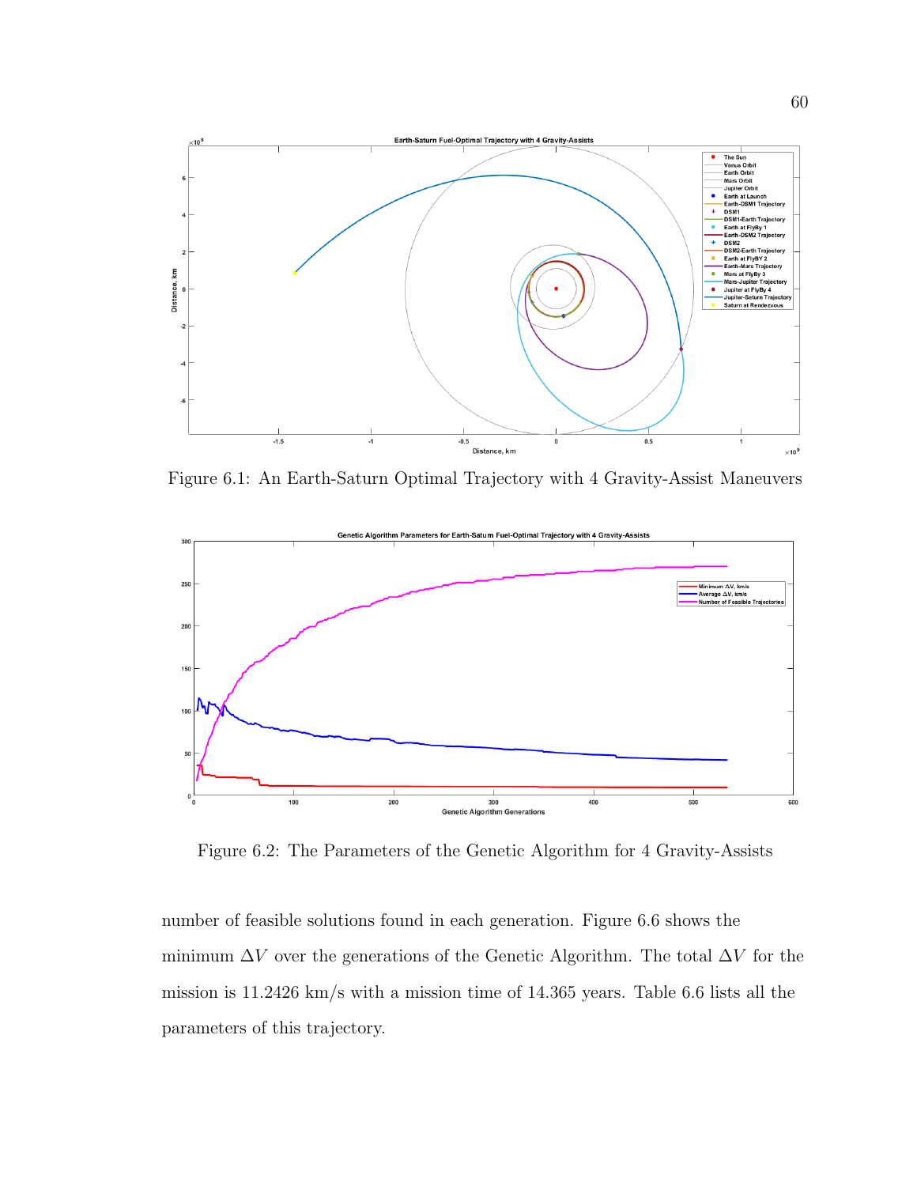Figure 6.1: An Earth-Saturn Optimal Trajectory with 4 Gravity-Assist Maneuvers

Figure 6.2: The Parameters of the Genetic Algorithm for 4 Gravity-Assists

number of feasible solutions found in each generation. Figure 6.6 shows the minimum $\Delta V$ over the generations of the Genetic Algorithm. The total $\Delta V$ for the mission is 11.2426 km/s with a mission time of 14.365 years. Table 6.6 lists all the parameters of this trajectory.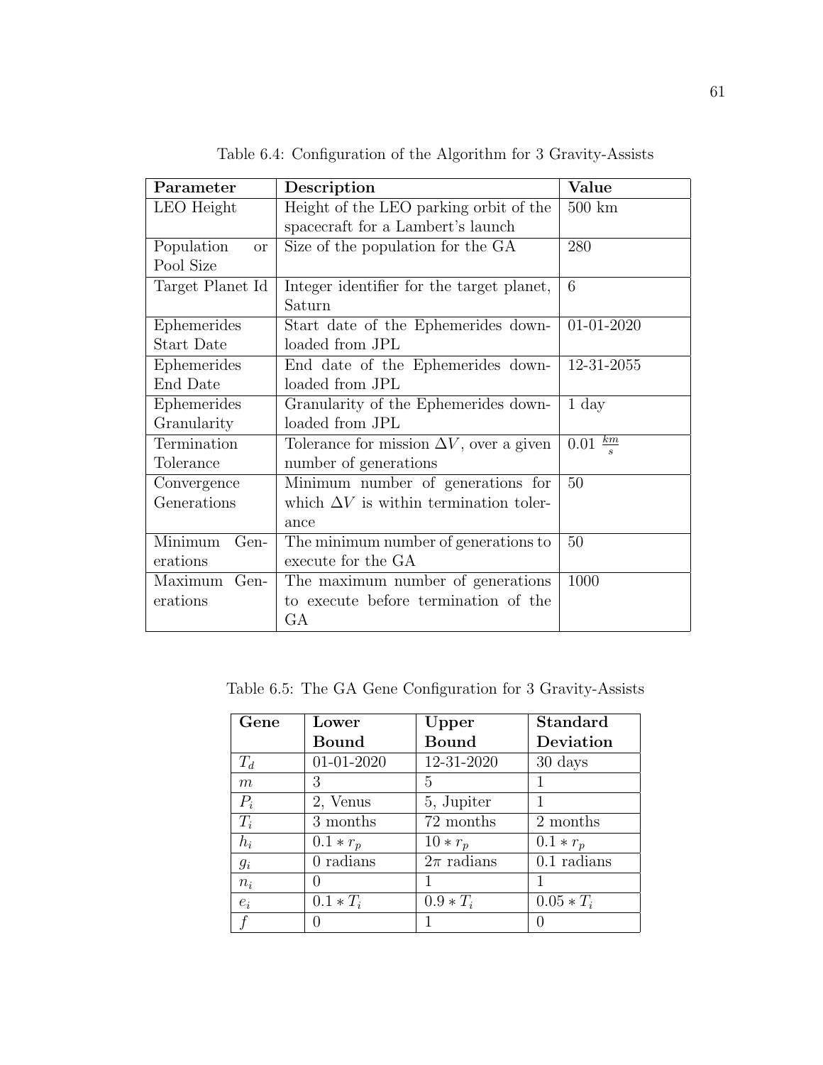Table 6.4: Configuration of the Algorithm for 3 Gravity-Assists

| Parameter | Description | Value |
|---|---|---|
| LEO Height | Height of the LEO parking orbit of the spacecraft for a Lambert's launch | 500 km |
| Population or Pool Size | Size of the population for the GA | 280 |
| Target Planet Id | Integer identifier for the target planet, Saturn | 6 |
| Ephemerides Start Date | Start date of the Ephemerides downloaded from JPL | 01-01-2020 |
| Ephemerides End Date | End date of the Ephemerides downloaded from JPL | 12-31-2055 |
| Ephemerides Granularity | Granularity of the Ephemerides downloaded from JPL | 1 day |
| Termination Tolerance | Tolerance for mission $\Delta V$, over a given number of generations | 0.01 $\frac{km}{s}$ |
| Convergence Generations | Minimum number of generations for which $\Delta V$ is within termination tolerance | 50 |
| Minimum Generations | The minimum number of generations to execute for the GA | 50 |
| Maximum Generations | The maximum number of generations to execute before termination of the GA | 1000 |

Table 6.5: The GA Gene Configuration for 3 Gravity-Assists

| Gene | Lower Bound | Upper Bound | Standard Deviation |
|---|---|---|---|
| $T_d$ | 01-01-2020 | 12-31-2020 | 30 days |
| $m$ | 3 | 5 | 1 |
| $P_i$ | 2, Venus | 5, Jupiter | 1 |
| $T_i$ | 3 months | 72 months | 2 months |
| $h_i$ | $0.1 * r_p$ | $10 * r_p$ | $0.1 * r_p$ |
| $g_i$ | 0 radians | $2\pi$ radians | 0.1 radians |
| $n_i$ | 0 | 1 | 1 |
| $e_i$ | $0.1 * T_i$ | $0.9 * T_i$ | $0.05 * T_i$ |
| $f$ | 0 | 1 | 0 |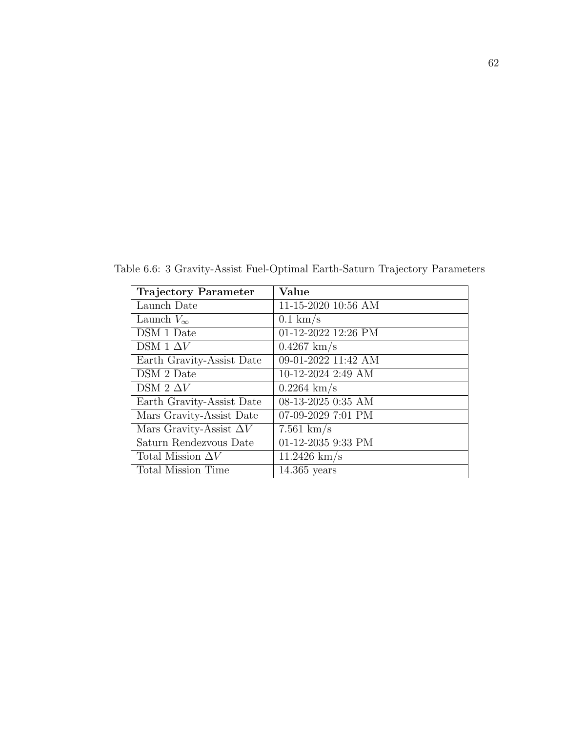Table 6.6: 3 Gravity-Assist Fuel-Optimal Earth-Saturn Trajectory Parameters

| **Trajectory Parameter** | **Value** |
| --- | --- |
| Launch Date | 11-15-2020 10:56 AM |
| Launch $V_\infty$ | 0.1 km/s |
| DSM 1 Date | 01-12-2022 12:26 PM |
| DSM 1 $\Delta V$ | 0.4267 km/s |
| Earth Gravity-Assist Date | 09-01-2022 11:42 AM |
| DSM 2 Date | 10-12-2024 2:49 AM |
| DSM 2 $\Delta V$ | 0.2264 km/s |
| Earth Gravity-Assist Date | 08-13-2025 0:35 AM |
| Mars Gravity-Assist Date | 07-09-2029 7:01 PM |
| Mars Gravity-Assist $\Delta V$ | 7.561 km/s |
| Saturn Rendezvous Date | 01-12-2035 9:33 PM |
| Total Mission $\Delta V$ | 11.2426 km/s |
| Total Mission Time | 14.365 years |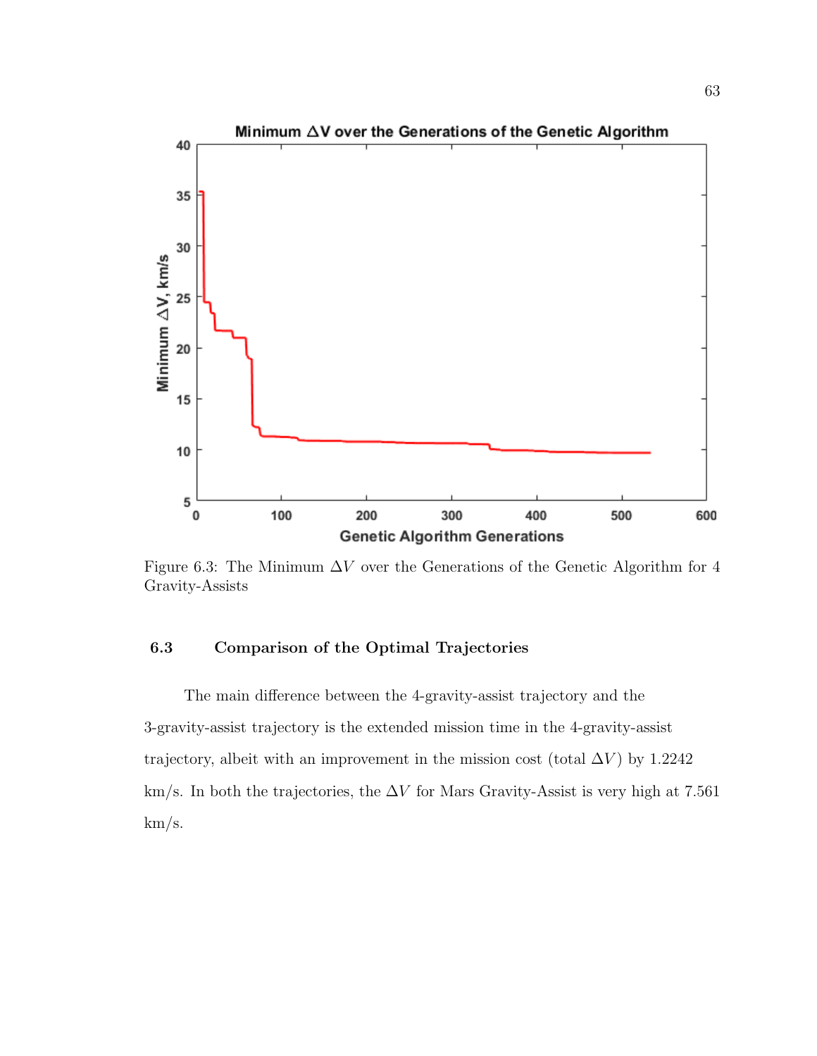Figure 6.3: The Minimum $\Delta V$ over the Generations of the Genetic Algorithm for 4 Gravity-Assists

### 6.3 Comparison of the Optimal Trajectories

The main difference between the 4-gravity-assist trajectory and the 3-gravity-assist trajectory is the extended mission time in the 4-gravity-assist trajectory, albeit with an improvement in the mission cost (total $\Delta V$) by 1.2242 km/s. In both the trajectories, the $\Delta V$ for Mars Gravity-Assist is very high at 7.561 km/s.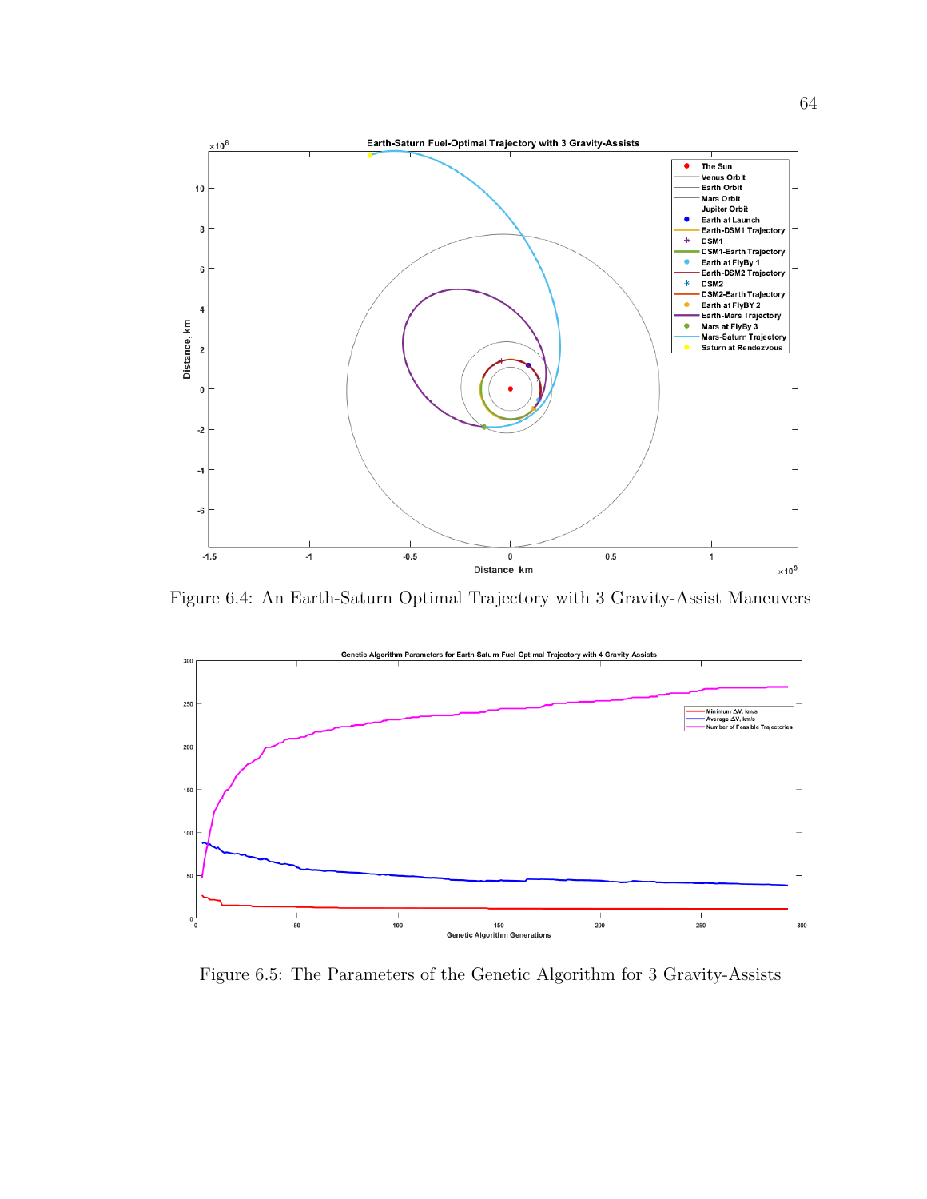Figure 6.4: An Earth-Saturn Optimal Trajectory with 3 Gravity-Assist Maneuvers

Figure 6.5: The Parameters of the Genetic Algorithm for 3 Gravity-Assists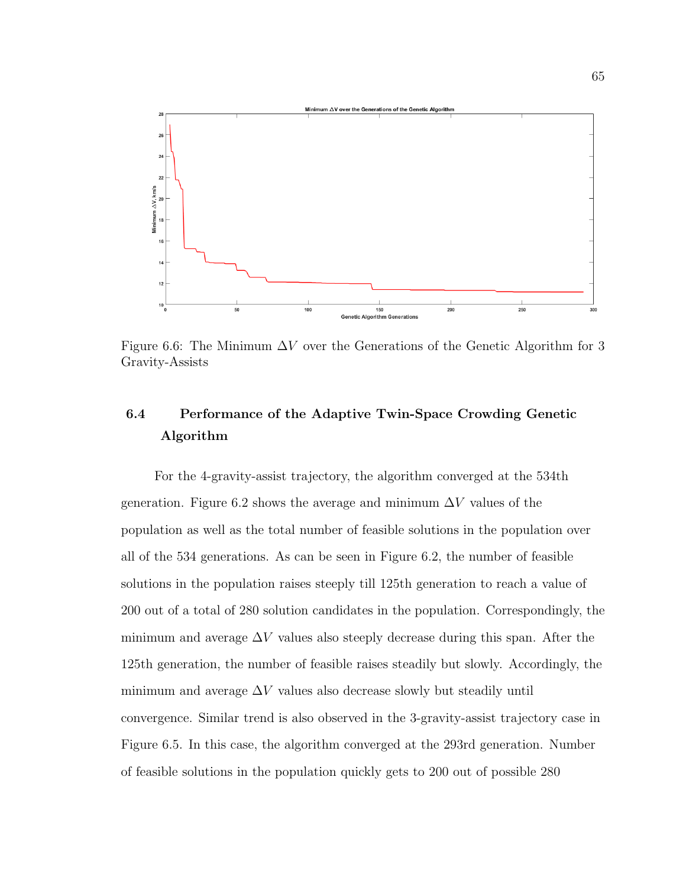Figure 6.6: The Minimum $\Delta V$ over the Generations of the Genetic Algorithm for 3 Gravity-Assists

## 6.4 Performance of the Adaptive Twin-Space Crowding Genetic Algorithm

For the 4-gravity-assist trajectory, the algorithm converged at the 534th generation. Figure 6.2 shows the average and minimum $\Delta V$ values of the population as well as the total number of feasible solutions in the population over all of the 534 generations. As can be seen in Figure 6.2, the number of feasible solutions in the population raises steeply till 125th generation to reach a value of 200 out of a total of 280 solution candidates in the population. Correspondingly, the minimum and average $\Delta V$ values also steeply decrease during this span. After the 125th generation, the number of feasible raises steadily but slowly. Accordingly, the minimum and average $\Delta V$ values also decrease slowly but steadily until convergence. Similar trend is also observed in the 3-gravity-assist trajectory case in Figure 6.5. In this case, the algorithm converged at the 293rd generation. Number of feasible solutions in the population quickly gets to 200 out of possible 280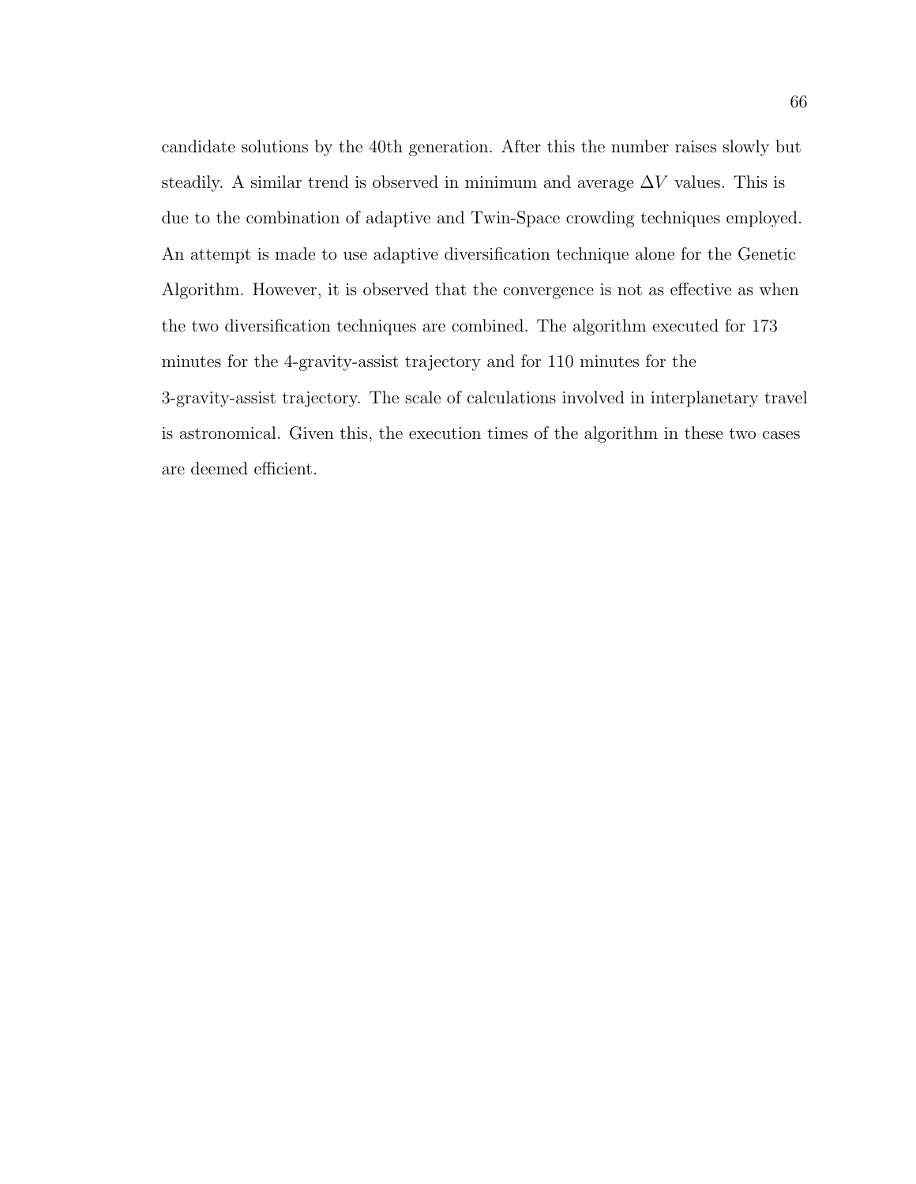candidate solutions by the 40th generation. After this the number raises slowly but steadily. A similar trend is observed in minimum and average $\Delta V$ values. This is due to the combination of adaptive and Twin-Space crowding techniques employed. An attempt is made to use adaptive diversification technique alone for the Genetic Algorithm. However, it is observed that the convergence is not as effective as when the two diversification techniques are combined. The algorithm executed for 173 minutes for the 4-gravity-assist trajectory and for 110 minutes for the 3-gravity-assist trajectory. The scale of calculations involved in interplanetary travel is astronomical. Given this, the execution times of the algorithm in these two cases are deemed efficient.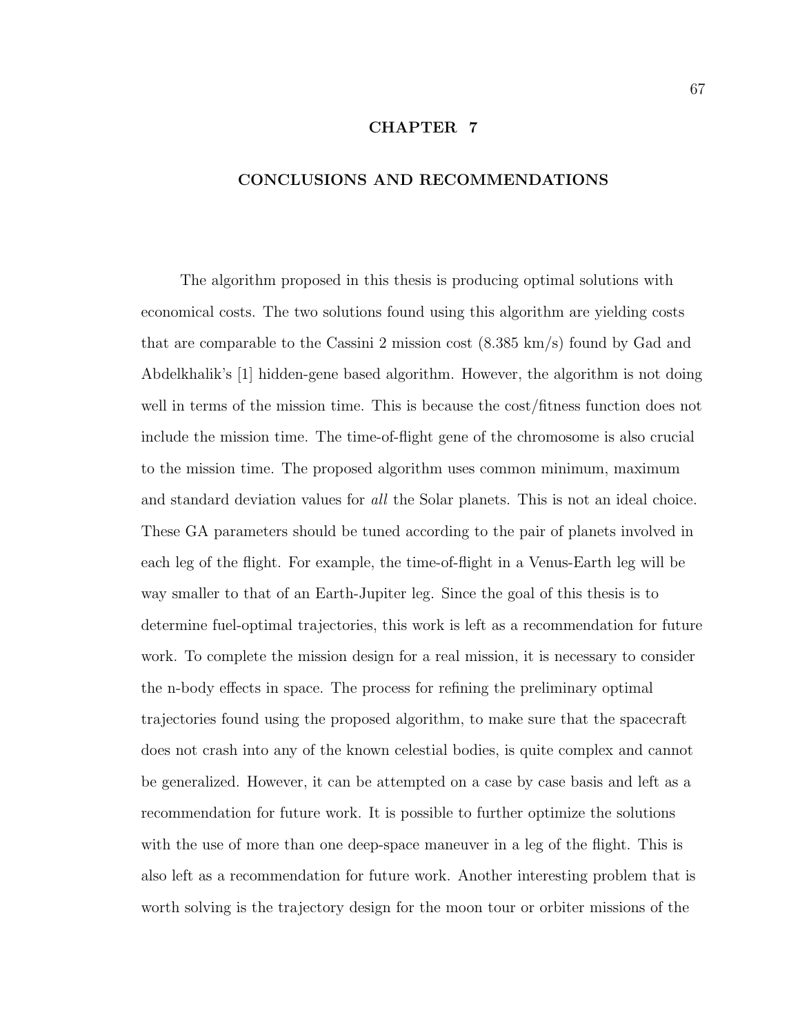# CHAPTER 7

## CONCLUSIONS AND RECOMMENDATIONS

The algorithm proposed in this thesis is producing optimal solutions with economical costs. The two solutions found using this algorithm are yielding costs that are comparable to the Cassini 2 mission cost (8.385 km/s) found by Gad and Abdelkhalik's [1] hidden-gene based algorithm. However, the algorithm is not doing well in terms of the mission time. This is because the cost/fitness function does not include the mission time. The time-of-flight gene of the chromosome is also crucial to the mission time. The proposed algorithm uses common minimum, maximum and standard deviation values for *all* the Solar planets. This is not an ideal choice. These GA parameters should be tuned according to the pair of planets involved in each leg of the flight. For example, the time-of-flight in a Venus-Earth leg will be way smaller to that of an Earth-Jupiter leg. Since the goal of this thesis is to determine fuel-optimal trajectories, this work is left as a recommendation for future work. To complete the mission design for a real mission, it is necessary to consider the n-body effects in space. The process for refining the preliminary optimal trajectories found using the proposed algorithm, to make sure that the spacecraft does not crash into any of the known celestial bodies, is quite complex and cannot be generalized. However, it can be attempted on a case by case basis and left as a recommendation for future work. It is possible to further optimize the solutions with the use of more than one deep-space maneuver in a leg of the flight. This is also left as a recommendation for future work. Another interesting problem that is worth solving is the trajectory design for the moon tour or orbiter missions of the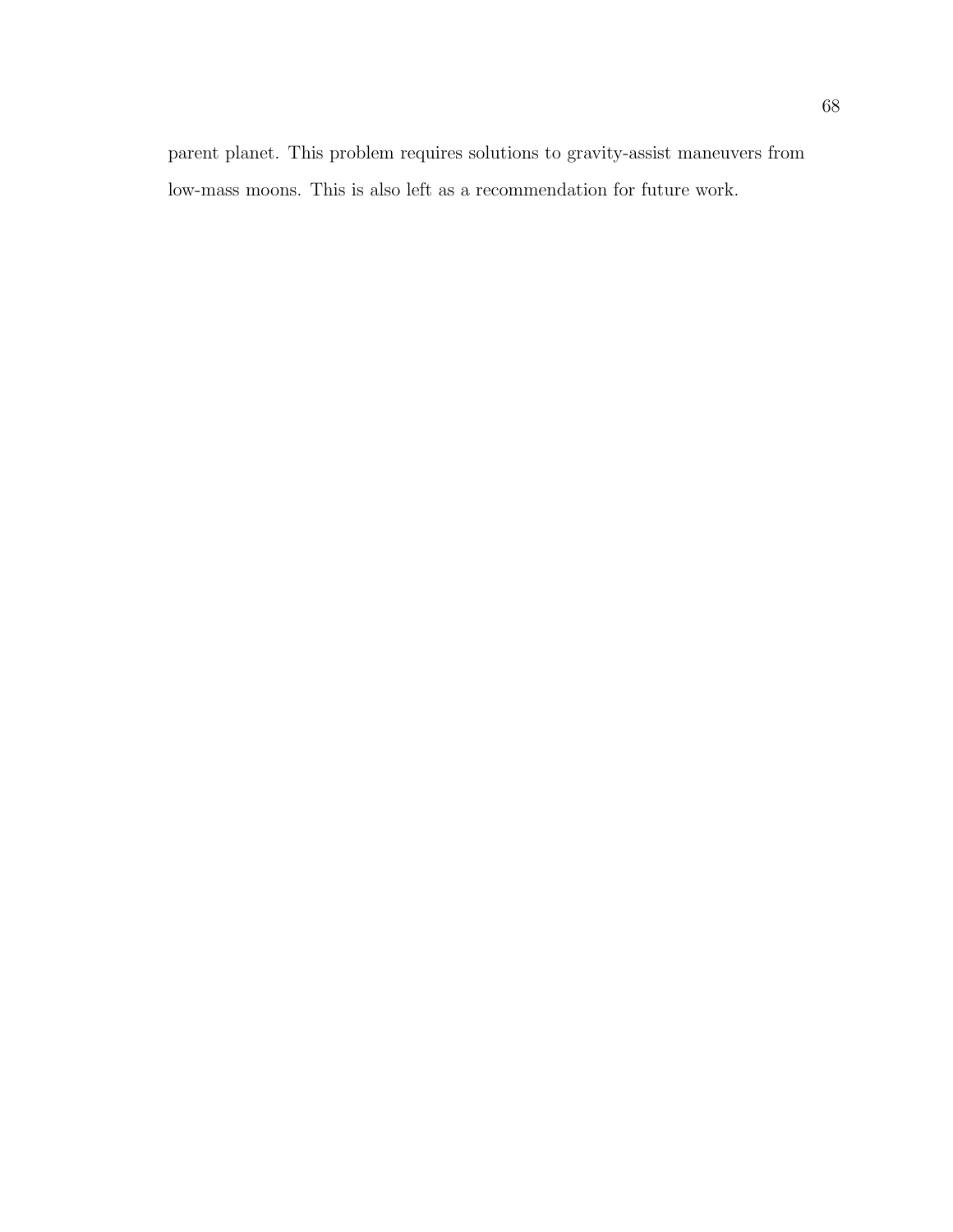parent planet. This problem requires solutions to gravity-assist maneuvers from low-mass moons. This is also left as a recommendation for future work.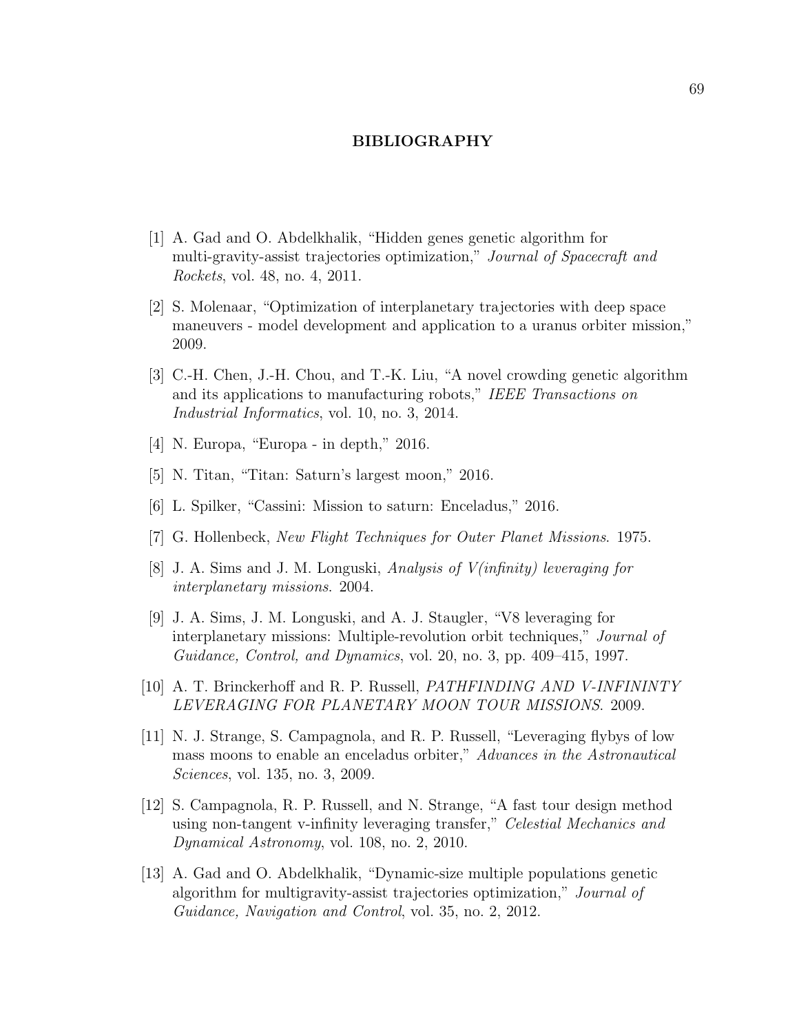# BIBLIOGRAPHY

[1] A. Gad and O. Abdelkhalik, "Hidden genes genetic algorithm for multi-gravity-assist trajectories optimization," *Journal of Spacecraft and Rockets*, vol. 48, no. 4, 2011.

[2] S. Molenaar, "Optimization of interplanetary trajectories with deep space maneuvers - model development and application to a uranus orbiter mission," 2009.

[3] C.-H. Chen, J.-H. Chou, and T.-K. Liu, "A novel crowding genetic algorithm and its applications to manufacturing robots," *IEEE Transactions on Industrial Informatics*, vol. 10, no. 3, 2014.

[4] N. Europa, "Europa - in depth," 2016.

[5] N. Titan, "Titan: Saturn's largest moon," 2016.

[6] L. Spilker, "Cassini: Mission to saturn: Enceladus," 2016.

[7] G. Hollenbeck, *New Flight Techniques for Outer Planet Missions*. 1975.

[8] J. A. Sims and J. M. Longuski, *Analysis of V(infinity) leveraging for interplanetary missions*. 2004.

[9] J. A. Sims, J. M. Longuski, and A. J. Staugler, "V8 leveraging for interplanetary missions: Multiple-revolution orbit techniques," *Journal of Guidance, Control, and Dynamics*, vol. 20, no. 3, pp. 409–415, 1997.

[10] A. T. Brinckerhoff and R. P. Russell, *PATHFINDING AND V-INFININTY LEVERAGING FOR PLANETARY MOON TOUR MISSIONS*. 2009.

[11] N. J. Strange, S. Campagnola, and R. P. Russell, "Leveraging flybys of low mass moons to enable an enceladus orbiter," *Advances in the Astronautical Sciences*, vol. 135, no. 3, 2009.

[12] S. Campagnola, R. P. Russell, and N. Strange, "A fast tour design method using non-tangent v-infinity leveraging transfer," *Celestial Mechanics and Dynamical Astronomy*, vol. 108, no. 2, 2010.

[13] A. Gad and O. Abdelkhalik, "Dynamic-size multiple populations genetic algorithm for multigravity-assist trajectories optimization," *Journal of Guidance, Navigation and Control*, vol. 35, no. 2, 2012.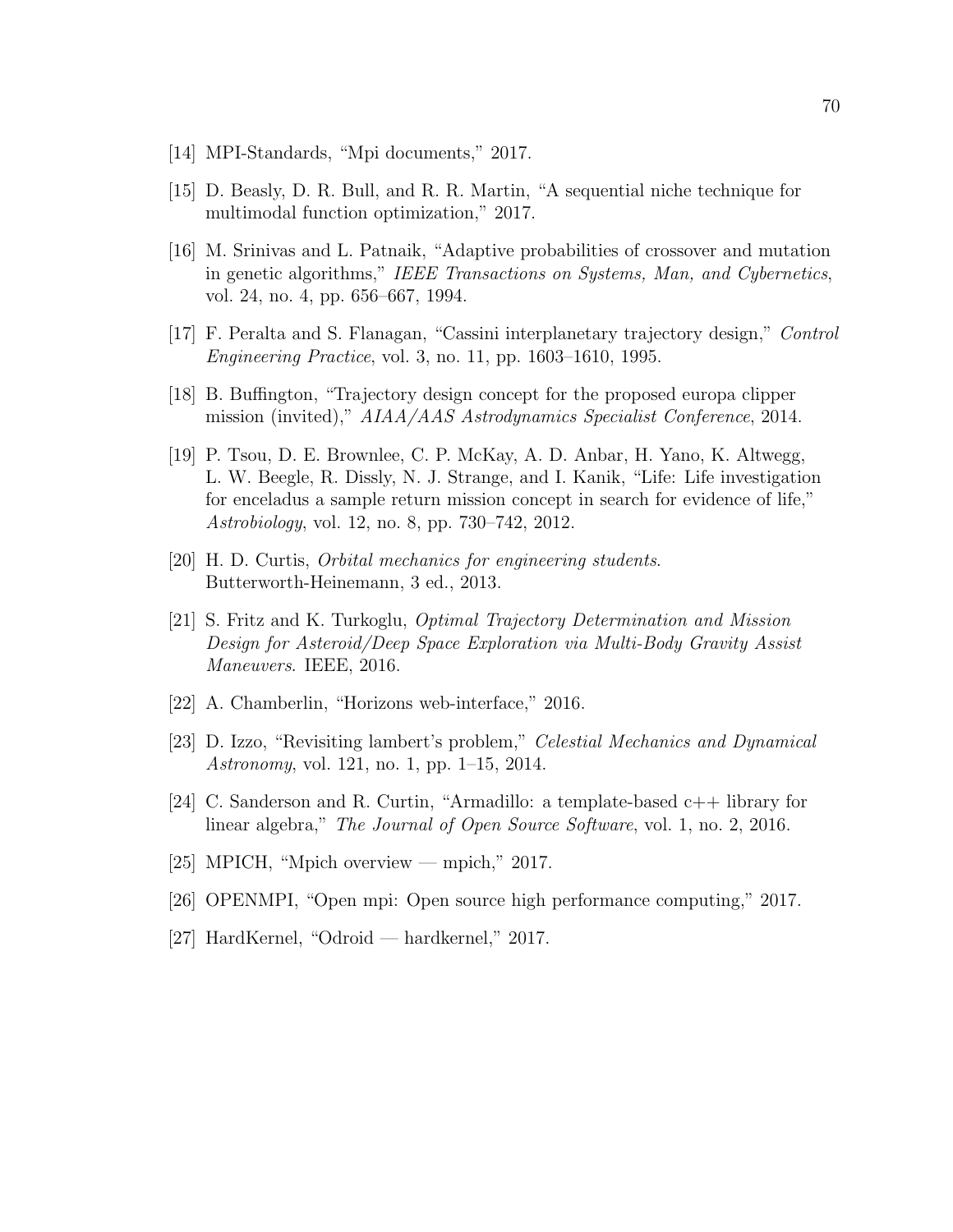[14] MPI-Standards, "Mpi documents," 2017.

[15] D. Beasly, D. R. Bull, and R. R. Martin, "A sequential niche technique for multimodal function optimization," 2017.

[16] M. Srinivas and L. Patnaik, "Adaptive probabilities of crossover and mutation in genetic algorithms," *IEEE Transactions on Systems, Man, and Cybernetics*, vol. 24, no. 4, pp. 656–667, 1994.

[17] F. Peralta and S. Flanagan, "Cassini interplanetary trajectory design," *Control Engineering Practice*, vol. 3, no. 11, pp. 1603–1610, 1995.

[18] B. Buffington, "Trajectory design concept for the proposed europa clipper mission (invited)," *AIAA/AAS Astrodynamics Specialist Conference*, 2014.

[19] P. Tsou, D. E. Brownlee, C. P. McKay, A. D. Anbar, H. Yano, K. Altwegg, L. W. Beegle, R. Dissly, N. J. Strange, and I. Kanik, "Life: Life investigation for enceladus a sample return mission concept in search for evidence of life," *Astrobiology*, vol. 12, no. 8, pp. 730–742, 2012.

[20] H. D. Curtis, *Orbital mechanics for engineering students*. Butterworth-Heinemann, 3 ed., 2013.

[21] S. Fritz and K. Turkoglu, *Optimal Trajectory Determination and Mission Design for Asteroid/Deep Space Exploration via Multi-Body Gravity Assist Maneuvers*. IEEE, 2016.

[22] A. Chamberlin, "Horizons web-interface," 2016.

[23] D. Izzo, "Revisiting lambert's problem," *Celestial Mechanics and Dynamical Astronomy*, vol. 121, no. 1, pp. 1–15, 2014.

[24] C. Sanderson and R. Curtin, "Armadillo: a template-based c++ library for linear algebra," *The Journal of Open Source Software*, vol. 1, no. 2, 2016.

[25] MPICH, "Mpich overview — mpich," 2017.

[26] OPENMPI, "Open mpi: Open source high performance computing," 2017.

[27] HardKernel, "Odroid — hardkernel," 2017.